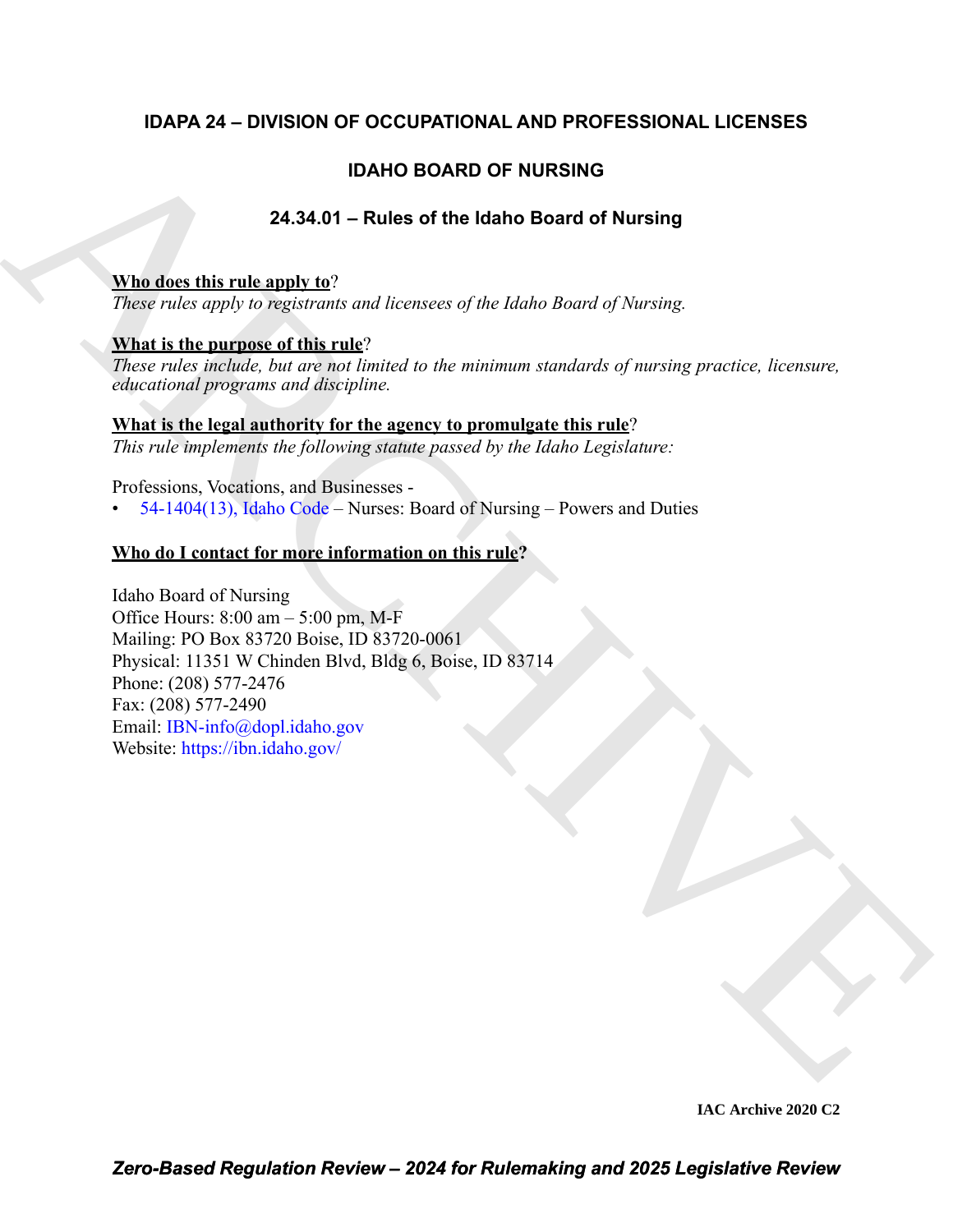# IDAPA 24 – DIVISION OF OCCUPATIONAL AND PROFESSIONAL LICENSES

## IDAHO BOARD OF NURSING

### 24.34.01 – Rules of the Idaho Board of Nursing

**Who does this rule apply to?**

*These rules apply to registrants and licensees of the Idaho Board of Nursing.*

**What is the purpose of this rule?**

*These rules include, but are not limited to the minimum standards of nursing practice, licensure, educational programs and discipline.*

**What is the legal authority for the agency to promulgate this rule?**

*This rule implements the following statute passed by the Idaho Legislature:*

Professions, Vocations, and Businesses -

- 54-1404(13), Idaho Code – Nurses: Board of Nursing – Powers and Duties

**Who do I contact for more information on this rule?**

Idaho Board of Nursing
Office Hours: 8:00 am – 5:00 pm, M-F
Mailing: PO Box 83720 Boise, ID 83720-0061
Physical: 11351 W Chinden Blvd, Bldg 6, Boise, ID 83714
Phone: (208) 577-2476
Fax: (208) 577-2490
Email: IBN-info@dopl.idaho.gov
Website: https://ibn.idaho.gov/

**IAC Archive 2020 C2**

***Zero-Based Regulation Review – 2024 for Rulemaking and 2025 Legislative Review***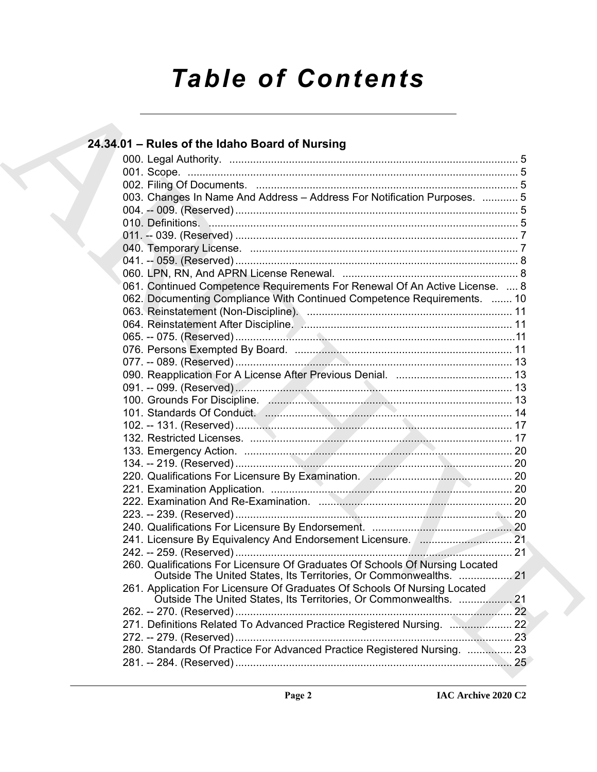# Table of Contents

## 24.34.01 – Rules of the Idaho Board of Nursing

000. Legal Authority. ........................................................................................ 5
001. Scope. ........................................................................................ 5
002. Filing Of Documents. ........................................................................................ 5
003. Changes In Name And Address – Address For Notification Purposes. ............ 5
004. -- 009. (Reserved) ........................................................................................ 5
010. Definitions. ........................................................................................ 5
011. -- 039. (Reserved) ........................................................................................ 7
040. Temporary License. ........................................................................................ 7
041. -- 059. (Reserved) ........................................................................................ 8
060. LPN, RN, And APRN License Renewal. ........................................................ 8
061. Continued Competence Requirements For Renewal Of An Active License. .... 8
062. Documenting Compliance With Continued Competence Requirements. ....... 10
063. Reinstatement (Non-Discipline). ........................................................................ 11
064. Reinstatement After Discipline. ........................................................................ 11
065. -- 075. (Reserved) ........................................................................................ 11
076. Persons Exempted By Board. ........................................................................ 11
077. -- 089. (Reserved) ........................................................................................ 13
090. Reapplication For A License After Previous Denial. ....................................... 13
091. -- 099. (Reserved) ........................................................................................ 13
100. Grounds For Discipline. ........................................................................................ 13
101. Standards Of Conduct. ........................................................................................ 14
102. -- 131. (Reserved) ........................................................................................ 17
132. Restricted Licenses. ........................................................................................ 17
133. Emergency Action. ........................................................................................ 20
134. -- 219. (Reserved) ........................................................................................ 20
220. Qualifications For Licensure By Examination. ................................................ 20
221. Examination Application. ........................................................................................ 20
222. Examination And Re-Examination. ........................................................................ 20
223. -- 239. (Reserved) ........................................................................................ 20
240. Qualifications For Licensure By Endorsement. ............................................... 20
241. Licensure By Equivalency And Endorsement Licensure. ............................... 21
242. -- 259. (Reserved) ........................................................................................ 21
260. Qualifications For Licensure Of Graduates Of Schools Of Nursing Located Outside The United States, Its Territories, Or Commonwealths. .................. 21
261. Application For Licensure Of Graduates Of Schools Of Nursing Located Outside The United States, Its Territories, Or Commonwealths. .................. 21
262. -- 270. (Reserved) ........................................................................................ 22
271. Definitions Related To Advanced Practice Registered Nursing. ..................... 22
272. -- 279. (Reserved) ........................................................................................ 23
280. Standards Of Practice For Advanced Practice Registered Nursing. ............... 23
281. -- 284. (Reserved) ........................................................................................ 25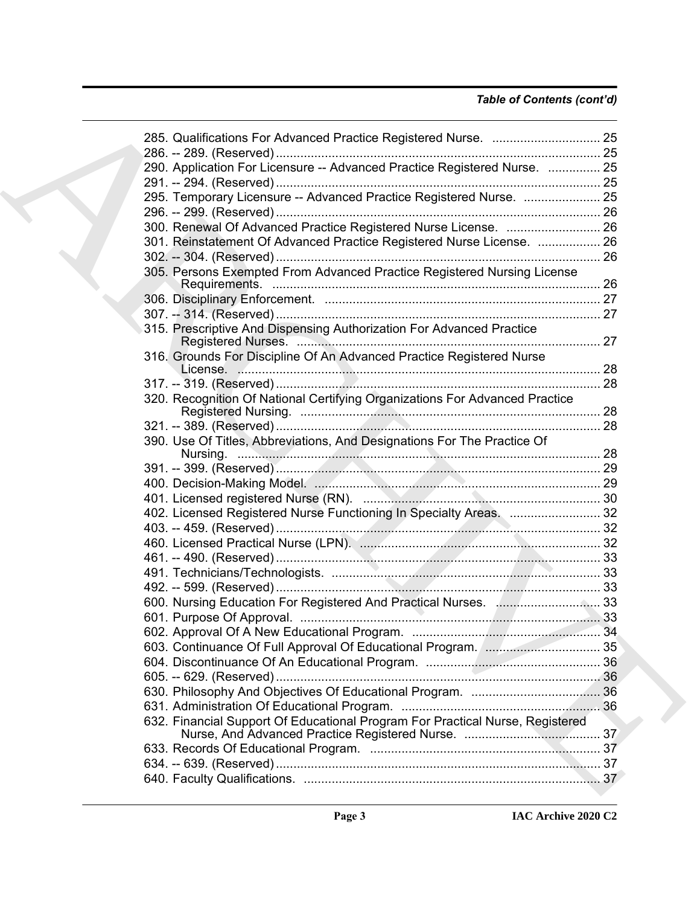*Table of Contents (cont'd)*

285. Qualifications For Advanced Practice Registered Nurse. ............................... 25
286. -- 289. (Reserved) ............................................................................................. 25
290. Application For Licensure -- Advanced Practice Registered Nurse. ............... 25
291. -- 294. (Reserved) ............................................................................................. 25
295. Temporary Licensure -- Advanced Practice Registered Nurse. ...................... 25
296. -- 299. (Reserved) ............................................................................................. 26
300. Renewal Of Advanced Practice Registered Nurse License. ........................... 26
301. Reinstatement Of Advanced Practice Registered Nurse License. .................. 26
302. -- 304. (Reserved) ............................................................................................. 26
305. Persons Exempted From Advanced Practice Registered Nursing License Requirements. ............................................................................................... 26
306. Disciplinary Enforcement. ............................................................................... 27
307. -- 314. (Reserved) ............................................................................................. 27
315. Prescriptive And Dispensing Authorization For Advanced Practice Registered Nurses. ....................................................................................... 27
316. Grounds For Discipline Of An Advanced Practice Registered Nurse License. ......................................................................................................... 28
317. -- 319. (Reserved) ............................................................................................. 28
320. Recognition Of National Certifying Organizations For Advanced Practice Registered Nursing. ...................................................................................... 28
321. -- 389. (Reserved) ............................................................................................. 28
390. Use Of Titles, Abbreviations, And Designations For The Practice Of Nursing. ......................................................................................................... 28
391. -- 399. (Reserved) ............................................................................................. 29
400. Decision-Making Model. .................................................................................. 29
401. Licensed registered Nurse (RN). .................................................................... 30
402. Licensed Registered Nurse Functioning In Specialty Areas. .......................... 32
403. -- 459. (Reserved) ............................................................................................. 32
460. Licensed Practical Nurse (LPN). ..................................................................... 32
461. -- 490. (Reserved) ............................................................................................. 33
491. Technicians/Technologists. ............................................................................. 33
492. -- 599. (Reserved) ............................................................................................. 33
600. Nursing Education For Registered And Practical Nurses. .............................. 33
601. Purpose Of Approval. ...................................................................................... 33
602. Approval Of A New Educational Program. ...................................................... 34
603. Continuance Of Full Approval Of Educational Program. ................................. 35
604. Discontinuance Of An Educational Program. .................................................. 36
605. -- 629. (Reserved) ............................................................................................. 36
630. Philosophy And Objectives Of Educational Program. ..................................... 36
631. Administration Of Educational Program. ......................................................... 36
632. Financial Support Of Educational Program For Practical Nurse, Registered Nurse, And Advanced Practice Registered Nurse. ....................................... 37
633. Records Of Educational Program. .................................................................. 37
634. -- 639. (Reserved) ............................................................................................. 37
640. Faculty Qualifications. ..................................................................................... 37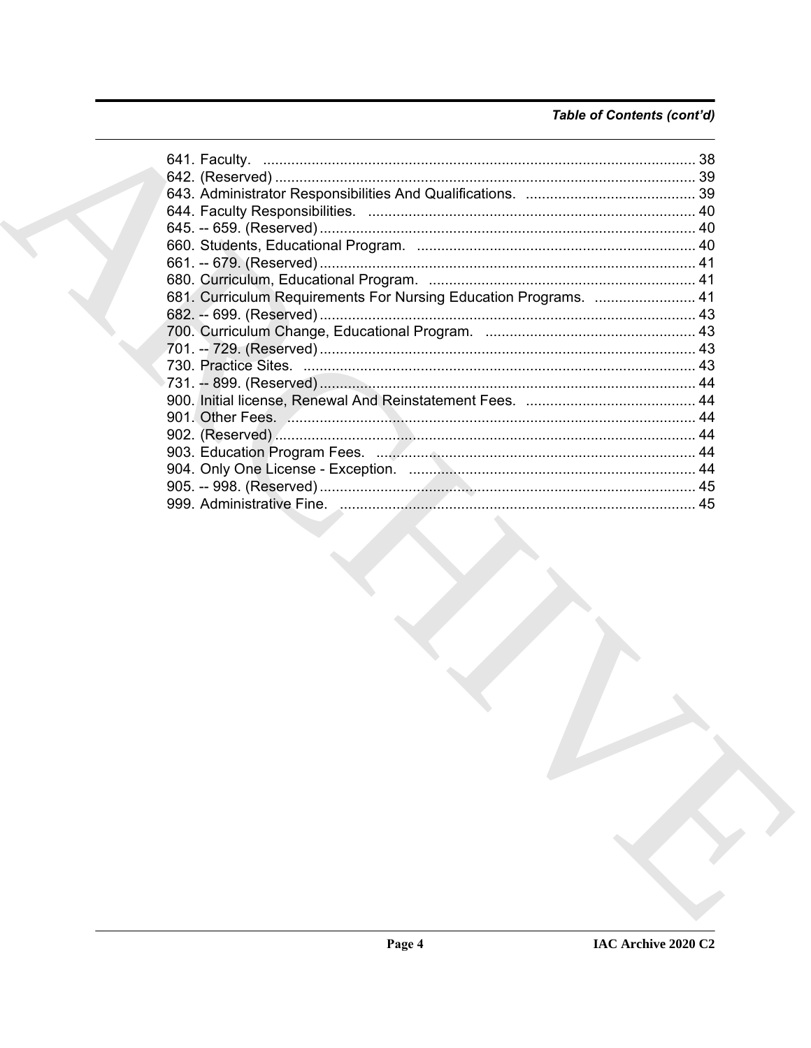*Table of Contents (cont'd)*

641. Faculty. ........................................................................................................... 38
642. (Reserved) ........................................................................................................ 39
643. Administrator Responsibilities And Qualifications. .......................................... 39
644. Faculty Responsibilities. ................................................................................. 40
645. -- 659. (Reserved) ............................................................................................. 40
660. Students, Educational Program. ..................................................................... 40
661. -- 679. (Reserved) ............................................................................................. 41
680. Curriculum, Educational Program. .................................................................. 41
681. Curriculum Requirements For Nursing Education Programs. ......................... 41
682. -- 699. (Reserved) ............................................................................................. 43
700. Curriculum Change, Educational Program. .................................................... 43
701. -- 729. (Reserved) ............................................................................................. 43
730. Practice Sites. ................................................................................................. 43
731. -- 899. (Reserved) ............................................................................................. 44
900. Initial license, Renewal And Reinstatement Fees. .......................................... 44
901. Other Fees. ..................................................................................................... 44
902. (Reserved) ........................................................................................................ 44
903. Education Program Fees. ............................................................................... 44
904. Only One License - Exception. ....................................................................... 44
905. -- 998. (Reserved) ............................................................................................. 45
999. Administrative Fine. ........................................................................................ 45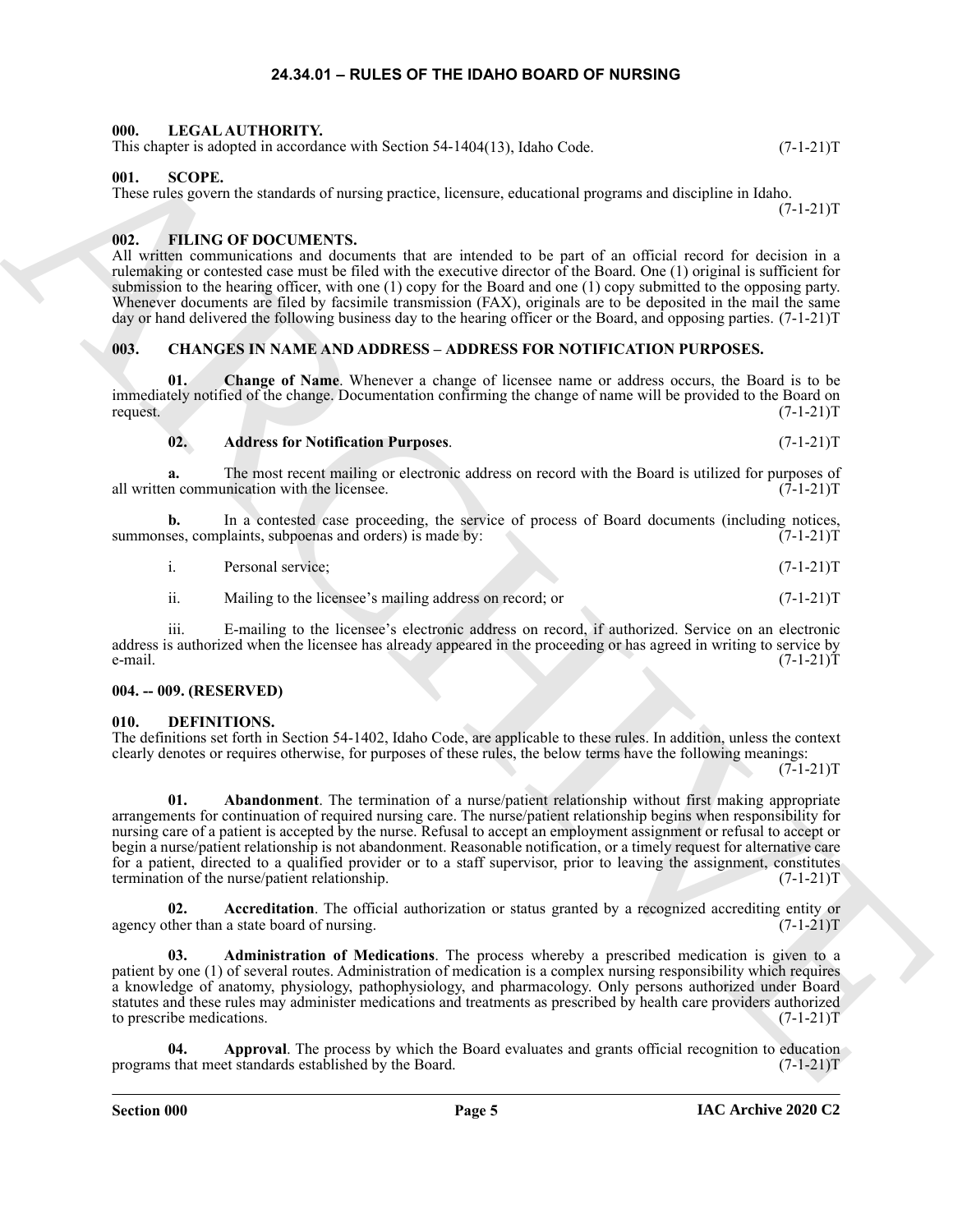# 24.34.01 – RULES OF THE IDAHO BOARD OF NURSING

## 000. LEGAL AUTHORITY.

This chapter is adopted in accordance with Section 54-1404(13), Idaho Code. (7-1-21)T

## 001. SCOPE.

These rules govern the standards of nursing practice, licensure, educational programs and discipline in Idaho. (7-1-21)T

## 002. FILING OF DOCUMENTS.

All written communications and documents that are intended to be part of an official record for decision in a rulemaking or contested case must be filed with the executive director of the Board. One (1) original is sufficient for submission to the hearing officer, with one (1) copy for the Board and one (1) copy submitted to the opposing party. Whenever documents are filed by facsimile transmission (FAX), originals are to be deposited in the mail the same day or hand delivered the following business day to the hearing officer or the Board, and opposing parties. (7-1-21)T

## 003. CHANGES IN NAME AND ADDRESS – ADDRESS FOR NOTIFICATION PURPOSES.

**01. Change of Name**. Whenever a change of licensee name or address occurs, the Board is to be immediately notified of the change. Documentation confirming the change of name will be provided to the Board on request. (7-1-21)T

**02. Address for Notification Purposes**. (7-1-21)T

**a.** The most recent mailing or electronic address on record with the Board is utilized for purposes of all written communication with the licensee. (7-1-21)T

**b.** In a contested case proceeding, the service of process of Board documents (including notices, summonses, complaints, subpoenas and orders) is made by: (7-1-21)T

i. Personal service; (7-1-21)T

ii. Mailing to the licensee's mailing address on record; or (7-1-21)T

iii. E-mailing to the licensee's electronic address on record, if authorized. Service on an electronic address is authorized when the licensee has already appeared in the proceeding or has agreed in writing to service by e-mail. (7-1-21)T

## 004. -- 009. (RESERVED)

## 010. DEFINITIONS.

The definitions set forth in Section 54-1402, Idaho Code, are applicable to these rules. In addition, unless the context clearly denotes or requires otherwise, for purposes of these rules, the below terms have the following meanings: (7-1-21)T

**01. Abandonment**. The termination of a nurse/patient relationship without first making appropriate arrangements for continuation of required nursing care. The nurse/patient relationship begins when responsibility for nursing care of a patient is accepted by the nurse. Refusal to accept an employment assignment or refusal to accept or begin a nurse/patient relationship is not abandonment. Reasonable notification, or a timely request for alternative care for a patient, directed to a qualified provider or to a staff supervisor, prior to leaving the assignment, constitutes termination of the nurse/patient relationship. (7-1-21)T

**02. Accreditation**. The official authorization or status granted by a recognized accrediting entity or agency other than a state board of nursing. (7-1-21)T

**03. Administration of Medications**. The process whereby a prescribed medication is given to a patient by one (1) of several routes. Administration of medication is a complex nursing responsibility which requires a knowledge of anatomy, physiology, pathophysiology, and pharmacology. Only persons authorized under Board statutes and these rules may administer medications and treatments as prescribed by health care providers authorized to prescribe medications. (7-1-21)T

**04. Approval**. The process by which the Board evaluates and grants official recognition to education programs that meet standards established by the Board. (7-1-21)T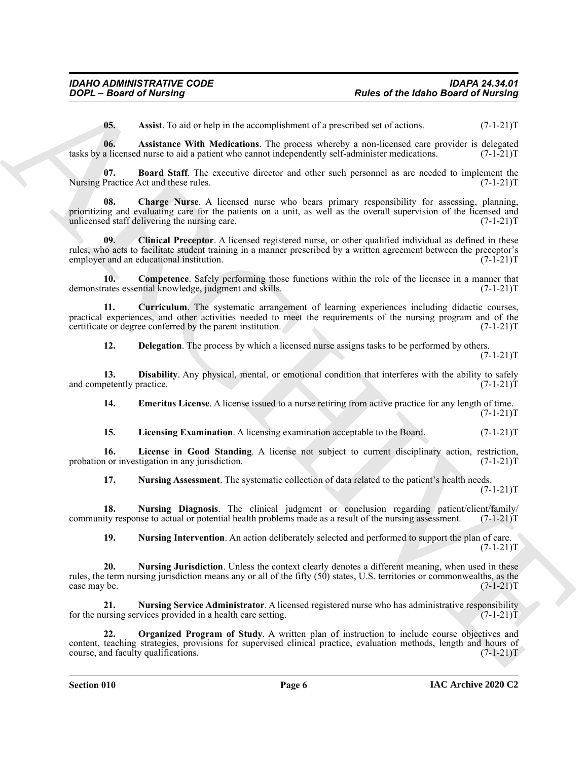**05. Assist**. To aid or help in the accomplishment of a prescribed set of actions. (7-1-21)T

**06. Assistance With Medications**. The process whereby a non-licensed care provider is delegated tasks by a licensed nurse to aid a patient who cannot independently self-administer medications. (7-1-21)T

**07. Board Staff**. The executive director and other such personnel as are needed to implement the Nursing Practice Act and these rules. (7-1-21)T

**08. Charge Nurse**. A licensed nurse who bears primary responsibility for assessing, planning, prioritizing and evaluating care for the patients on a unit, as well as the overall supervision of the licensed and unlicensed staff delivering the nursing care. (7-1-21)T

**09. Clinical Preceptor**. A licensed registered nurse, or other qualified individual as defined in these rules, who acts to facilitate student training in a manner prescribed by a written agreement between the preceptor's employer and an educational institution. (7-1-21)T

**10. Competence**. Safely performing those functions within the role of the licensee in a manner that demonstrates essential knowledge, judgment and skills. (7-1-21)T

**11. Curriculum**. The systematic arrangement of learning experiences including didactic courses, practical experiences, and other activities needed to meet the requirements of the nursing program and of the certificate or degree conferred by the parent institution. (7-1-21)T

**12. Delegation**. The process by which a licensed nurse assigns tasks to be performed by others. (7-1-21)T

**13. Disability**. Any physical, mental, or emotional condition that interferes with the ability to safely and competently practice. (7-1-21)T

**14. Emeritus License**. A license issued to a nurse retiring from active practice for any length of time. (7-1-21)T

**15. Licensing Examination**. A licensing examination acceptable to the Board. (7-1-21)T

**16. License in Good Standing**. A license not subject to current disciplinary action, restriction, probation or investigation in any jurisdiction. (7-1-21)T

**17. Nursing Assessment**. The systematic collection of data related to the patient's health needs. (7-1-21)T

**18. Nursing Diagnosis**. The clinical judgment or conclusion regarding patient/client/family/community response to actual or potential health problems made as a result of the nursing assessment. (7-1-21)T

**19. Nursing Intervention**. An action deliberately selected and performed to support the plan of care. (7-1-21)T

**20. Nursing Jurisdiction**. Unless the context clearly denotes a different meaning, when used in these rules, the term nursing jurisdiction means any or all of the fifty (50) states, U.S. territories or commonwealths, as the case may be. (7-1-21)T

**21. Nursing Service Administrator**. A licensed registered nurse who has administrative responsibility for the nursing services provided in a health care setting. (7-1-21)T

**22. Organized Program of Study**. A written plan of instruction to include course objectives and content, teaching strategies, provisions for supervised clinical practice, evaluation methods, length and hours of course, and faculty qualifications. (7-1-21)T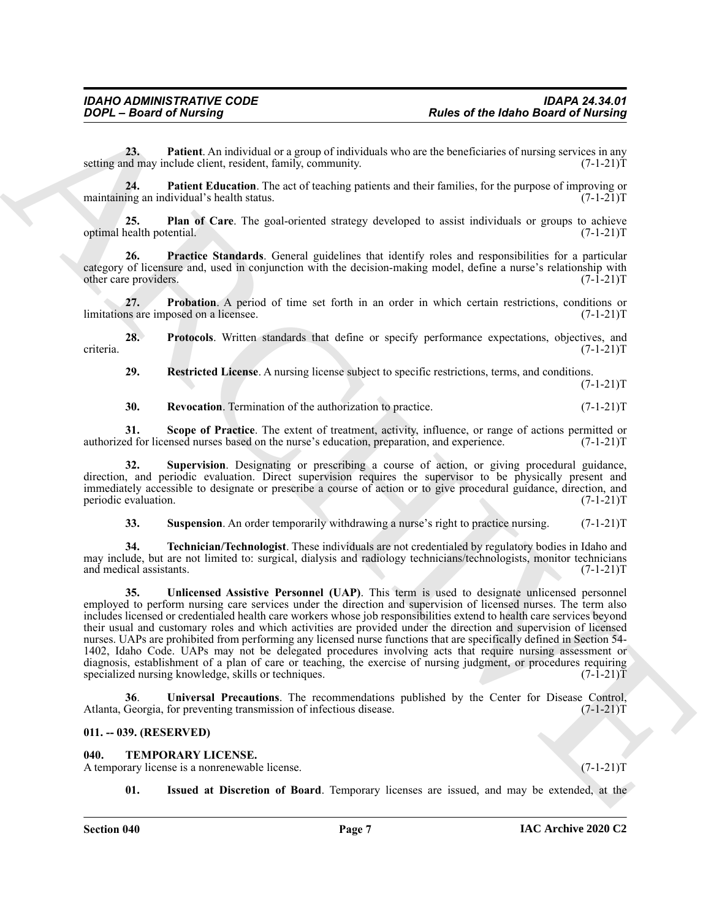**23. Patient**. An individual or a group of individuals who are the beneficiaries of nursing services in any setting and may include client, resident, family, community. (7-1-21)T

**24. Patient Education**. The act of teaching patients and their families, for the purpose of improving or maintaining an individual's health status. (7-1-21)T

**25. Plan of Care**. The goal-oriented strategy developed to assist individuals or groups to achieve optimal health potential. (7-1-21)T

**26. Practice Standards**. General guidelines that identify roles and responsibilities for a particular category of licensure and, used in conjunction with the decision-making model, define a nurse's relationship with other care providers. (7-1-21)T

**27. Probation**. A period of time set forth in an order in which certain restrictions, conditions or limitations are imposed on a licensee. (7-1-21)T

**28. Protocols**. Written standards that define or specify performance expectations, objectives, and criteria. (7-1-21)T

**29. Restricted License**. A nursing license subject to specific restrictions, terms, and conditions. (7-1-21)T

**30. Revocation**. Termination of the authorization to practice. (7-1-21)T

**31. Scope of Practice**. The extent of treatment, activity, influence, or range of actions permitted or authorized for licensed nurses based on the nurse's education, preparation, and experience. (7-1-21)T

**32. Supervision**. Designating or prescribing a course of action, or giving procedural guidance, direction, and periodic evaluation. Direct supervision requires the supervisor to be physically present and immediately accessible to designate or prescribe a course of action or to give procedural guidance, direction, and periodic evaluation. (7-1-21)T

**33. Suspension**. An order temporarily withdrawing a nurse's right to practice nursing. (7-1-21)T

**34. Technician/Technologist**. These individuals are not credentialed by regulatory bodies in Idaho and may include, but are not limited to: surgical, dialysis and radiology technicians/technologists, monitor technicians and medical assistants. (7-1-21)T

**35. Unlicensed Assistive Personnel (UAP)**. This term is used to designate unlicensed personnel employed to perform nursing care services under the direction and supervision of licensed nurses. The term also includes licensed or credentialed health care workers whose job responsibilities extend to health care services beyond their usual and customary roles and which activities are provided under the direction and supervision of licensed nurses. UAPs are prohibited from performing any licensed nurse functions that are specifically defined in Section 54-1402, Idaho Code. UAPs may not be delegated procedures involving acts that require nursing assessment or diagnosis, establishment of a plan of care or teaching, the exercise of nursing judgment, or procedures requiring specialized nursing knowledge, skills or techniques. (7-1-21)T

**36**. **Universal Precautions**. The recommendations published by the Center for Disease Control, Atlanta, Georgia, for preventing transmission of infectious disease. (7-1-21)T

### 011. -- 039. (RESERVED)

### 040. TEMPORARY LICENSE.

A temporary license is a nonrenewable license. (7-1-21)T

**01. Issued at Discretion of Board**. Temporary licenses are issued, and may be extended, at the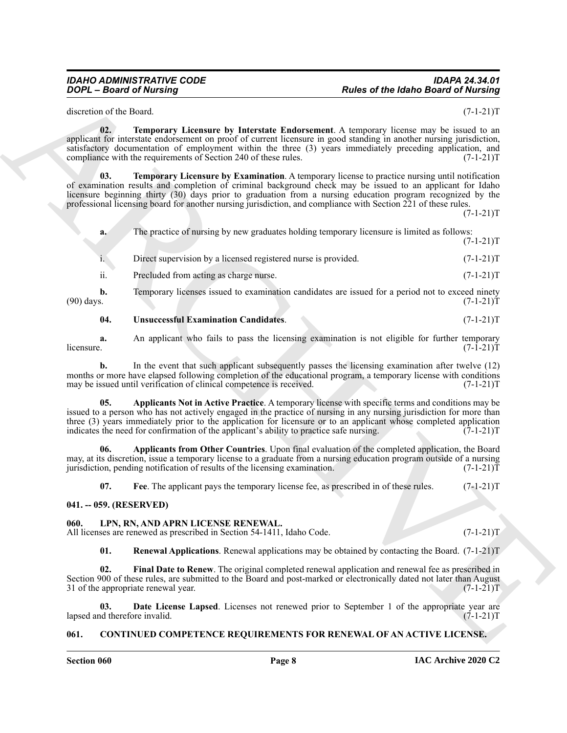discretion of the Board. (7-1-21)T

**02. Temporary Licensure by Interstate Endorsement**. A temporary license may be issued to an applicant for interstate endorsement on proof of current licensure in good standing in another nursing jurisdiction, satisfactory documentation of employment within the three (3) years immediately preceding application, and compliance with the requirements of Section 240 of these rules. (7-1-21)T

**03. Temporary Licensure by Examination**. A temporary license to practice nursing until notification of examination results and completion of criminal background check may be issued to an applicant for Idaho licensure beginning thirty (30) days prior to graduation from a nursing education program recognized by the professional licensing board for another nursing jurisdiction, and compliance with Section 221 of these rules. (7-1-21)T

**a.** The practice of nursing by new graduates holding temporary licensure is limited as follows: (7-1-21)T

i. Direct supervision by a licensed registered nurse is provided. (7-1-21)T

ii. Precluded from acting as charge nurse. (7-1-21)T

**b.** Temporary licenses issued to examination candidates are issued for a period not to exceed ninety (90) days. (7-1-21)T

**04. Unsuccessful Examination Candidates**. (7-1-21)T

**a.** An applicant who fails to pass the licensing examination is not eligible for further temporary licensure. (7-1-21)T

**b.** In the event that such applicant subsequently passes the licensing examination after twelve (12) months or more have elapsed following completion of the educational program, a temporary license with conditions may be issued until verification of clinical competence is received. (7-1-21)T

**05. Applicants Not in Active Practice**. A temporary license with specific terms and conditions may be issued to a person who has not actively engaged in the practice of nursing in any nursing jurisdiction for more than three (3) years immediately prior to the application for licensure or to an applicant whose completed application indicates the need for confirmation of the applicant's ability to practice safe nursing. (7-1-21)T

**06. Applicants from Other Countries**. Upon final evaluation of the completed application, the Board may, at its discretion, issue a temporary license to a graduate from a nursing education program outside of a nursing jurisdiction, pending notification of results of the licensing examination. (7-1-21)T

**07. Fee**. The applicant pays the temporary license fee, as prescribed in of these rules. (7-1-21)T

### 041. -- 059. (RESERVED)

### 060. LPN, RN, AND APRN LICENSE RENEWAL.

All licenses are renewed as prescribed in Section 54-1411, Idaho Code. (7-1-21)T

**01. Renewal Applications**. Renewal applications may be obtained by contacting the Board. (7-1-21)T

**02. Final Date to Renew**. The original completed renewal application and renewal fee as prescribed in Section 900 of these rules, are submitted to the Board and post-marked or electronically dated not later than August 31 of the appropriate renewal year. (7-1-21)T

**03. Date License Lapsed**. Licenses not renewed prior to September 1 of the appropriate year are lapsed and therefore invalid. (7-1-21)T

### 061. CONTINUED COMPETENCE REQUIREMENTS FOR RENEWAL OF AN ACTIVE LICENSE.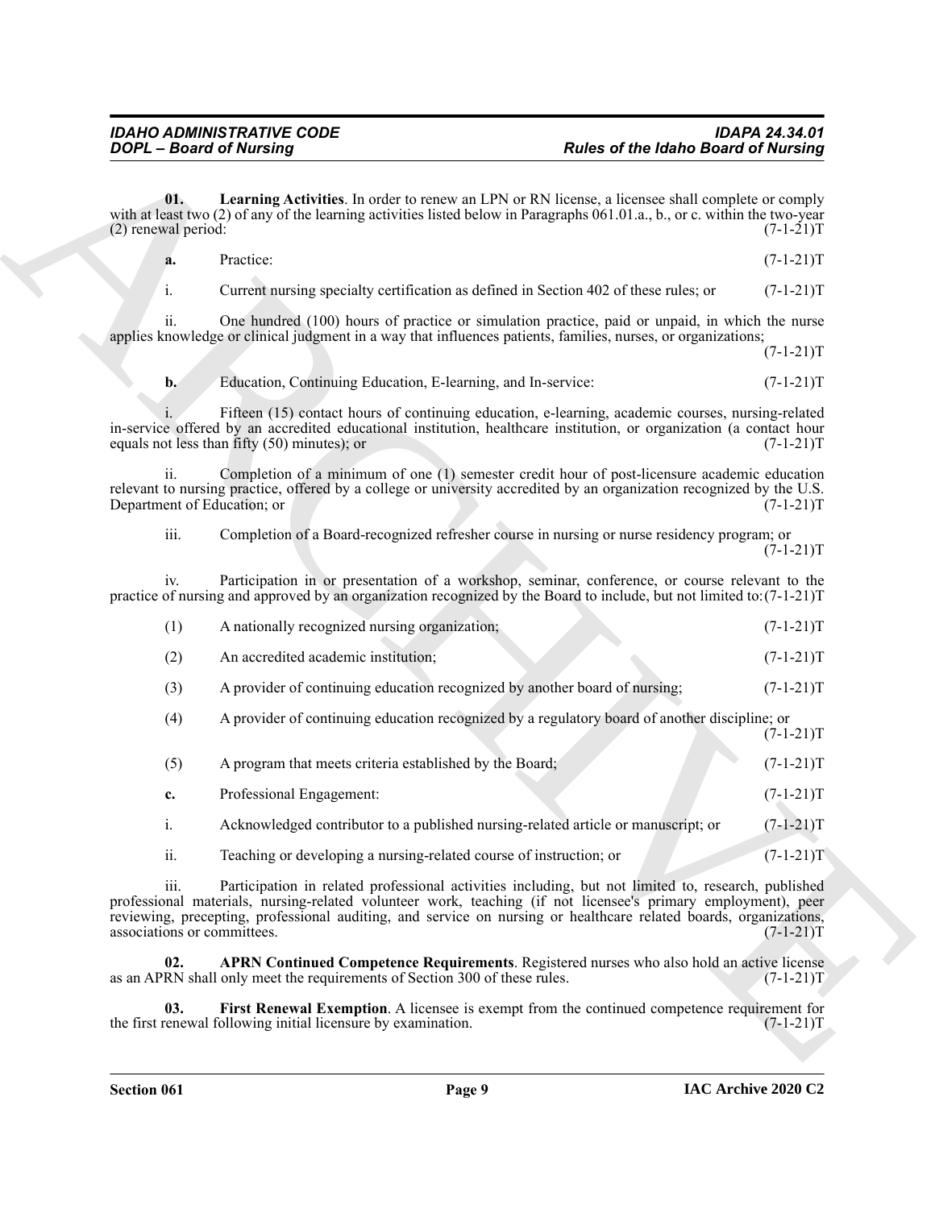**01. Learning Activities**. In order to renew an LPN or RN license, a licensee shall complete or comply with at least two (2) of any of the learning activities listed below in Paragraphs 061.01.a., b., or c. within the two-year (2) renewal period: (7-1-21)T

**a.** Practice: (7-1-21)T

i. Current nursing specialty certification as defined in Section 402 of these rules; or (7-1-21)T

ii. One hundred (100) hours of practice or simulation practice, paid or unpaid, in which the nurse applies knowledge or clinical judgment in a way that influences patients, families, nurses, or organizations; (7-1-21)T

**b.** Education, Continuing Education, E-learning, and In-service: (7-1-21)T

i. Fifteen (15) contact hours of continuing education, e-learning, academic courses, nursing-related in-service offered by an accredited educational institution, healthcare institution, or organization (a contact hour equals not less than fifty (50) minutes); or (7-1-21)T

ii. Completion of a minimum of one (1) semester credit hour of post-licensure academic education relevant to nursing practice, offered by a college or university accredited by an organization recognized by the U.S. Department of Education; or (7-1-21)T

iii. Completion of a Board-recognized refresher course in nursing or nurse residency program; or (7-1-21)T

iv. Participation in or presentation of a workshop, seminar, conference, or course relevant to the practice of nursing and approved by an organization recognized by the Board to include, but not limited to: (7-1-21)T

(1) A nationally recognized nursing organization; (7-1-21)T

(2) An accredited academic institution; (7-1-21)T

(3) A provider of continuing education recognized by another board of nursing; (7-1-21)T

(4) A provider of continuing education recognized by a regulatory board of another discipline; or (7-1-21)T

(5) A program that meets criteria established by the Board; (7-1-21)T

**c.** Professional Engagement: (7-1-21)T

i. Acknowledged contributor to a published nursing-related article or manuscript; or (7-1-21)T

ii. Teaching or developing a nursing-related course of instruction; or (7-1-21)T

iii. Participation in related professional activities including, but not limited to, research, published professional materials, nursing-related volunteer work, teaching (if not licensee's primary employment), peer reviewing, precepting, professional auditing, and service on nursing or healthcare related boards, organizations, associations or committees. (7-1-21)T

**02. APRN Continued Competence Requirements**. Registered nurses who also hold an active license as an APRN shall only meet the requirements of Section 300 of these rules. (7-1-21)T

**03. First Renewal Exemption**. A licensee is exempt from the continued competence requirement for the first renewal following initial licensure by examination. (7-1-21)T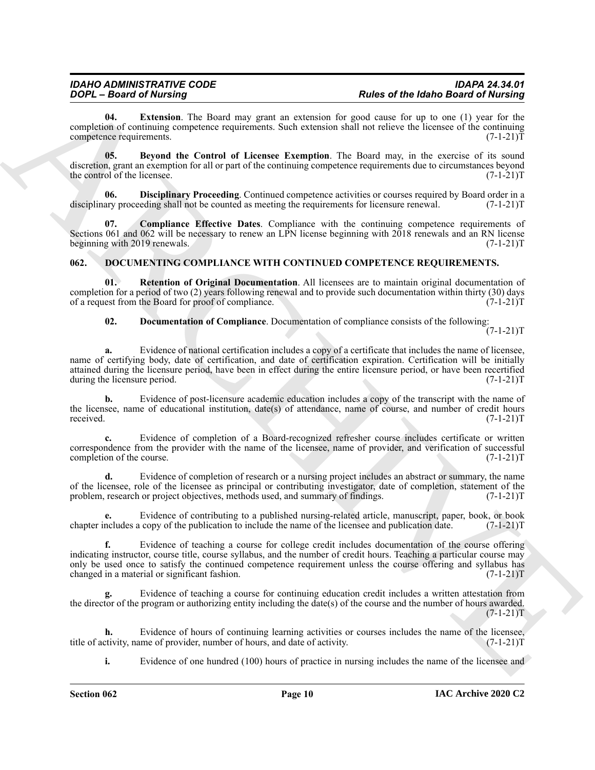**04. Extension**. The Board may grant an extension for good cause for up to one (1) year for the completion of continuing competence requirements. Such extension shall not relieve the licensee of the continuing competence requirements. (7-1-21)T

**05. Beyond the Control of Licensee Exemption**. The Board may, in the exercise of its sound discretion, grant an exemption for all or part of the continuing competence requirements due to circumstances beyond the control of the licensee. (7-1-21)T

**06. Disciplinary Proceeding**. Continued competence activities or courses required by Board order in a disciplinary proceeding shall not be counted as meeting the requirements for licensure renewal. (7-1-21)T

**07. Compliance Effective Dates**. Compliance with the continuing competence requirements of Sections 061 and 062 will be necessary to renew an LPN license beginning with 2018 renewals and an RN license beginning with 2019 renewals. (7-1-21)T

## 062. DOCUMENTING COMPLIANCE WITH CONTINUED COMPETENCE REQUIREMENTS.

**01. Retention of Original Documentation**. All licensees are to maintain original documentation of completion for a period of two (2) years following renewal and to provide such documentation within thirty (30) days of a request from the Board for proof of compliance. (7-1-21)T

**02. Documentation of Compliance**. Documentation of compliance consists of the following: (7-1-21)T

**a.** Evidence of national certification includes a copy of a certificate that includes the name of licensee, name of certifying body, date of certification, and date of certification expiration. Certification will be initially attained during the licensure period, have been in effect during the entire licensure period, or have been recertified during the licensure period. (7-1-21)T

**b.** Evidence of post-licensure academic education includes a copy of the transcript with the name of the licensee, name of educational institution, date(s) of attendance, name of course, and number of credit hours received. (7-1-21)T

**c.** Evidence of completion of a Board-recognized refresher course includes certificate or written correspondence from the provider with the name of the licensee, name of provider, and verification of successful completion of the course. (7-1-21)T

**d.** Evidence of completion of research or a nursing project includes an abstract or summary, the name of the licensee, role of the licensee as principal or contributing investigator, date of completion, statement of the problem, research or project objectives, methods used, and summary of findings. (7-1-21)T

**e.** Evidence of contributing to a published nursing-related article, manuscript, paper, book, or book chapter includes a copy of the publication to include the name of the licensee and publication date. (7-1-21)T

**f.** Evidence of teaching a course for college credit includes documentation of the course offering indicating instructor, course title, course syllabus, and the number of credit hours. Teaching a particular course may only be used once to satisfy the continued competence requirement unless the course offering and syllabus has changed in a material or significant fashion. (7-1-21)T

**g.** Evidence of teaching a course for continuing education credit includes a written attestation from the director of the program or authorizing entity including the date(s) of the course and the number of hours awarded. (7-1-21)T

**h.** Evidence of hours of continuing learning activities or courses includes the name of the licensee, title of activity, name of provider, number of hours, and date of activity. (7-1-21)T

**i.** Evidence of one hundred (100) hours of practice in nursing includes the name of the licensee and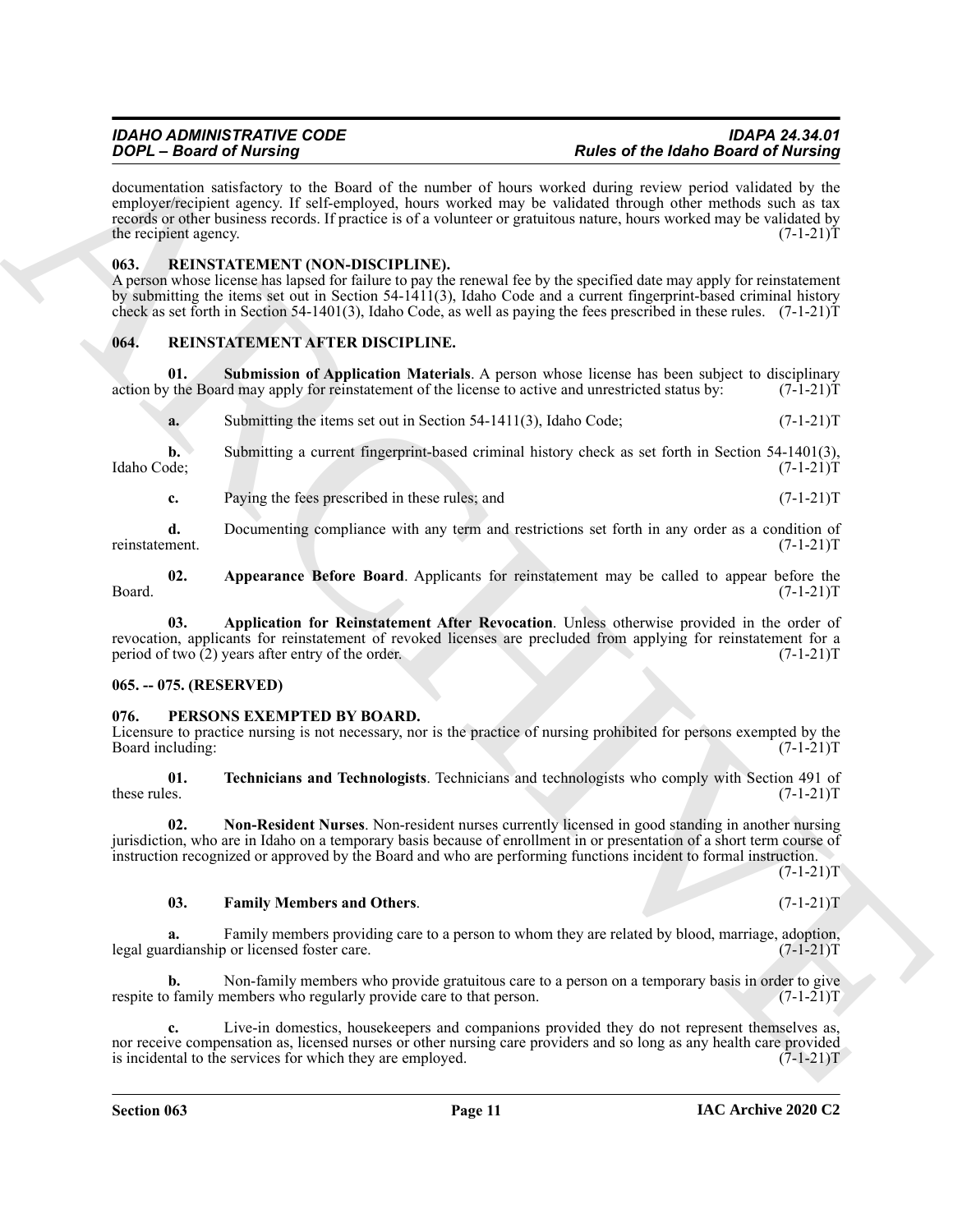documentation satisfactory to the Board of the number of hours worked during review period validated by the employer/recipient agency. If self-employed, hours worked may be validated through other methods such as tax records or other business records. If practice is of a volunteer or gratuitous nature, hours worked may be validated by the recipient agency. (7-1-21)T

### 063. REINSTATEMENT (NON-DISCIPLINE).

A person whose license has lapsed for failure to pay the renewal fee by the specified date may apply for reinstatement by submitting the items set out in Section 54-1411(3), Idaho Code and a current fingerprint-based criminal history check as set forth in Section 54-1401(3), Idaho Code, as well as paying the fees prescribed in these rules. (7-1-21)T

### 064. REINSTATEMENT AFTER DISCIPLINE.

**01. Submission of Application Materials**. A person whose license has been subject to disciplinary action by the Board may apply for reinstatement of the license to active and unrestricted status by: (7-1-21)T

**a.** Submitting the items set out in Section 54-1411(3), Idaho Code; (7-1-21)T

**b.** Submitting a current fingerprint-based criminal history check as set forth in Section 54-1401(3), Idaho Code; (7-1-21)T

**c.** Paying the fees prescribed in these rules; and (7-1-21)T

**d.** Documenting compliance with any term and restrictions set forth in any order as a condition of reinstatement. (7-1-21)T

**02. Appearance Before Board**. Applicants for reinstatement may be called to appear before the Board. (7-1-21)T

**03. Application for Reinstatement After Revocation**. Unless otherwise provided in the order of revocation, applicants for reinstatement of revoked licenses are precluded from applying for reinstatement for a period of two (2) years after entry of the order. (7-1-21)T

### 065. -- 075. (RESERVED)

### 076. PERSONS EXEMPTED BY BOARD.

Licensure to practice nursing is not necessary, nor is the practice of nursing prohibited for persons exempted by the Board including: (7-1-21)T

**01. Technicians and Technologists**. Technicians and technologists who comply with Section 491 of these rules. (7-1-21)T

**02. Non-Resident Nurses**. Non-resident nurses currently licensed in good standing in another nursing jurisdiction, who are in Idaho on a temporary basis because of enrollment in or presentation of a short term course of instruction recognized or approved by the Board and who are performing functions incident to formal instruction. (7-1-21)T

**03. Family Members and Others**. (7-1-21)T

**a.** Family members providing care to a person to whom they are related by blood, marriage, adoption, legal guardianship or licensed foster care. (7-1-21)T

**b.** Non-family members who provide gratuitous care to a person on a temporary basis in order to give respite to family members who regularly provide care to that person. (7-1-21)T

**c.** Live-in domestics, housekeepers and companions provided they do not represent themselves as, nor receive compensation as, licensed nurses or other nursing care providers and so long as any health care provided is incidental to the services for which they are employed. (7-1-21)T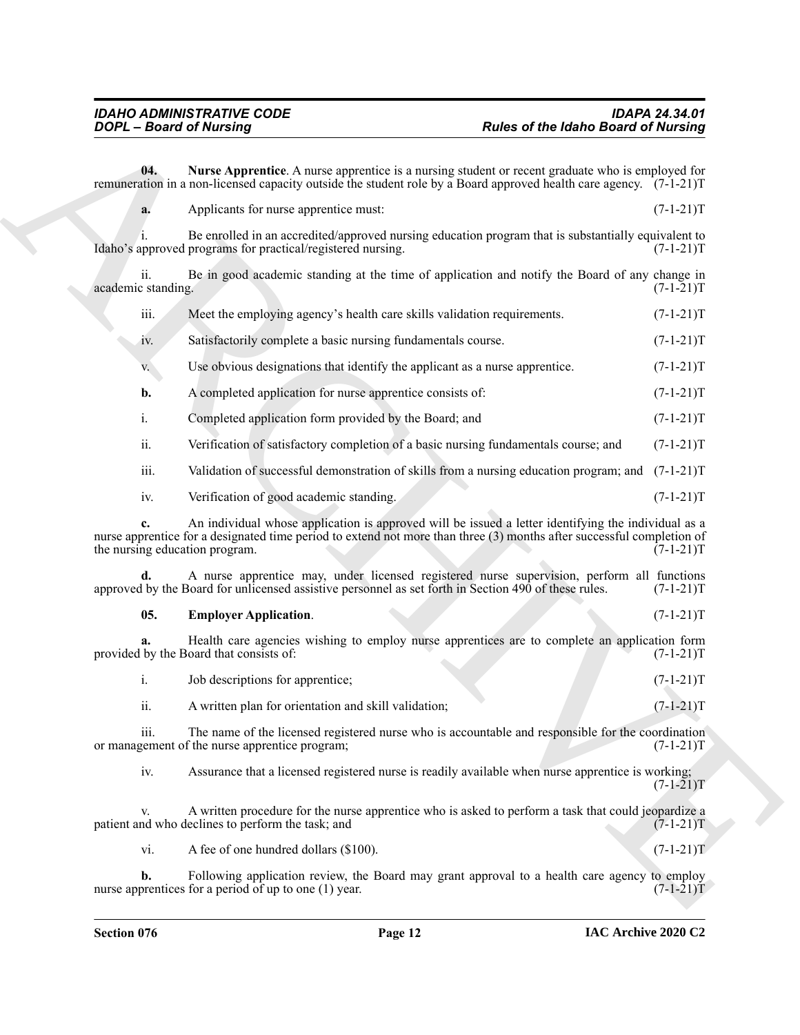**04. Nurse Apprentice**. A nurse apprentice is a nursing student or recent graduate who is employed for remuneration in a non-licensed capacity outside the student role by a Board approved health care agency. (7-1-21)T

**a.** Applicants for nurse apprentice must: (7-1-21)T

i. Be enrolled in an accredited/approved nursing education program that is substantially equivalent to Idaho's approved programs for practical/registered nursing. (7-1-21)T

ii. Be in good academic standing at the time of application and notify the Board of any change in academic standing. (7-1-21)T

iii. Meet the employing agency's health care skills validation requirements. (7-1-21)T

iv. Satisfactorily complete a basic nursing fundamentals course. (7-1-21)T

v. Use obvious designations that identify the applicant as a nurse apprentice. (7-1-21)T

**b.** A completed application for nurse apprentice consists of: (7-1-21)T

i. Completed application form provided by the Board; and (7-1-21)T

ii. Verification of satisfactory completion of a basic nursing fundamentals course; and (7-1-21)T

iii. Validation of successful demonstration of skills from a nursing education program; and (7-1-21)T

iv. Verification of good academic standing. (7-1-21)T

**c.** An individual whose application is approved will be issued a letter identifying the individual as a nurse apprentice for a designated time period to extend not more than three (3) months after successful completion of the nursing education program. (7-1-21)T

**d.** A nurse apprentice may, under licensed registered nurse supervision, perform all functions approved by the Board for unlicensed assistive personnel as set forth in Section 490 of these rules. (7-1-21)T

**05. Employer Application**. (7-1-21)T

**a.** Health care agencies wishing to employ nurse apprentices are to complete an application form provided by the Board that consists of: (7-1-21)T

i. Job descriptions for apprentice; (7-1-21)T

ii. A written plan for orientation and skill validation; (7-1-21)T

iii. The name of the licensed registered nurse who is accountable and responsible for the coordination or management of the nurse apprentice program; (7-1-21)T

iv. Assurance that a licensed registered nurse is readily available when nurse apprentice is working; (7-1-21)T

v. A written procedure for the nurse apprentice who is asked to perform a task that could jeopardize a patient and who declines to perform the task; and (7-1-21)T

vi. A fee of one hundred dollars ($100). (7-1-21)T

**b.** Following application review, the Board may grant approval to a health care agency to employ nurse apprentices for a period of up to one (1) year. (7-1-21)T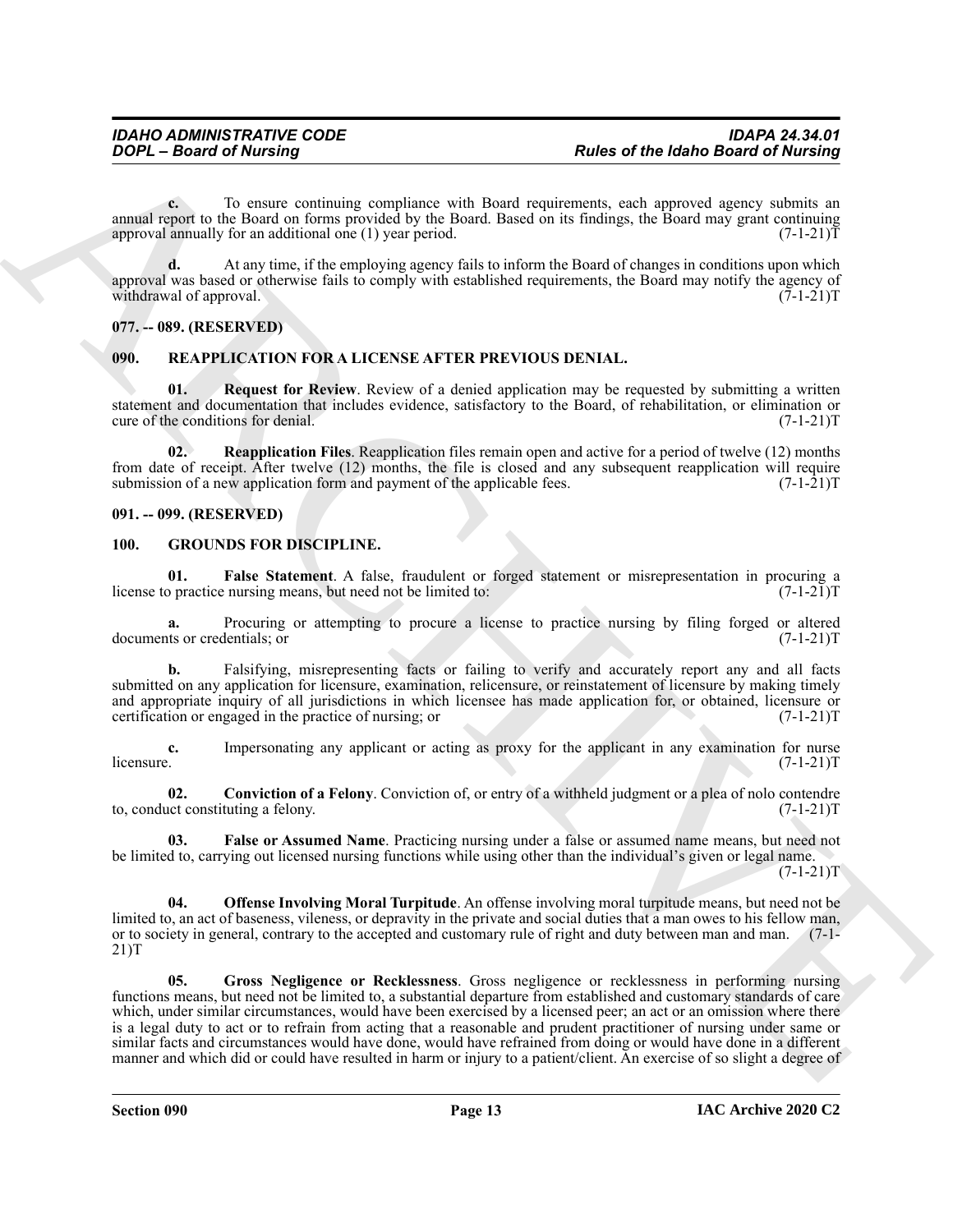**c.** To ensure continuing compliance with Board requirements, each approved agency submits an annual report to the Board on forms provided by the Board. Based on its findings, the Board may grant continuing approval annually for an additional one (1) year period. (7-1-21)T

**d.** At any time, if the employing agency fails to inform the Board of changes in conditions upon which approval was based or otherwise fails to comply with established requirements, the Board may notify the agency of withdrawal of approval. (7-1-21)T

## 077. -- 089. (RESERVED)

## 090. REAPPLICATION FOR A LICENSE AFTER PREVIOUS DENIAL.

**01. Request for Review**. Review of a denied application may be requested by submitting a written statement and documentation that includes evidence, satisfactory to the Board, of rehabilitation, or elimination or cure of the conditions for denial. (7-1-21)T

**02. Reapplication Files**. Reapplication files remain open and active for a period of twelve (12) months from date of receipt. After twelve (12) months, the file is closed and any subsequent reapplication will require submission of a new application form and payment of the applicable fees. (7-1-21)T

## 091. -- 099. (RESERVED)

## 100. GROUNDS FOR DISCIPLINE.

**01. False Statement**. A false, fraudulent or forged statement or misrepresentation in procuring a license to practice nursing means, but need not be limited to: (7-1-21)T

**a.** Procuring or attempting to procure a license to practice nursing by filing forged or altered documents or credentials; or (7-1-21)T

**b.** Falsifying, misrepresenting facts or failing to verify and accurately report any and all facts submitted on any application for licensure, examination, relicensure, or reinstatement of licensure by making timely and appropriate inquiry of all jurisdictions in which licensee has made application for, or obtained, licensure or certification or engaged in the practice of nursing; or (7-1-21)T

**c.** Impersonating any applicant or acting as proxy for the applicant in any examination for nurse licensure. (7-1-21)T

**02. Conviction of a Felony**. Conviction of, or entry of a withheld judgment or a plea of nolo contendre to, conduct constituting a felony. (7-1-21)T

**03. False or Assumed Name**. Practicing nursing under a false or assumed name means, but need not be limited to, carrying out licensed nursing functions while using other than the individual's given or legal name. (7-1-21)T

**04. Offense Involving Moral Turpitude**. An offense involving moral turpitude means, but need not be limited to, an act of baseness, vileness, or depravity in the private and social duties that a man owes to his fellow man, or to society in general, contrary to the accepted and customary rule of right and duty between man and man. (7-1-21)T

**05. Gross Negligence or Recklessness**. Gross negligence or recklessness in performing nursing functions means, but need not be limited to, a substantial departure from established and customary standards of care which, under similar circumstances, would have been exercised by a licensed peer; an act or an omission where there is a legal duty to act or to refrain from acting that a reasonable and prudent practitioner of nursing under same or similar facts and circumstances would have done, would have refrained from doing or would have done in a different manner and which did or could have resulted in harm or injury to a patient/client. An exercise of so slight a degree of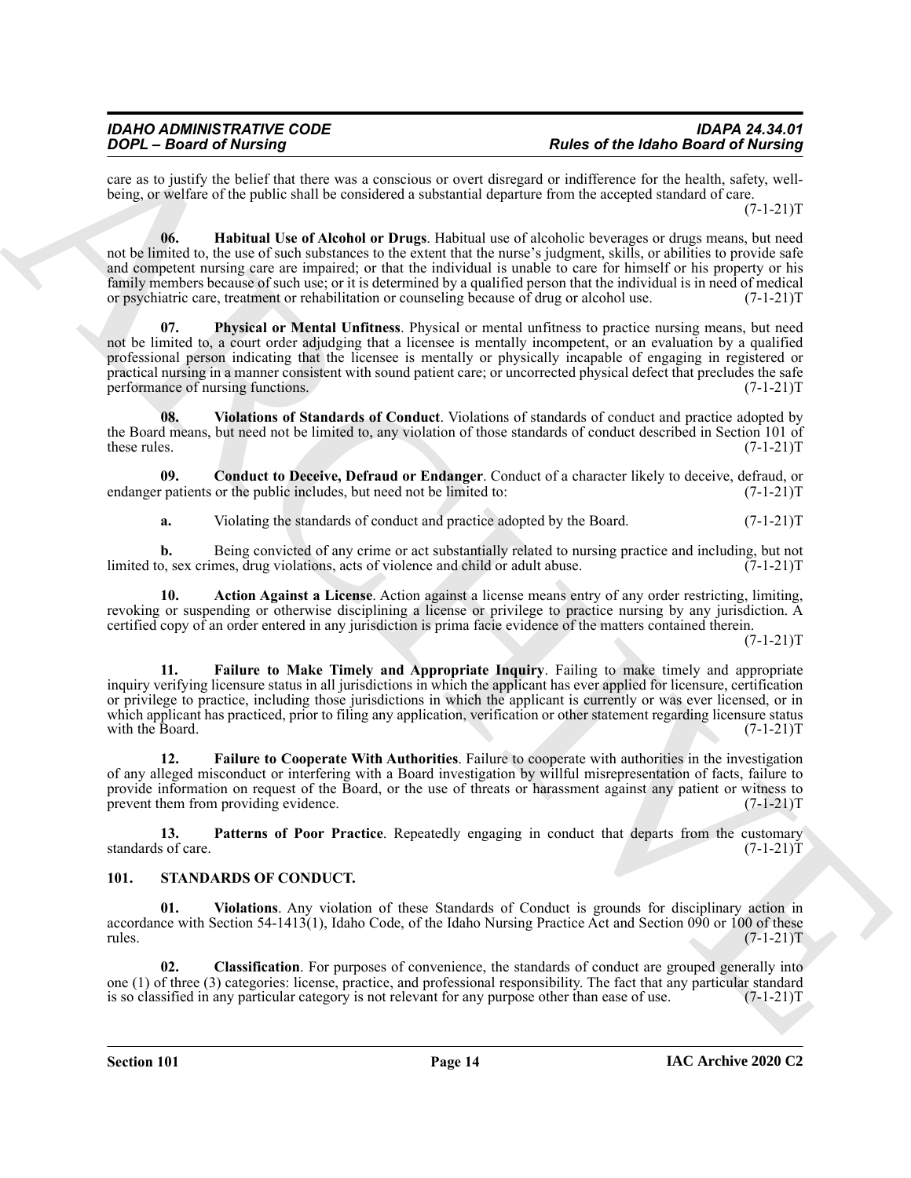care as to justify the belief that there was a conscious or overt disregard or indifference for the health, safety, well-being, or welfare of the public shall be considered a substantial departure from the accepted standard of care. (7-1-21)T

**06. Habitual Use of Alcohol or Drugs**. Habitual use of alcoholic beverages or drugs means, but need not be limited to, the use of such substances to the extent that the nurse's judgment, skills, or abilities to provide safe and competent nursing care are impaired; or that the individual is unable to care for himself or his property or his family members because of such use; or it is determined by a qualified person that the individual is in need of medical or psychiatric care, treatment or rehabilitation or counseling because of drug or alcohol use. (7-1-21)T

**07. Physical or Mental Unfitness**. Physical or mental unfitness to practice nursing means, but need not be limited to, a court order adjudging that a licensee is mentally incompetent, or an evaluation by a qualified professional person indicating that the licensee is mentally or physically incapable of engaging in registered or practical nursing in a manner consistent with sound patient care; or uncorrected physical defect that precludes the safe performance of nursing functions. (7-1-21)T

**08. Violations of Standards of Conduct**. Violations of standards of conduct and practice adopted by the Board means, but need not be limited to, any violation of those standards of conduct described in Section 101 of these rules. (7-1-21)T

**09. Conduct to Deceive, Defraud or Endanger**. Conduct of a character likely to deceive, defraud, or endanger patients or the public includes, but need not be limited to: (7-1-21)T

**a.** Violating the standards of conduct and practice adopted by the Board. (7-1-21)T

**b.** Being convicted of any crime or act substantially related to nursing practice and including, but not limited to, sex crimes, drug violations, acts of violence and child or adult abuse. (7-1-21)T

**10. Action Against a License**. Action against a license means entry of any order restricting, limiting, revoking or suspending or otherwise disciplining a license or privilege to practice nursing by any jurisdiction. A certified copy of an order entered in any jurisdiction is prima facie evidence of the matters contained therein. (7-1-21)T

**11. Failure to Make Timely and Appropriate Inquiry**. Failing to make timely and appropriate inquiry verifying licensure status in all jurisdictions in which the applicant has ever applied for licensure, certification or privilege to practice, including those jurisdictions in which the applicant is currently or was ever licensed, or in which applicant has practiced, prior to filing any application, verification or other statement regarding licensure status with the Board. (7-1-21)T

**12. Failure to Cooperate With Authorities**. Failure to cooperate with authorities in the investigation of any alleged misconduct or interfering with a Board investigation by willful misrepresentation of facts, failure to provide information on request of the Board, or the use of threats or harassment against any patient or witness to prevent them from providing evidence. (7-1-21)T

**13. Patterns of Poor Practice**. Repeatedly engaging in conduct that departs from the customary standards of care. (7-1-21)T

## 101. STANDARDS OF CONDUCT.

**01. Violations**. Any violation of these Standards of Conduct is grounds for disciplinary action in accordance with Section 54-1413(1), Idaho Code, of the Idaho Nursing Practice Act and Section 090 or 100 of these rules. (7-1-21)T

**02. Classification**. For purposes of convenience, the standards of conduct are grouped generally into one (1) of three (3) categories: license, practice, and professional responsibility. The fact that any particular standard is so classified in any particular category is not relevant for any purpose other than ease of use. (7-1-21)T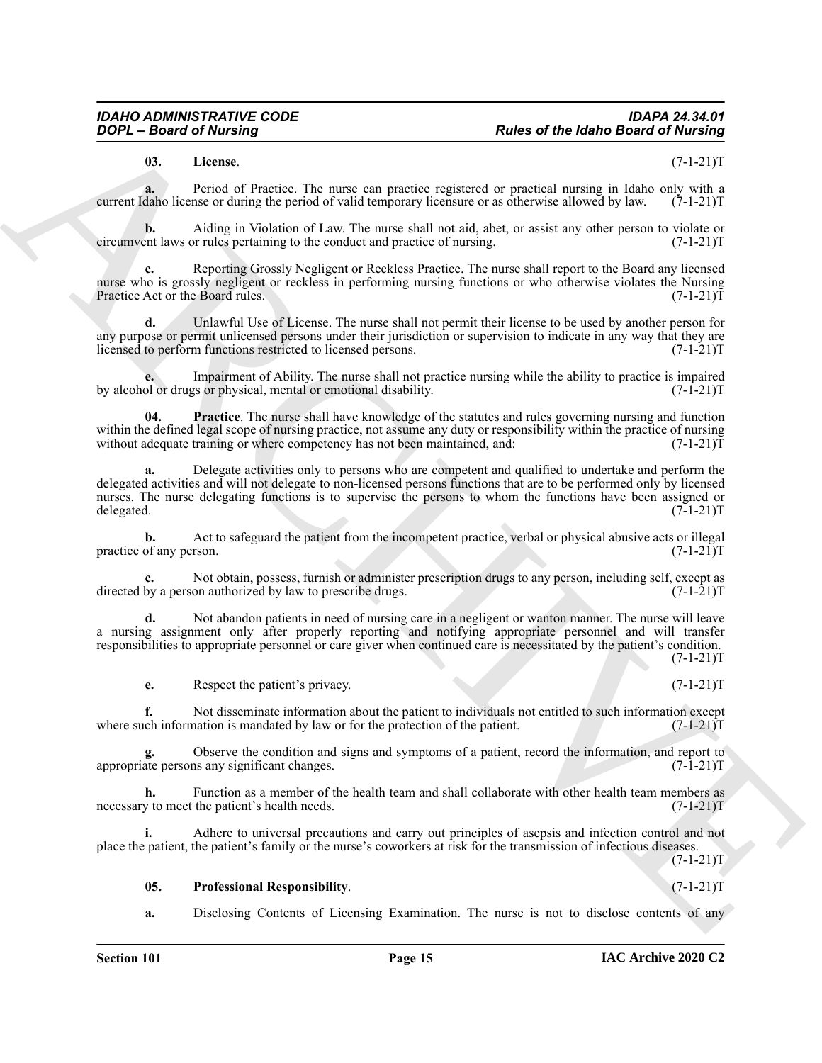**03. License**. (7-1-21)T

**a.** Period of Practice. The nurse can practice registered or practical nursing in Idaho only with a current Idaho license or during the period of valid temporary licensure or as otherwise allowed by law. (7-1-21)T

**b.** Aiding in Violation of Law. The nurse shall not aid, abet, or assist any other person to violate or circumvent laws or rules pertaining to the conduct and practice of nursing. (7-1-21)T

**c.** Reporting Grossly Negligent or Reckless Practice. The nurse shall report to the Board any licensed nurse who is grossly negligent or reckless in performing nursing functions or who otherwise violates the Nursing Practice Act or the Board rules. (7-1-21)T

**d.** Unlawful Use of License. The nurse shall not permit their license to be used by another person for any purpose or permit unlicensed persons under their jurisdiction or supervision to indicate in any way that they are licensed to perform functions restricted to licensed persons. (7-1-21)T

**e.** Impairment of Ability. The nurse shall not practice nursing while the ability to practice is impaired by alcohol or drugs or physical, mental or emotional disability. (7-1-21)T

**04. Practice**. The nurse shall have knowledge of the statutes and rules governing nursing and function within the defined legal scope of nursing practice, not assume any duty or responsibility within the practice of nursing without adequate training or where competency has not been maintained, and: (7-1-21)T

**a.** Delegate activities only to persons who are competent and qualified to undertake and perform the delegated activities and will not delegate to non-licensed persons functions that are to be performed only by licensed nurses. The nurse delegating functions is to supervise the persons to whom the functions have been assigned or delegated. (7-1-21)T

**b.** Act to safeguard the patient from the incompetent practice, verbal or physical abusive acts or illegal practice of any person. (7-1-21)T

**c.** Not obtain, possess, furnish or administer prescription drugs to any person, including self, except as directed by a person authorized by law to prescribe drugs. (7-1-21)T

**d.** Not abandon patients in need of nursing care in a negligent or wanton manner. The nurse will leave a nursing assignment only after properly reporting and notifying appropriate personnel and will transfer responsibilities to appropriate personnel or care giver when continued care is necessitated by the patient's condition. (7-1-21)T

**e.** Respect the patient's privacy. (7-1-21)T

**f.** Not disseminate information about the patient to individuals not entitled to such information except where such information is mandated by law or for the protection of the patient. (7-1-21)T

**g.** Observe the condition and signs and symptoms of a patient, record the information, and report to appropriate persons any significant changes. (7-1-21)T

**h.** Function as a member of the health team and shall collaborate with other health team members as necessary to meet the patient's health needs. (7-1-21)T

**i.** Adhere to universal precautions and carry out principles of asepsis and infection control and not place the patient, the patient's family or the nurse's coworkers at risk for the transmission of infectious diseases. (7-1-21)T

**05. Professional Responsibility**. (7-1-21)T

**a.** Disclosing Contents of Licensing Examination. The nurse is not to disclose contents of any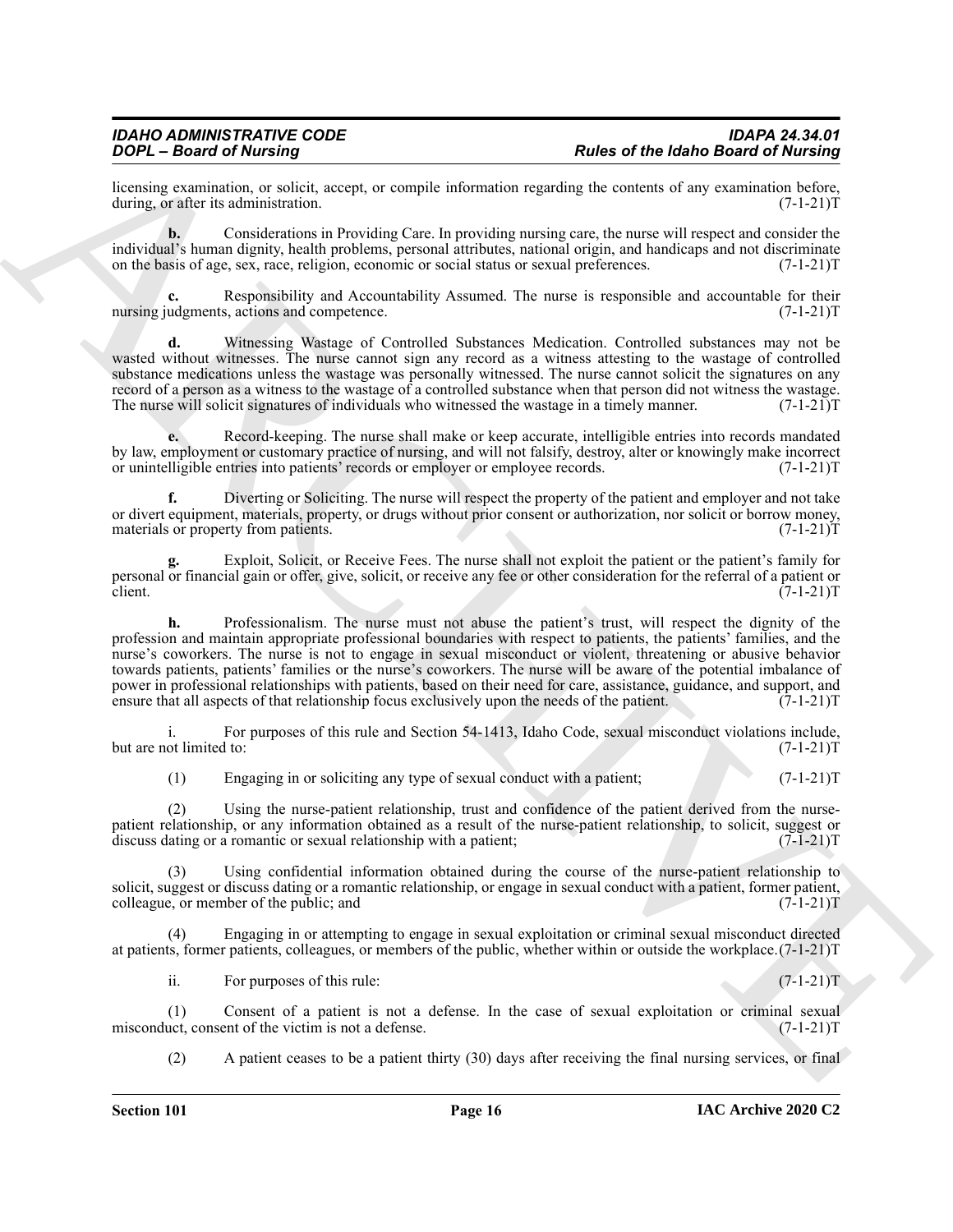licensing examination, or solicit, accept, or compile information regarding the contents of any examination before, during, or after its administration. (7-1-21)T

**b.** Considerations in Providing Care. In providing nursing care, the nurse will respect and consider the individual's human dignity, health problems, personal attributes, national origin, and handicaps and not discriminate on the basis of age, sex, race, religion, economic or social status or sexual preferences. (7-1-21)T

**c.** Responsibility and Accountability Assumed. The nurse is responsible and accountable for their nursing judgments, actions and competence. (7-1-21)T

**d.** Witnessing Wastage of Controlled Substances Medication. Controlled substances may not be wasted without witnesses. The nurse cannot sign any record as a witness attesting to the wastage of controlled substance medications unless the wastage was personally witnessed. The nurse cannot solicit the signatures on any record of a person as a witness to the wastage of a controlled substance when that person did not witness the wastage. The nurse will solicit signatures of individuals who witnessed the wastage in a timely manner. (7-1-21)T

**e.** Record-keeping. The nurse shall make or keep accurate, intelligible entries into records mandated by law, employment or customary practice of nursing, and will not falsify, destroy, alter or knowingly make incorrect or unintelligible entries into patients' records or employer or employee records. (7-1-21)T

**f.** Diverting or Soliciting. The nurse will respect the property of the patient and employer and not take or divert equipment, materials, property, or drugs without prior consent or authorization, nor solicit or borrow money, materials or property from patients. (7-1-21)T

**g.** Exploit, Solicit, or Receive Fees. The nurse shall not exploit the patient or the patient's family for personal or financial gain or offer, give, solicit, or receive any fee or other consideration for the referral of a patient or client. (7-1-21)T

**h.** Professionalism. The nurse must not abuse the patient's trust, will respect the dignity of the profession and maintain appropriate professional boundaries with respect to patients, the patients' families, and the nurse's coworkers. The nurse is not to engage in sexual misconduct or violent, threatening or abusive behavior towards patients, patients' families or the nurse's coworkers. The nurse will be aware of the potential imbalance of power in professional relationships with patients, based on their need for care, assistance, guidance, and support, and ensure that all aspects of that relationship focus exclusively upon the needs of the patient. (7-1-21)T

i. For purposes of this rule and Section 54-1413, Idaho Code, sexual misconduct violations include, but are not limited to: (7-1-21)T

(1) Engaging in or soliciting any type of sexual conduct with a patient; (7-1-21)T

(2) Using the nurse-patient relationship, trust and confidence of the patient derived from the nurse-patient relationship, or any information obtained as a result of the nurse-patient relationship, to solicit, suggest or discuss dating or a romantic or sexual relationship with a patient; (7-1-21)T

(3) Using confidential information obtained during the course of the nurse-patient relationship to solicit, suggest or discuss dating or a romantic relationship, or engage in sexual conduct with a patient, former patient, colleague, or member of the public; and (7-1-21)T

(4) Engaging in or attempting to engage in sexual exploitation or criminal sexual misconduct directed at patients, former patients, colleagues, or members of the public, whether within or outside the workplace. (7-1-21)T

ii. For purposes of this rule: (7-1-21)T

(1) Consent of a patient is not a defense. In the case of sexual exploitation or criminal sexual misconduct, consent of the victim is not a defense. (7-1-21)T

(2) A patient ceases to be a patient thirty (30) days after receiving the final nursing services, or final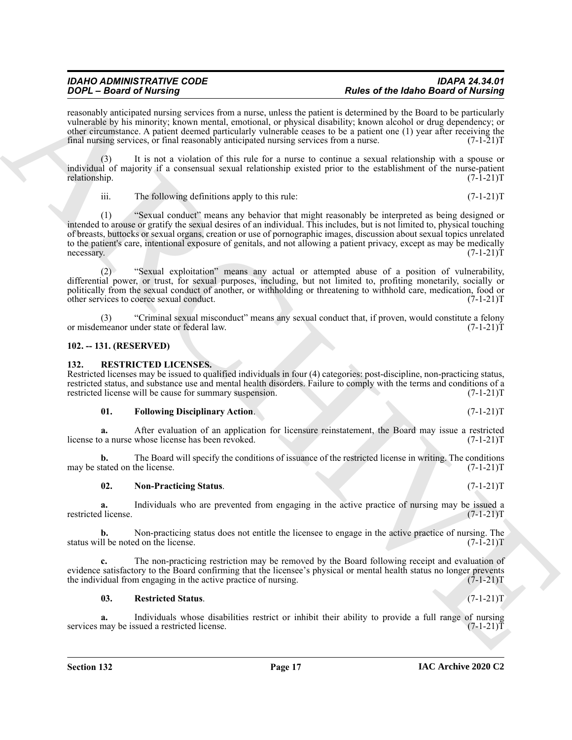reasonably anticipated nursing services from a nurse, unless the patient is determined by the Board to be particularly vulnerable by his minority; known mental, emotional, or physical disability; known alcohol or drug dependency; or other circumstance. A patient deemed particularly vulnerable ceases to be a patient one (1) year after receiving the final nursing services, or final reasonably anticipated nursing services from a nurse. (7-1-21)T

(3) It is not a violation of this rule for a nurse to continue a sexual relationship with a spouse or individual of majority if a consensual sexual relationship existed prior to the establishment of the nurse-patient relationship. (7-1-21)T

iii. The following definitions apply to this rule: (7-1-21)T

(1) "Sexual conduct" means any behavior that might reasonably be interpreted as being designed or intended to arouse or gratify the sexual desires of an individual. This includes, but is not limited to, physical touching of breasts, buttocks or sexual organs, creation or use of pornographic images, discussion about sexual topics unrelated to the patient's care, intentional exposure of genitals, and not allowing a patient privacy, except as may be medically necessary. (7-1-21)T

(2) "Sexual exploitation" means any actual or attempted abuse of a position of vulnerability, differential power, or trust, for sexual purposes, including, but not limited to, profiting monetarily, socially or politically from the sexual conduct of another, or withholding or threatening to withhold care, medication, food or other services to coerce sexual conduct. (7-1-21)T

(3) "Criminal sexual misconduct" means any sexual conduct that, if proven, would constitute a felony or misdemeanor under state or federal law. (7-1-21)T

## 102. -- 131. (RESERVED)

## 132. RESTRICTED LICENSES.

Restricted licenses may be issued to qualified individuals in four (4) categories: post-discipline, non-practicing status, restricted status, and substance use and mental health disorders. Failure to comply with the terms and conditions of a restricted license will be cause for summary suspension. (7-1-21)T

**01. Following Disciplinary Action**. (7-1-21)T

**a.** After evaluation of an application for licensure reinstatement, the Board may issue a restricted license to a nurse whose license has been revoked. (7-1-21)T

**b.** The Board will specify the conditions of issuance of the restricted license in writing. The conditions may be stated on the license. (7-1-21)T

**02. Non-Practicing Status**. (7-1-21)T

**a.** Individuals who are prevented from engaging in the active practice of nursing may be issued a restricted license. (7-1-21)T

**b.** Non-practicing status does not entitle the licensee to engage in the active practice of nursing. The status will be noted on the license. (7-1-21)T

**c.** The non-practicing restriction may be removed by the Board following receipt and evaluation of evidence satisfactory to the Board confirming that the licensee's physical or mental health status no longer prevents the individual from engaging in the active practice of nursing. (7-1-21)T

**03. Restricted Status**. (7-1-21)T

**a.** Individuals whose disabilities restrict or inhibit their ability to provide a full range of nursing services may be issued a restricted license. (7-1-21)T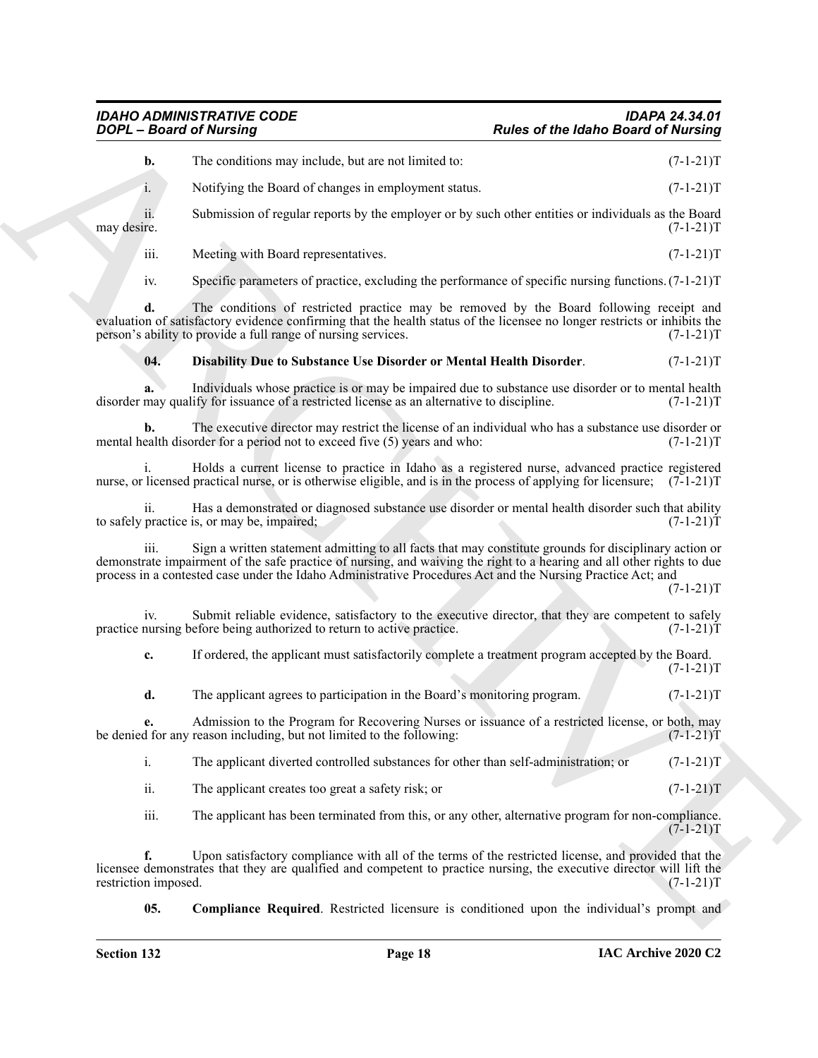**b.** The conditions may include, but are not limited to: (7-1-21)T

i. Notifying the Board of changes in employment status. (7-1-21)T

ii. Submission of regular reports by the employer or by such other entities or individuals as the Board may desire. (7-1-21)T

iii. Meeting with Board representatives. (7-1-21)T

iv. Specific parameters of practice, excluding the performance of specific nursing functions. (7-1-21)T

**d.** The conditions of restricted practice may be removed by the Board following receipt and evaluation of satisfactory evidence confirming that the health status of the licensee no longer restricts or inhibits the person's ability to provide a full range of nursing services. (7-1-21)T

**04. Disability Due to Substance Use Disorder or Mental Health Disorder**. (7-1-21)T

**a.** Individuals whose practice is or may be impaired due to substance use disorder or to mental health disorder may qualify for issuance of a restricted license as an alternative to discipline. (7-1-21)T

**b.** The executive director may restrict the license of an individual who has a substance use disorder or mental health disorder for a period not to exceed five (5) years and who: (7-1-21)T

i. Holds a current license to practice in Idaho as a registered nurse, advanced practice registered nurse, or licensed practical nurse, or is otherwise eligible, and is in the process of applying for licensure; (7-1-21)T

ii. Has a demonstrated or diagnosed substance use disorder or mental health disorder such that ability to safely practice is, or may be, impaired; (7-1-21)T

iii. Sign a written statement admitting to all facts that may constitute grounds for disciplinary action or demonstrate impairment of the safe practice of nursing, and waiving the right to a hearing and all other rights to due process in a contested case under the Idaho Administrative Procedures Act and the Nursing Practice Act; and (7-1-21)T

iv. Submit reliable evidence, satisfactory to the executive director, that they are competent to safely practice nursing before being authorized to return to active practice. (7-1-21)T

**c.** If ordered, the applicant must satisfactorily complete a treatment program accepted by the Board. (7-1-21)T

**d.** The applicant agrees to participation in the Board's monitoring program. (7-1-21)T

**e.** Admission to the Program for Recovering Nurses or issuance of a restricted license, or both, may be denied for any reason including, but not limited to the following: (7-1-21)T

i. The applicant diverted controlled substances for other than self-administration; or (7-1-21)T

ii. The applicant creates too great a safety risk; or (7-1-21)T

iii. The applicant has been terminated from this, or any other, alternative program for non-compliance. (7-1-21)T

**f.** Upon satisfactory compliance with all of the terms of the restricted license, and provided that the licensee demonstrates that they are qualified and competent to practice nursing, the executive director will lift the restriction imposed. (7-1-21)T

**05. Compliance Required**. Restricted licensure is conditioned upon the individual's prompt and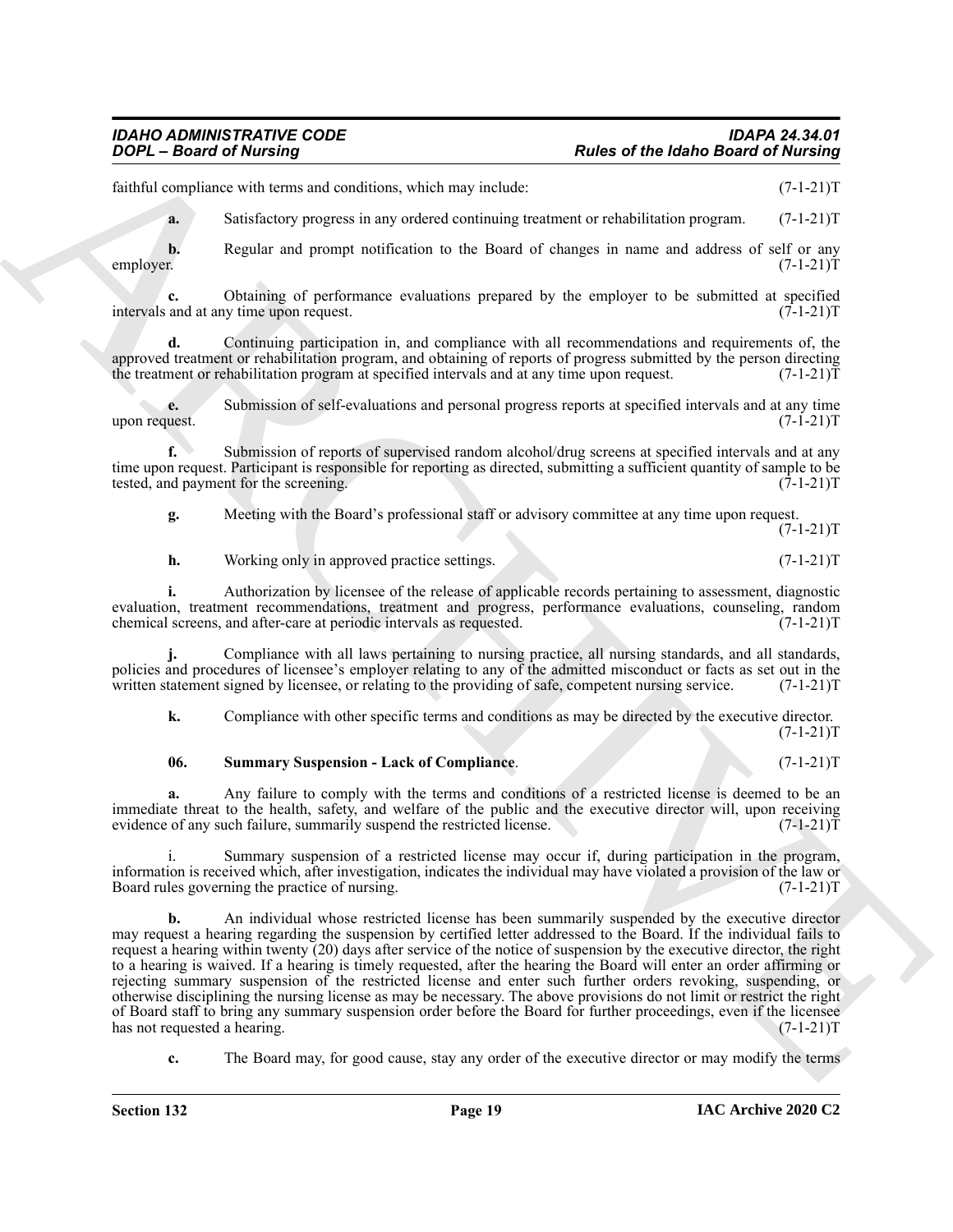faithful compliance with terms and conditions, which may include: (7-1-21)T

**a.** Satisfactory progress in any ordered continuing treatment or rehabilitation program. (7-1-21)T

**b.** Regular and prompt notification to the Board of changes in name and address of self or any employer. (7-1-21)T

**c.** Obtaining of performance evaluations prepared by the employer to be submitted at specified intervals and at any time upon request. (7-1-21)T

**d.** Continuing participation in, and compliance with all recommendations and requirements of, the approved treatment or rehabilitation program, and obtaining of reports of progress submitted by the person directing the treatment or rehabilitation program at specified intervals and at any time upon request. (7-1-21)T

**e.** Submission of self-evaluations and personal progress reports at specified intervals and at any time upon request. (7-1-21)T

**f.** Submission of reports of supervised random alcohol/drug screens at specified intervals and at any time upon request. Participant is responsible for reporting as directed, submitting a sufficient quantity of sample to be tested, and payment for the screening. (7-1-21)T

**g.** Meeting with the Board's professional staff or advisory committee at any time upon request. (7-1-21)T

**h.** Working only in approved practice settings. (7-1-21)T

**i.** Authorization by licensee of the release of applicable records pertaining to assessment, diagnostic evaluation, treatment recommendations, treatment and progress, performance evaluations, counseling, random chemical screens, and after-care at periodic intervals as requested. (7-1-21)T

**j.** Compliance with all laws pertaining to nursing practice, all nursing standards, and all standards, policies and procedures of licensee's employer relating to any of the admitted misconduct or facts as set out in the written statement signed by licensee, or relating to the providing of safe, competent nursing service. (7-1-21)T

**k.** Compliance with other specific terms and conditions as may be directed by the executive director. (7-1-21)T

**06. Summary Suspension - Lack of Compliance**. (7-1-21)T

**a.** Any failure to comply with the terms and conditions of a restricted license is deemed to be an immediate threat to the health, safety, and welfare of the public and the executive director will, upon receiving evidence of any such failure, summarily suspend the restricted license. (7-1-21)T

i. Summary suspension of a restricted license may occur if, during participation in the program, information is received which, after investigation, indicates the individual may have violated a provision of the law or Board rules governing the practice of nursing. (7-1-21)T

**b.** An individual whose restricted license has been summarily suspended by the executive director may request a hearing regarding the suspension by certified letter addressed to the Board. If the individual fails to request a hearing within twenty (20) days after service of the notice of suspension by the executive director, the right to a hearing is waived. If a hearing is timely requested, after the hearing the Board will enter an order affirming or rejecting summary suspension of the restricted license and enter such further orders revoking, suspending, or otherwise disciplining the nursing license as may be necessary. The above provisions do not limit or restrict the right of Board staff to bring any summary suspension order before the Board for further proceedings, even if the licensee has not requested a hearing. (7-1-21)T

**c.** The Board may, for good cause, stay any order of the executive director or may modify the terms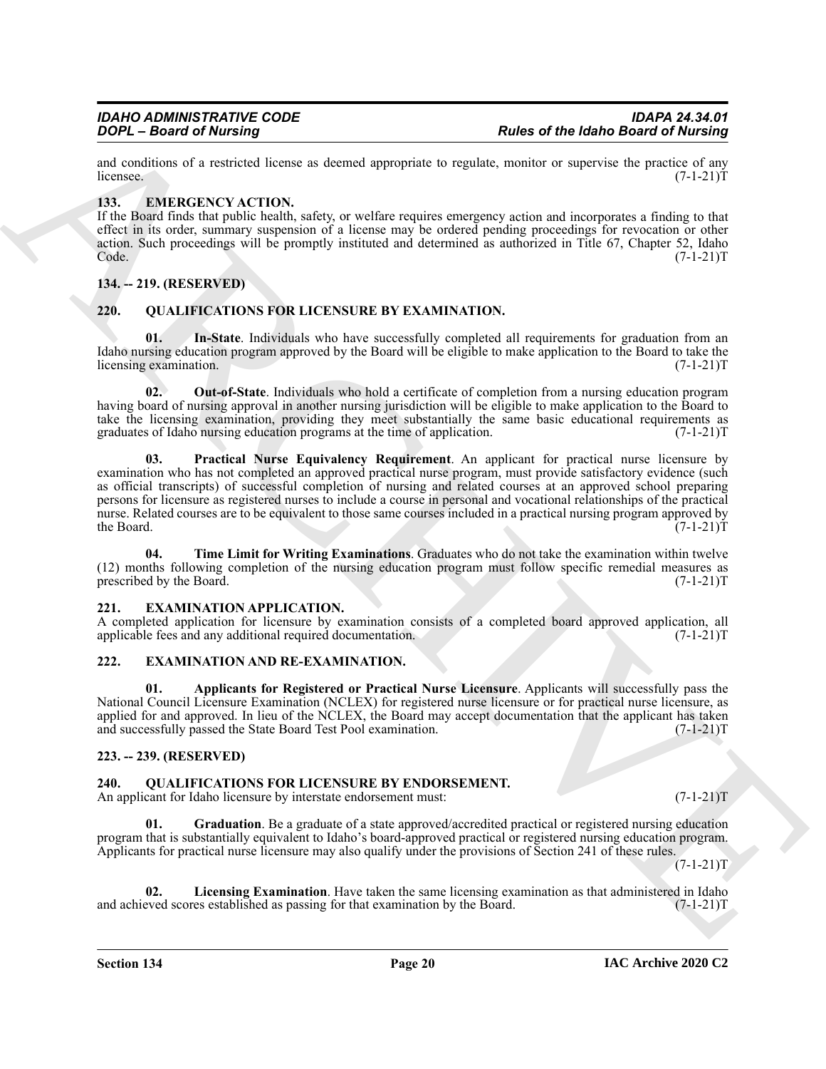and conditions of a restricted license as deemed appropriate to regulate, monitor or supervise the practice of any licensee. (7-1-21)T

## 133. EMERGENCY ACTION.

If the Board finds that public health, safety, or welfare requires emergency action and incorporates a finding to that effect in its order, summary suspension of a license may be ordered pending proceedings for revocation or other action. Such proceedings will be promptly instituted and determined as authorized in Title 67, Chapter 52, Idaho Code. (7-1-21)T

## 134. -- 219. (RESERVED)

## 220. QUALIFICATIONS FOR LICENSURE BY EXAMINATION.

**01. In-State**. Individuals who have successfully completed all requirements for graduation from an Idaho nursing education program approved by the Board will be eligible to make application to the Board to take the licensing examination. (7-1-21)T

**02. Out-of-State**. Individuals who hold a certificate of completion from a nursing education program having board of nursing approval in another nursing jurisdiction will be eligible to make application to the Board to take the licensing examination, providing they meet substantially the same basic educational requirements as graduates of Idaho nursing education programs at the time of application. (7-1-21)T

**03. Practical Nurse Equivalency Requirement**. An applicant for practical nurse licensure by examination who has not completed an approved practical nurse program, must provide satisfactory evidence (such as official transcripts) of successful completion of nursing and related courses at an approved school preparing persons for licensure as registered nurses to include a course in personal and vocational relationships of the practical nurse. Related courses are to be equivalent to those same courses included in a practical nursing program approved by the Board. (7-1-21)T

**04. Time Limit for Writing Examinations**. Graduates who do not take the examination within twelve (12) months following completion of the nursing education program must follow specific remedial measures as prescribed by the Board. (7-1-21)T

## 221. EXAMINATION APPLICATION.

A completed application for licensure by examination consists of a completed board approved application, all applicable fees and any additional required documentation. (7-1-21)T

## 222. EXAMINATION AND RE-EXAMINATION.

**01. Applicants for Registered or Practical Nurse Licensure**. Applicants will successfully pass the National Council Licensure Examination (NCLEX) for registered nurse licensure or for practical nurse licensure, as applied for and approved. In lieu of the NCLEX, the Board may accept documentation that the applicant has taken and successfully passed the State Board Test Pool examination. (7-1-21)T

## 223. -- 239. (RESERVED)

## 240. QUALIFICATIONS FOR LICENSURE BY ENDORSEMENT.

An applicant for Idaho licensure by interstate endorsement must: (7-1-21)T

**01. Graduation**. Be a graduate of a state approved/accredited practical or registered nursing education program that is substantially equivalent to Idaho's board-approved practical or registered nursing education program. Applicants for practical nurse licensure may also qualify under the provisions of Section 241 of these rules. (7-1-21)T

**02. Licensing Examination**. Have taken the same licensing examination as that administered in Idaho and achieved scores established as passing for that examination by the Board. (7-1-21)T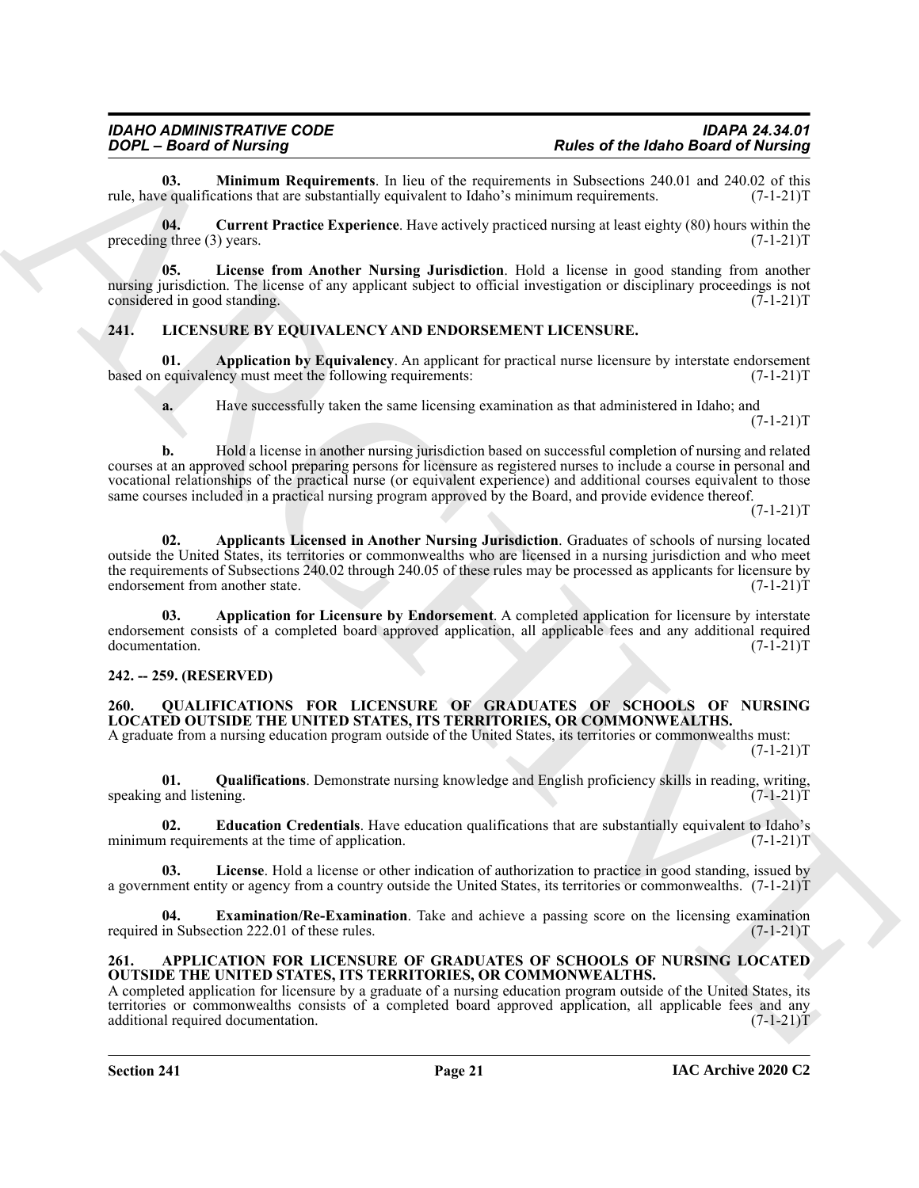**03. Minimum Requirements**. In lieu of the requirements in Subsections 240.01 and 240.02 of this rule, have qualifications that are substantially equivalent to Idaho's minimum requirements. (7-1-21)T

**04. Current Practice Experience**. Have actively practiced nursing at least eighty (80) hours within the preceding three (3) years. (7-1-21)T

**05. License from Another Nursing Jurisdiction**. Hold a license in good standing from another nursing jurisdiction. The license of any applicant subject to official investigation or disciplinary proceedings is not considered in good standing. (7-1-21)T

## 241. LICENSURE BY EQUIVALENCY AND ENDORSEMENT LICENSURE.

**01. Application by Equivalency**. An applicant for practical nurse licensure by interstate endorsement based on equivalency must meet the following requirements: (7-1-21)T

**a.** Have successfully taken the same licensing examination as that administered in Idaho; and (7-1-21)T

**b.** Hold a license in another nursing jurisdiction based on successful completion of nursing and related courses at an approved school preparing persons for licensure as registered nurses to include a course in personal and vocational relationships of the practical nurse (or equivalent experience) and additional courses equivalent to those same courses included in a practical nursing program approved by the Board, and provide evidence thereof. (7-1-21)T

**02. Applicants Licensed in Another Nursing Jurisdiction**. Graduates of schools of nursing located outside the United States, its territories or commonwealths who are licensed in a nursing jurisdiction and who meet the requirements of Subsections 240.02 through 240.05 of these rules may be processed as applicants for licensure by endorsement from another state. (7-1-21)T

**03. Application for Licensure by Endorsement**. A completed application for licensure by interstate endorsement consists of a completed board approved application, all applicable fees and any additional required documentation. (7-1-21)T

## 242. -- 259. (RESERVED)

## 260. QUALIFICATIONS FOR LICENSURE OF GRADUATES OF SCHOOLS OF NURSING LOCATED OUTSIDE THE UNITED STATES, ITS TERRITORIES, OR COMMONWEALTHS.

A graduate from a nursing education program outside of the United States, its territories or commonwealths must: (7-1-21)T

**01. Qualifications**. Demonstrate nursing knowledge and English proficiency skills in reading, writing, speaking and listening. (7-1-21)T

**02. Education Credentials**. Have education qualifications that are substantially equivalent to Idaho's minimum requirements at the time of application. (7-1-21)T

**03. License**. Hold a license or other indication of authorization to practice in good standing, issued by a government entity or agency from a country outside the United States, its territories or commonwealths. (7-1-21)T

**04. Examination/Re-Examination**. Take and achieve a passing score on the licensing examination required in Subsection 222.01 of these rules. (7-1-21)T

## 261. APPLICATION FOR LICENSURE OF GRADUATES OF SCHOOLS OF NURSING LOCATED OUTSIDE THE UNITED STATES, ITS TERRITORIES, OR COMMONWEALTHS.

A completed application for licensure by a graduate of a nursing education program outside of the United States, its territories or commonwealths consists of a completed board approved application, all applicable fees and any additional required documentation. (7-1-21)T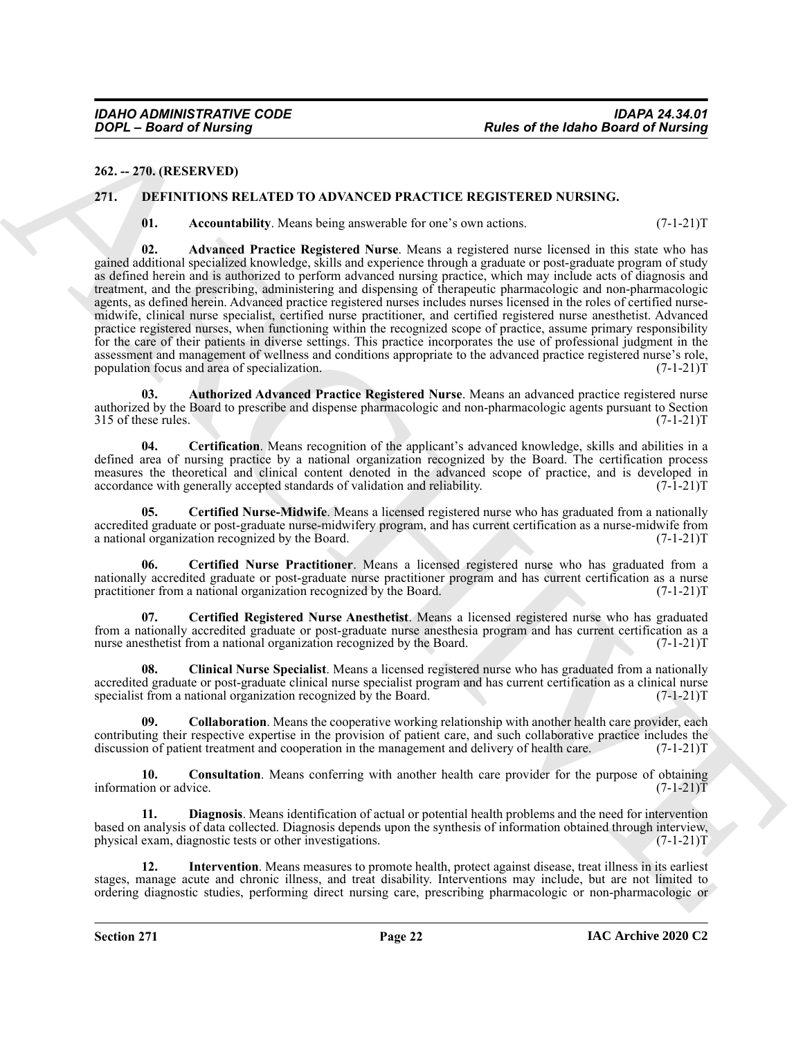**262. -- 270. (RESERVED)**

## 271. DEFINITIONS RELATED TO ADVANCED PRACTICE REGISTERED NURSING.

**01. Accountability**. Means being answerable for one's own actions. (7-1-21)T

**02. Advanced Practice Registered Nurse**. Means a registered nurse licensed in this state who has gained additional specialized knowledge, skills and experience through a graduate or post-graduate program of study as defined herein and is authorized to perform advanced nursing practice, which may include acts of diagnosis and treatment, and the prescribing, administering and dispensing of therapeutic pharmacologic and non-pharmacologic agents, as defined herein. Advanced practice registered nurses includes nurses licensed in the roles of certified nurse-midwife, clinical nurse specialist, certified nurse practitioner, and certified registered nurse anesthetist. Advanced practice registered nurses, when functioning within the recognized scope of practice, assume primary responsibility for the care of their patients in diverse settings. This practice incorporates the use of professional judgment in the assessment and management of wellness and conditions appropriate to the advanced practice registered nurse's role, population focus and area of specialization. (7-1-21)T

**03. Authorized Advanced Practice Registered Nurse**. Means an advanced practice registered nurse authorized by the Board to prescribe and dispense pharmacologic and non-pharmacologic agents pursuant to Section 315 of these rules. (7-1-21)T

**04. Certification**. Means recognition of the applicant's advanced knowledge, skills and abilities in a defined area of nursing practice by a national organization recognized by the Board. The certification process measures the theoretical and clinical content denoted in the advanced scope of practice, and is developed in accordance with generally accepted standards of validation and reliability. (7-1-21)T

**05. Certified Nurse-Midwife**. Means a licensed registered nurse who has graduated from a nationally accredited graduate or post-graduate nurse-midwifery program, and has current certification as a nurse-midwife from a national organization recognized by the Board. (7-1-21)T

**06. Certified Nurse Practitioner**. Means a licensed registered nurse who has graduated from a nationally accredited graduate or post-graduate nurse practitioner program and has current certification as a nurse practitioner from a national organization recognized by the Board. (7-1-21)T

**07. Certified Registered Nurse Anesthetist**. Means a licensed registered nurse who has graduated from a nationally accredited graduate or post-graduate nurse anesthesia program and has current certification as a nurse anesthetist from a national organization recognized by the Board. (7-1-21)T

**08. Clinical Nurse Specialist**. Means a licensed registered nurse who has graduated from a nationally accredited graduate or post-graduate clinical nurse specialist program and has current certification as a clinical nurse specialist from a national organization recognized by the Board. (7-1-21)T

**09. Collaboration**. Means the cooperative working relationship with another health care provider, each contributing their respective expertise in the provision of patient care, and such collaborative practice includes the discussion of patient treatment and cooperation in the management and delivery of health care. (7-1-21)T

**10. Consultation**. Means conferring with another health care provider for the purpose of obtaining information or advice. (7-1-21)T

**11. Diagnosis**. Means identification of actual or potential health problems and the need for intervention based on analysis of data collected. Diagnosis depends upon the synthesis of information obtained through interview, physical exam, diagnostic tests or other investigations. (7-1-21)T

**12. Intervention**. Means measures to promote health, protect against disease, treat illness in its earliest stages, manage acute and chronic illness, and treat disability. Interventions may include, but are not limited to ordering diagnostic studies, performing direct nursing care, prescribing pharmacologic or non-pharmacologic or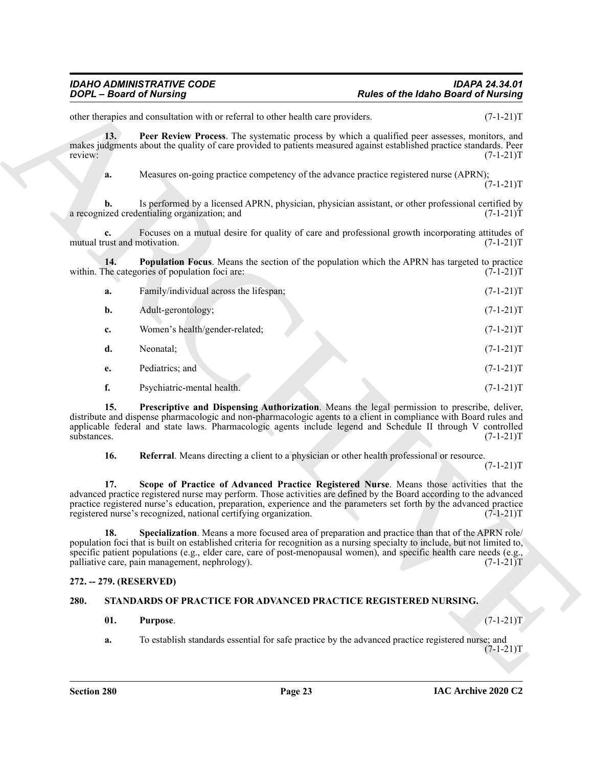other therapies and consultation with or referral to other health care providers. (7-1-21)T

**13. Peer Review Process**. The systematic process by which a qualified peer assesses, monitors, and makes judgments about the quality of care provided to patients measured against established practice standards. Peer review: (7-1-21)T

**a.** Measures on-going practice competency of the advance practice registered nurse (APRN); (7-1-21)T

**b.** Is performed by a licensed APRN, physician, physician assistant, or other professional certified by a recognized credentialing organization; and (7-1-21)T

**c.** Focuses on a mutual desire for quality of care and professional growth incorporating attitudes of mutual trust and motivation. (7-1-21)T

**14. Population Focus**. Means the section of the population which the APRN has targeted to practice within. The categories of population foci are: (7-1-21)T

**a.** Family/individual across the lifespan; (7-1-21)T

**b.** Adult-gerontology; (7-1-21)T

**c.** Women's health/gender-related; (7-1-21)T

**d.** Neonatal; (7-1-21)T

**e.** Pediatrics; and (7-1-21)T

**f.** Psychiatric-mental health. (7-1-21)T

**15. Prescriptive and Dispensing Authorization**. Means the legal permission to prescribe, deliver, distribute and dispense pharmacologic and non-pharmacologic agents to a client in compliance with Board rules and applicable federal and state laws. Pharmacologic agents include legend and Schedule II through V controlled substances. (7-1-21)T

**16. Referral**. Means directing a client to a physician or other health professional or resource. (7-1-21)T

**17. Scope of Practice of Advanced Practice Registered Nurse**. Means those activities that the advanced practice registered nurse may perform. Those activities are defined by the Board according to the advanced practice registered nurse's education, preparation, experience and the parameters set forth by the advanced practice registered nurse's recognized, national certifying organization. (7-1-21)T

**18. Specialization**. Means a more focused area of preparation and practice than that of the APRN role/population foci that is built on established criteria for recognition as a nursing specialty to include, but not limited to, specific patient populations (e.g., elder care, care of post-menopausal women), and specific health care needs (e.g., palliative care, pain management, nephrology). (7-1-21)T

### 272. -- 279. (RESERVED)

### 280. STANDARDS OF PRACTICE FOR ADVANCED PRACTICE REGISTERED NURSING.

**01. Purpose**. (7-1-21)T

**a.** To establish standards essential for safe practice by the advanced practice registered nurse; and (7-1-21)T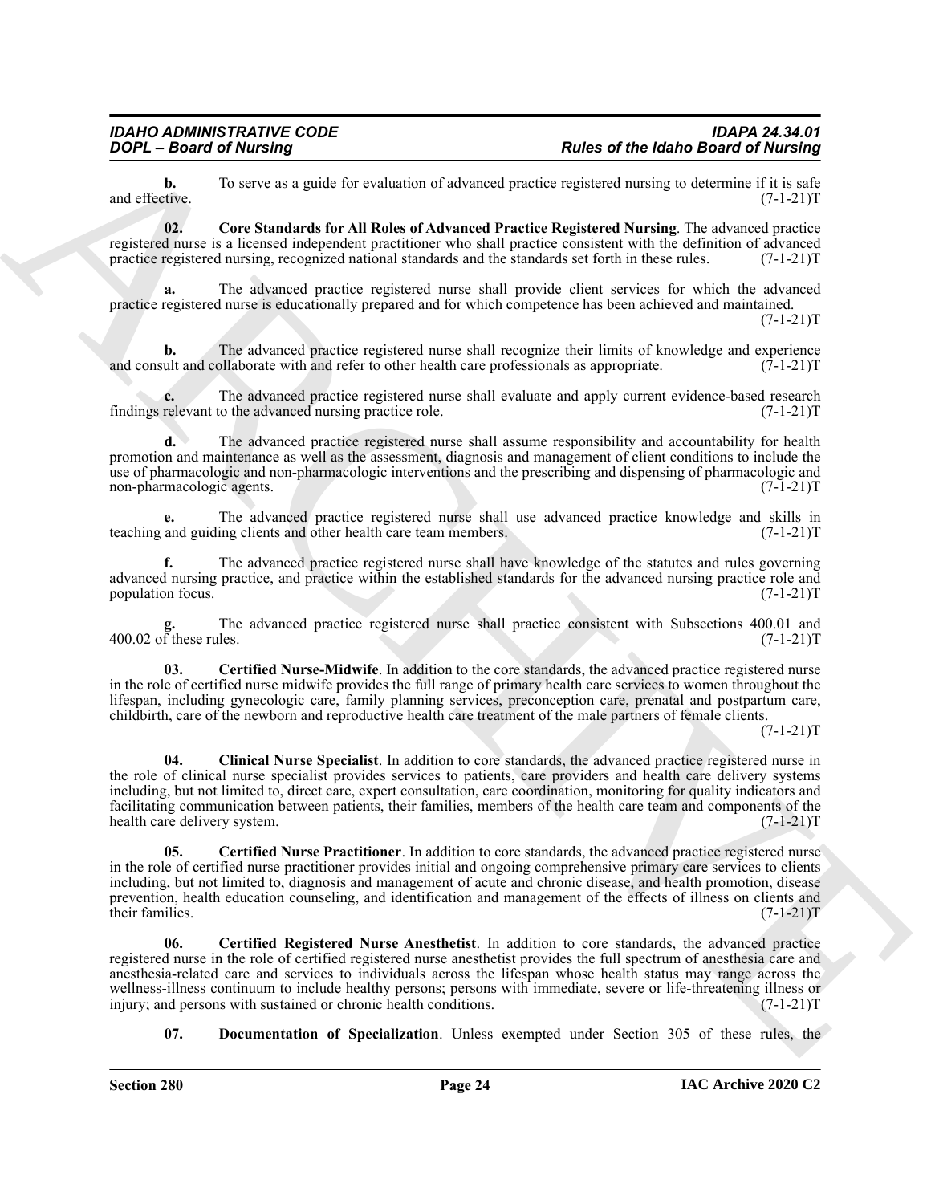**b.** To serve as a guide for evaluation of advanced practice registered nursing to determine if it is safe and effective. (7-1-21)T

**02. Core Standards for All Roles of Advanced Practice Registered Nursing**. The advanced practice registered nurse is a licensed independent practitioner who shall practice consistent with the definition of advanced practice registered nursing, recognized national standards and the standards set forth in these rules. (7-1-21)T

**a.** The advanced practice registered nurse shall provide client services for which the advanced practice registered nurse is educationally prepared and for which competence has been achieved and maintained. (7-1-21)T

**b.** The advanced practice registered nurse shall recognize their limits of knowledge and experience and consult and collaborate with and refer to other health care professionals as appropriate. (7-1-21)T

**c.** The advanced practice registered nurse shall evaluate and apply current evidence-based research findings relevant to the advanced nursing practice role. (7-1-21)T

**d.** The advanced practice registered nurse shall assume responsibility and accountability for health promotion and maintenance as well as the assessment, diagnosis and management of client conditions to include the use of pharmacologic and non-pharmacologic interventions and the prescribing and dispensing of pharmacologic and non-pharmacologic agents. (7-1-21)T

**e.** The advanced practice registered nurse shall use advanced practice knowledge and skills in teaching and guiding clients and other health care team members. (7-1-21)T

**f.** The advanced practice registered nurse shall have knowledge of the statutes and rules governing advanced nursing practice, and practice within the established standards for the advanced nursing practice role and population focus. (7-1-21)T

**g.** The advanced practice registered nurse shall practice consistent with Subsections 400.01 and 400.02 of these rules. (7-1-21)T

**03. Certified Nurse-Midwife**. In addition to the core standards, the advanced practice registered nurse in the role of certified nurse midwife provides the full range of primary health care services to women throughout the lifespan, including gynecologic care, family planning services, preconception care, prenatal and postpartum care, childbirth, care of the newborn and reproductive health care treatment of the male partners of female clients. (7-1-21)T

**04. Clinical Nurse Specialist**. In addition to core standards, the advanced practice registered nurse in the role of clinical nurse specialist provides services to patients, care providers and health care delivery systems including, but not limited to, direct care, expert consultation, care coordination, monitoring for quality indicators and facilitating communication between patients, their families, members of the health care team and components of the health care delivery system. (7-1-21)T

**05. Certified Nurse Practitioner**. In addition to core standards, the advanced practice registered nurse in the role of certified nurse practitioner provides initial and ongoing comprehensive primary care services to clients including, but not limited to, diagnosis and management of acute and chronic disease, and health promotion, disease prevention, health education counseling, and identification and management of the effects of illness on clients and their families. (7-1-21)T

**06. Certified Registered Nurse Anesthetist**. In addition to core standards, the advanced practice registered nurse in the role of certified registered nurse anesthetist provides the full spectrum of anesthesia care and anesthesia-related care and services to individuals across the lifespan whose health status may range across the wellness-illness continuum to include healthy persons; persons with immediate, severe or life-threatening illness or injury; and persons with sustained or chronic health conditions. (7-1-21)T

**07. Documentation of Specialization**. Unless exempted under Section 305 of these rules, the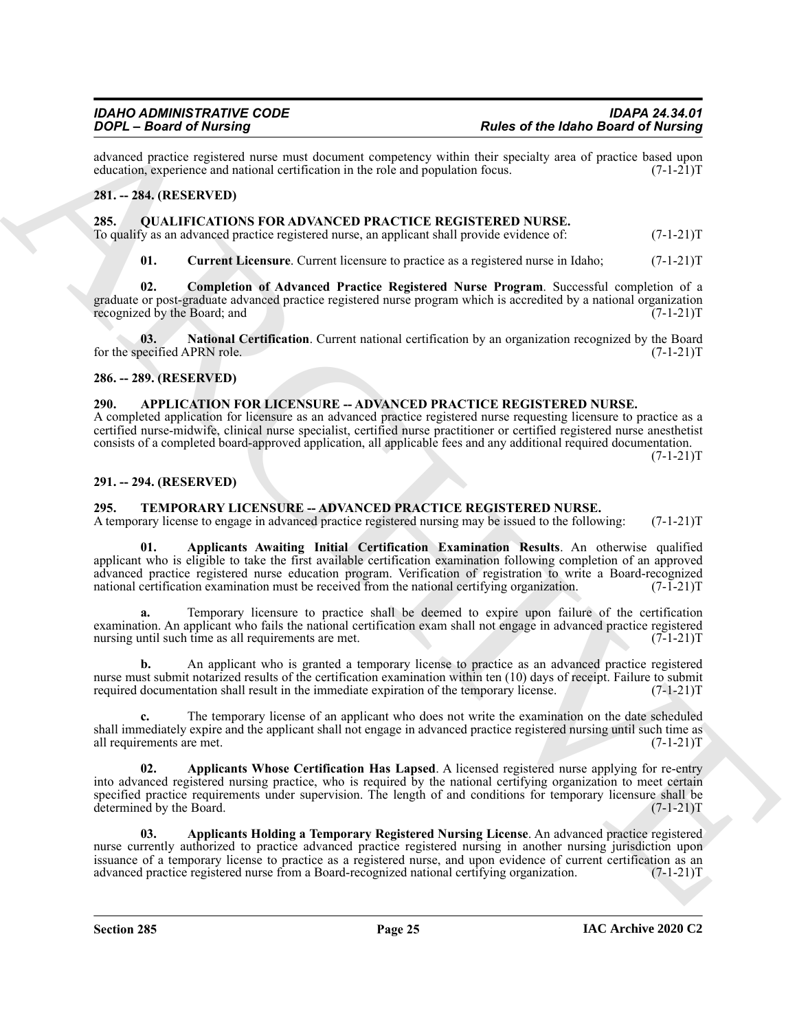advanced practice registered nurse must document competency within their specialty area of practice based upon education, experience and national certification in the role and population focus. (7-1-21)T

## 281. -- 284. (RESERVED)

## 285. QUALIFICATIONS FOR ADVANCED PRACTICE REGISTERED NURSE.

To qualify as an advanced practice registered nurse, an applicant shall provide evidence of: (7-1-21)T

**01. Current Licensure**. Current licensure to practice as a registered nurse in Idaho; (7-1-21)T

**02. Completion of Advanced Practice Registered Nurse Program**. Successful completion of a graduate or post-graduate advanced practice registered nurse program which is accredited by a national organization recognized by the Board; and (7-1-21)T

**03. National Certification**. Current national certification by an organization recognized by the Board for the specified APRN role. (7-1-21)T

## 286. -- 289. (RESERVED)

## 290. APPLICATION FOR LICENSURE -- ADVANCED PRACTICE REGISTERED NURSE.

A completed application for licensure as an advanced practice registered nurse requesting licensure to practice as a certified nurse-midwife, clinical nurse specialist, certified nurse practitioner or certified registered nurse anesthetist consists of a completed board-approved application, all applicable fees and any additional required documentation. (7-1-21)T

## 291. -- 294. (RESERVED)

## 295. TEMPORARY LICENSURE -- ADVANCED PRACTICE REGISTERED NURSE.

A temporary license to engage in advanced practice registered nursing may be issued to the following: (7-1-21)T

**01. Applicants Awaiting Initial Certification Examination Results**. An otherwise qualified applicant who is eligible to take the first available certification examination following completion of an approved advanced practice registered nurse education program. Verification of registration to write a Board-recognized national certification examination must be received from the national certifying organization. (7-1-21)T

**a.** Temporary licensure to practice shall be deemed to expire upon failure of the certification examination. An applicant who fails the national certification exam shall not engage in advanced practice registered nursing until such time as all requirements are met. (7-1-21)T

**b.** An applicant who is granted a temporary license to practice as an advanced practice registered nurse must submit notarized results of the certification examination within ten (10) days of receipt. Failure to submit required documentation shall result in the immediate expiration of the temporary license. (7-1-21)T

**c.** The temporary license of an applicant who does not write the examination on the date scheduled shall immediately expire and the applicant shall not engage in advanced practice registered nursing until such time as all requirements are met. (7-1-21)T

**02. Applicants Whose Certification Has Lapsed**. A licensed registered nurse applying for re-entry into advanced registered nursing practice, who is required by the national certifying organization to meet certain specified practice requirements under supervision. The length of and conditions for temporary licensure shall be determined by the Board. (7-1-21)T

**03. Applicants Holding a Temporary Registered Nursing License**. An advanced practice registered nurse currently authorized to practice advanced practice registered nursing in another nursing jurisdiction upon issuance of a temporary license to practice as a registered nurse, and upon evidence of current certification as an advanced practice registered nurse from a Board-recognized national certifying organization. (7-1-21)T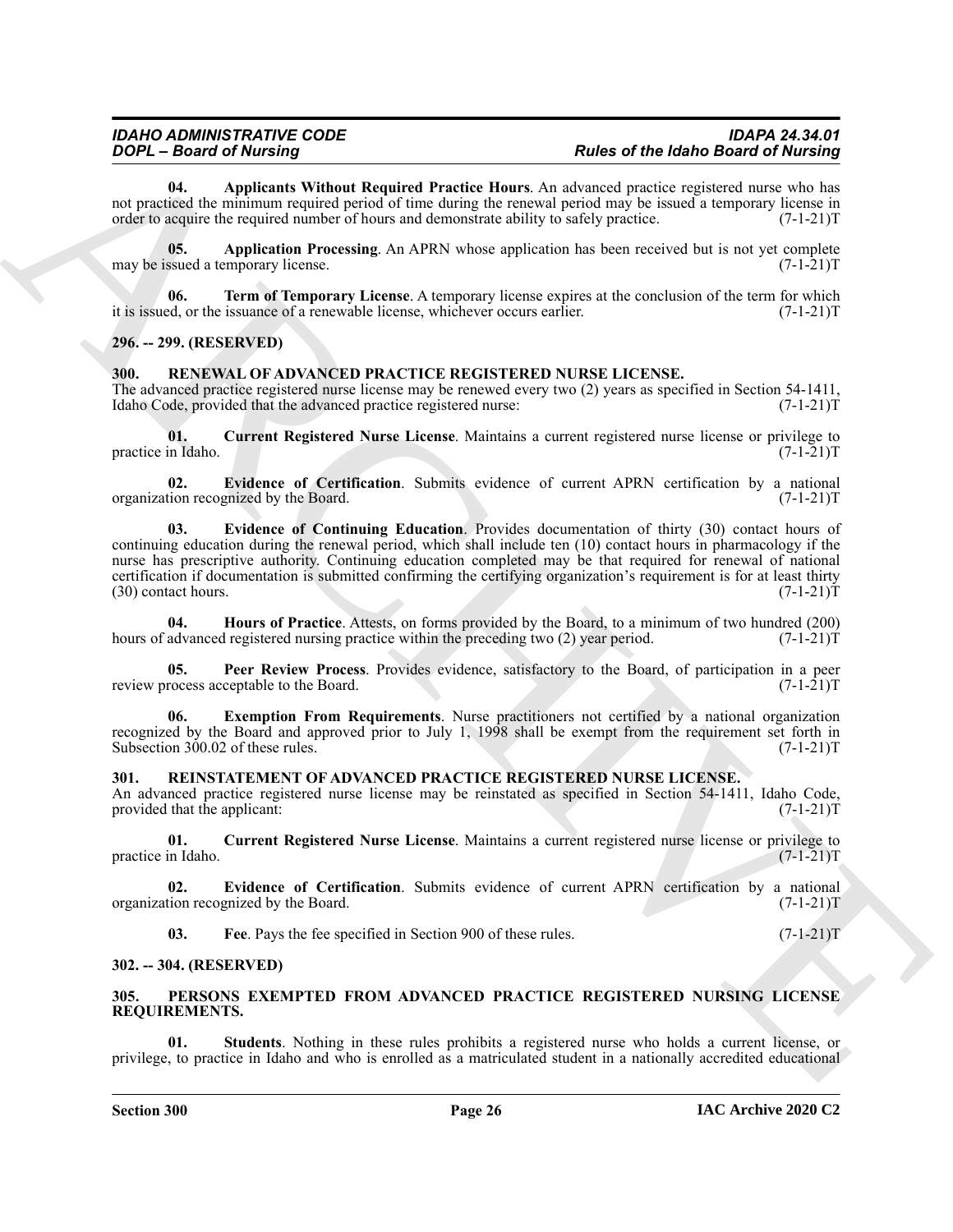**04. Applicants Without Required Practice Hours**. An advanced practice registered nurse who has not practiced the minimum required period of time during the renewal period may be issued a temporary license in order to acquire the required number of hours and demonstrate ability to safely practice. (7-1-21)T

**05. Application Processing**. An APRN whose application has been received but is not yet complete may be issued a temporary license. (7-1-21)T

**06. Term of Temporary License**. A temporary license expires at the conclusion of the term for which it is issued, or the issuance of a renewable license, whichever occurs earlier. (7-1-21)T

## 296. -- 299. (RESERVED)

## 300. RENEWAL OF ADVANCED PRACTICE REGISTERED NURSE LICENSE.

The advanced practice registered nurse license may be renewed every two (2) years as specified in Section 54-1411, Idaho Code, provided that the advanced practice registered nurse: (7-1-21)T

**01. Current Registered Nurse License**. Maintains a current registered nurse license or privilege to practice in Idaho. (7-1-21)T

**02. Evidence of Certification**. Submits evidence of current APRN certification by a national organization recognized by the Board. (7-1-21)T

**03. Evidence of Continuing Education**. Provides documentation of thirty (30) contact hours of continuing education during the renewal period, which shall include ten (10) contact hours in pharmacology if the nurse has prescriptive authority. Continuing education completed may be that required for renewal of national certification if documentation is submitted confirming the certifying organization's requirement is for at least thirty (30) contact hours. (7-1-21)T

**04. Hours of Practice**. Attests, on forms provided by the Board, to a minimum of two hundred (200) hours of advanced registered nursing practice within the preceding two (2) year period. (7-1-21)T

**05. Peer Review Process**. Provides evidence, satisfactory to the Board, of participation in a peer review process acceptable to the Board. (7-1-21)T

**06. Exemption From Requirements**. Nurse practitioners not certified by a national organization recognized by the Board and approved prior to July 1, 1998 shall be exempt from the requirement set forth in Subsection 300.02 of these rules. (7-1-21)T

## 301. REINSTATEMENT OF ADVANCED PRACTICE REGISTERED NURSE LICENSE.

An advanced practice registered nurse license may be reinstated as specified in Section 54-1411, Idaho Code, provided that the applicant: (7-1-21)T

**01. Current Registered Nurse License**. Maintains a current registered nurse license or privilege to practice in Idaho. (7-1-21)T

**02. Evidence of Certification**. Submits evidence of current APRN certification by a national organization recognized by the Board. (7-1-21)T

**03. Fee**. Pays the fee specified in Section 900 of these rules. (7-1-21)T

## 302. -- 304. (RESERVED)

## 305. PERSONS EXEMPTED FROM ADVANCED PRACTICE REGISTERED NURSING LICENSE REQUIREMENTS.

**01. Students**. Nothing in these rules prohibits a registered nurse who holds a current license, or privilege, to practice in Idaho and who is enrolled as a matriculated student in a nationally accredited educational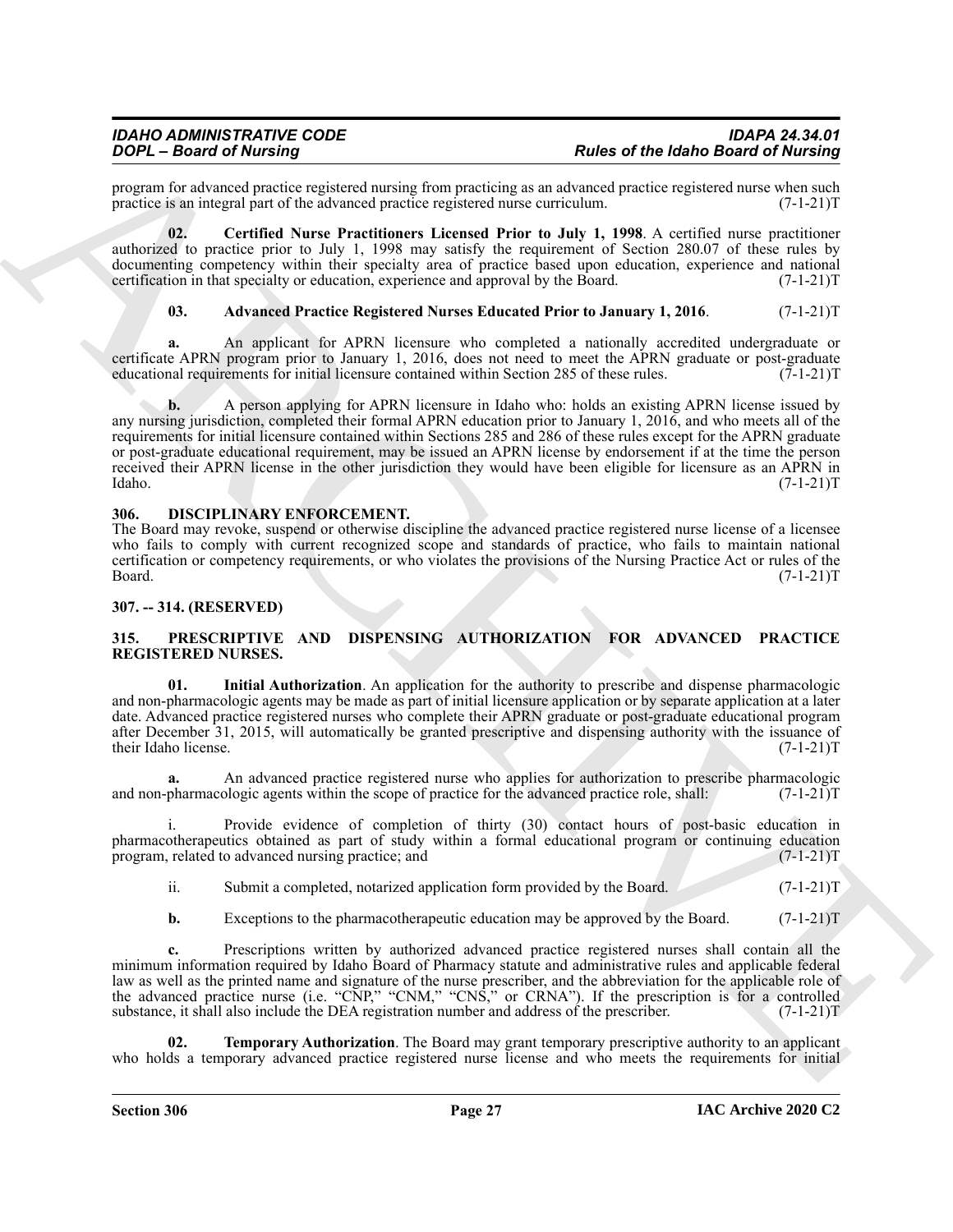program for advanced practice registered nursing from practicing as an advanced practice registered nurse when such practice is an integral part of the advanced practice registered nurse curriculum. (7-1-21)T

**02. Certified Nurse Practitioners Licensed Prior to July 1, 1998**. A certified nurse practitioner authorized to practice prior to July 1, 1998 may satisfy the requirement of Section 280.07 of these rules by documenting competency within their specialty area of practice based upon education, experience and national certification in that specialty or education, experience and approval by the Board. (7-1-21)T

**03. Advanced Practice Registered Nurses Educated Prior to January 1, 2016**. (7-1-21)T

**a.** An applicant for APRN licensure who completed a nationally accredited undergraduate or certificate APRN program prior to January 1, 2016, does not need to meet the APRN graduate or post-graduate educational requirements for initial licensure contained within Section 285 of these rules. (7-1-21)T

**b.** A person applying for APRN licensure in Idaho who: holds an existing APRN license issued by any nursing jurisdiction, completed their formal APRN education prior to January 1, 2016, and who meets all of the requirements for initial licensure contained within Sections 285 and 286 of these rules except for the APRN graduate or post-graduate educational requirement, may be issued an APRN license by endorsement if at the time the person received their APRN license in the other jurisdiction they would have been eligible for licensure as an APRN in Idaho. (7-1-21)T

## 306. DISCIPLINARY ENFORCEMENT.

The Board may revoke, suspend or otherwise discipline the advanced practice registered nurse license of a licensee who fails to comply with current recognized scope and standards of practice, who fails to maintain national certification or competency requirements, or who violates the provisions of the Nursing Practice Act or rules of the Board. (7-1-21)T

## 307. -- 314. (RESERVED)

## 315. PRESCRIPTIVE AND DISPENSING AUTHORIZATION FOR ADVANCED PRACTICE REGISTERED NURSES.

**01. Initial Authorization**. An application for the authority to prescribe and dispense pharmacologic and non-pharmacologic agents may be made as part of initial licensure application or by separate application at a later date. Advanced practice registered nurses who complete their APRN graduate or post-graduate educational program after December 31, 2015, will automatically be granted prescriptive and dispensing authority with the issuance of their Idaho license. (7-1-21)T

**a.** An advanced practice registered nurse who applies for authorization to prescribe pharmacologic and non-pharmacologic agents within the scope of practice for the advanced practice role, shall: (7-1-21)T

i. Provide evidence of completion of thirty (30) contact hours of post-basic education in pharmacotherapeutics obtained as part of study within a formal educational program or continuing education program, related to advanced nursing practice; and (7-1-21)T

ii. Submit a completed, notarized application form provided by the Board. (7-1-21)T

**b.** Exceptions to the pharmacotherapeutic education may be approved by the Board. (7-1-21)T

**c.** Prescriptions written by authorized advanced practice registered nurses shall contain all the minimum information required by Idaho Board of Pharmacy statute and administrative rules and applicable federal law as well as the printed name and signature of the nurse prescriber, and the abbreviation for the applicable role of the advanced practice nurse (i.e. "CNP," "CNM," "CNS," or CRNA"). If the prescription is for a controlled substance, it shall also include the DEA registration number and address of the prescriber. (7-1-21)T

**02. Temporary Authorization**. The Board may grant temporary prescriptive authority to an applicant who holds a temporary advanced practice registered nurse license and who meets the requirements for initial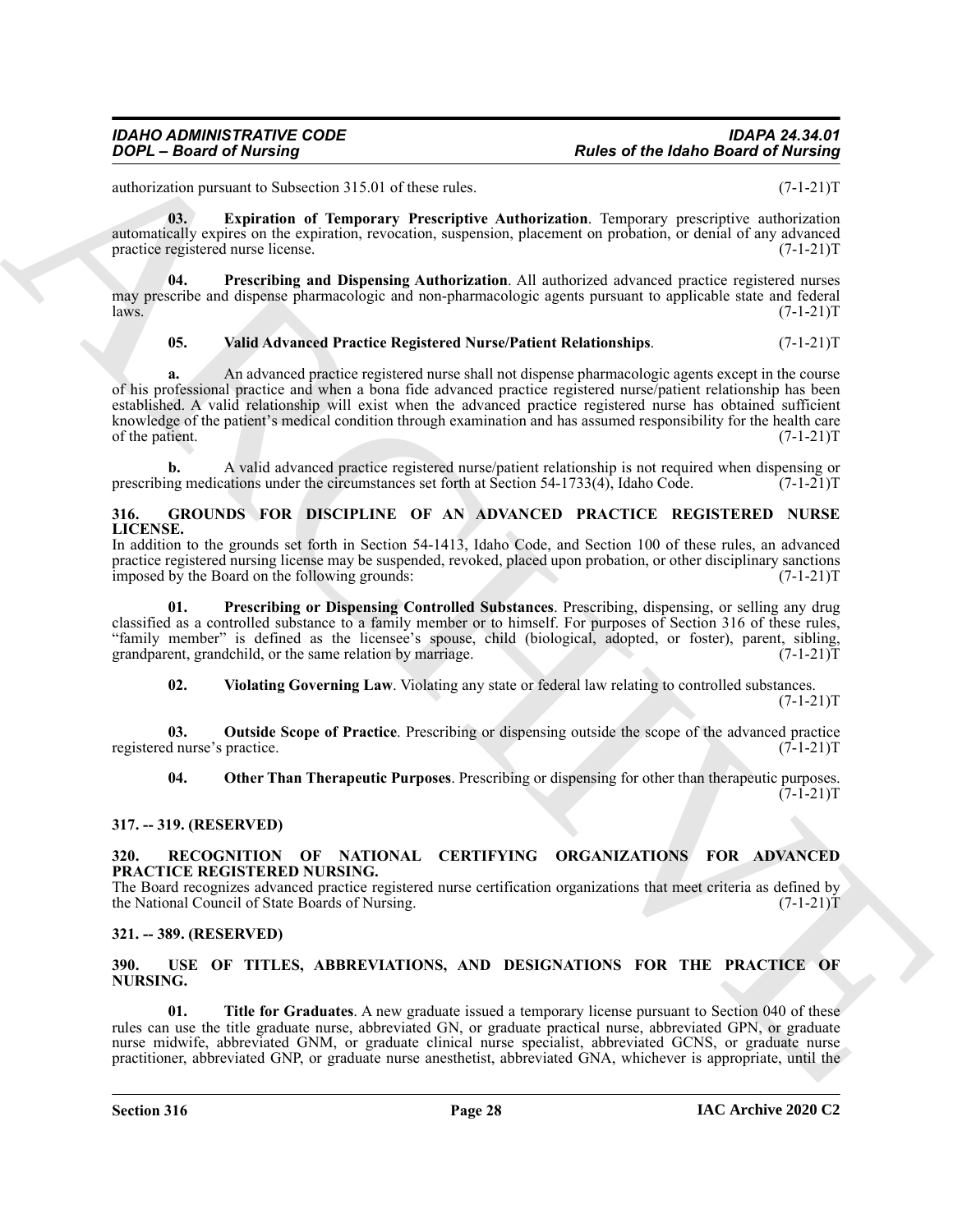authorization pursuant to Subsection 315.01 of these rules. (7-1-21)T

**03. Expiration of Temporary Prescriptive Authorization**. Temporary prescriptive authorization automatically expires on the expiration, revocation, suspension, placement on probation, or denial of any advanced practice registered nurse license. (7-1-21)T

**04. Prescribing and Dispensing Authorization**. All authorized advanced practice registered nurses may prescribe and dispense pharmacologic and non-pharmacologic agents pursuant to applicable state and federal laws. (7-1-21)T

**05. Valid Advanced Practice Registered Nurse/Patient Relationships**. (7-1-21)T

**a.** An advanced practice registered nurse shall not dispense pharmacologic agents except in the course of his professional practice and when a bona fide advanced practice registered nurse/patient relationship has been established. A valid relationship will exist when the advanced practice registered nurse has obtained sufficient knowledge of the patient's medical condition through examination and has assumed responsibility for the health care of the patient. (7-1-21)T

**b.** A valid advanced practice registered nurse/patient relationship is not required when dispensing or prescribing medications under the circumstances set forth at Section 54-1733(4), Idaho Code. (7-1-21)T

## 316. GROUNDS FOR DISCIPLINE OF AN ADVANCED PRACTICE REGISTERED NURSE LICENSE.

In addition to the grounds set forth in Section 54-1413, Idaho Code, and Section 100 of these rules, an advanced practice registered nursing license may be suspended, revoked, placed upon probation, or other disciplinary sanctions imposed by the Board on the following grounds: (7-1-21)T

**01. Prescribing or Dispensing Controlled Substances**. Prescribing, dispensing, or selling any drug classified as a controlled substance to a family member or to himself. For purposes of Section 316 of these rules, "family member" is defined as the licensee's spouse, child (biological, adopted, or foster), parent, sibling, grandparent, grandchild, or the same relation by marriage. (7-1-21)T

**02. Violating Governing Law**. Violating any state or federal law relating to controlled substances. (7-1-21)T

**03. Outside Scope of Practice**. Prescribing or dispensing outside the scope of the advanced practice registered nurse's practice. (7-1-21)T

**04. Other Than Therapeutic Purposes**. Prescribing or dispensing for other than therapeutic purposes. (7-1-21)T

## 317. -- 319. (RESERVED)

## 320. RECOGNITION OF NATIONAL CERTIFYING ORGANIZATIONS FOR ADVANCED PRACTICE REGISTERED NURSING.

The Board recognizes advanced practice registered nurse certification organizations that meet criteria as defined by the National Council of State Boards of Nursing. (7-1-21)T

## 321. -- 389. (RESERVED)

## 390. USE OF TITLES, ABBREVIATIONS, AND DESIGNATIONS FOR THE PRACTICE OF NURSING.

**01. Title for Graduates**. A new graduate issued a temporary license pursuant to Section 040 of these rules can use the title graduate nurse, abbreviated GN, or graduate practical nurse, abbreviated GPN, or graduate nurse midwife, abbreviated GNM, or graduate clinical nurse specialist, abbreviated GCNS, or graduate nurse practitioner, abbreviated GNP, or graduate nurse anesthetist, abbreviated GNA, whichever is appropriate, until the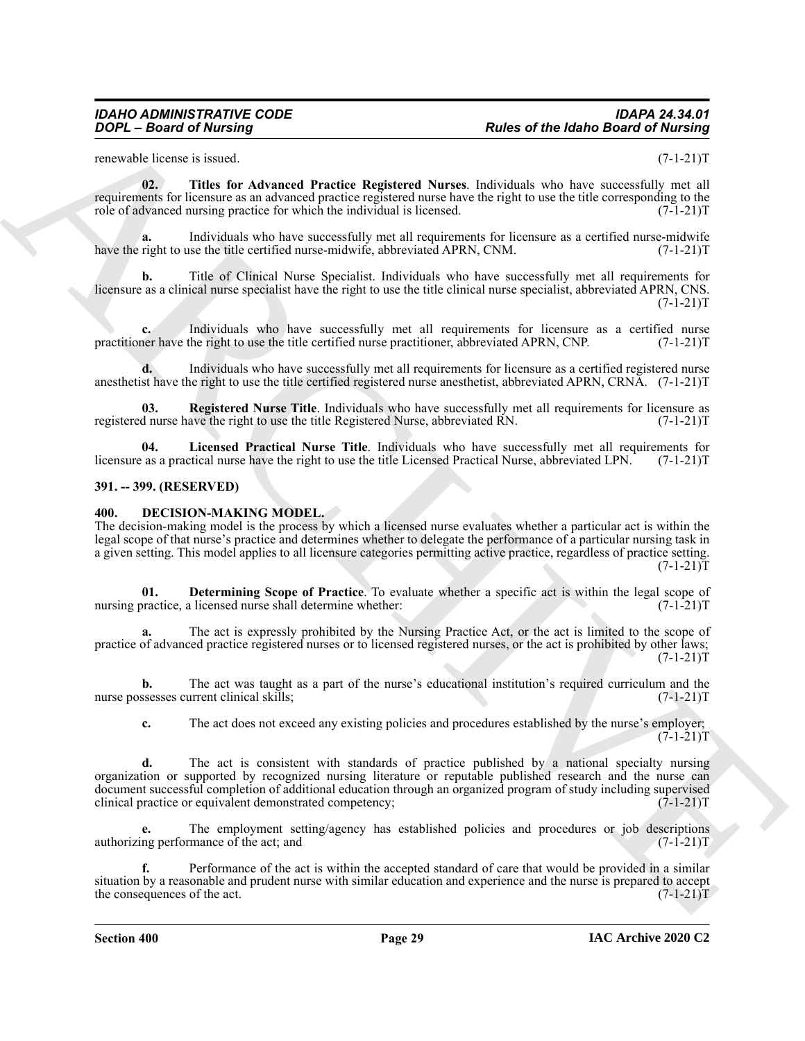renewable license is issued. (7-1-21)T

**02. Titles for Advanced Practice Registered Nurses**. Individuals who have successfully met all requirements for licensure as an advanced practice registered nurse have the right to use the title corresponding to the role of advanced nursing practice for which the individual is licensed. (7-1-21)T

**a.** Individuals who have successfully met all requirements for licensure as a certified nurse-midwife have the right to use the title certified nurse-midwife, abbreviated APRN, CNM. (7-1-21)T

**b.** Title of Clinical Nurse Specialist. Individuals who have successfully met all requirements for licensure as a clinical nurse specialist have the right to use the title clinical nurse specialist, abbreviated APRN, CNS. (7-1-21)T

**c.** Individuals who have successfully met all requirements for licensure as a certified nurse practitioner have the right to use the title certified nurse practitioner, abbreviated APRN, CNP. (7-1-21)T

**d.** Individuals who have successfully met all requirements for licensure as a certified registered nurse anesthetist have the right to use the title certified registered nurse anesthetist, abbreviated APRN, CRNA. (7-1-21)T

**03. Registered Nurse Title**. Individuals who have successfully met all requirements for licensure as registered nurse have the right to use the title Registered Nurse, abbreviated RN. (7-1-21)T

**04. Licensed Practical Nurse Title**. Individuals who have successfully met all requirements for licensure as a practical nurse have the right to use the title Licensed Practical Nurse, abbreviated LPN. (7-1-21)T

### 391. -- 399. (RESERVED)

### 400. DECISION-MAKING MODEL.

The decision-making model is the process by which a licensed nurse evaluates whether a particular act is within the legal scope of that nurse's practice and determines whether to delegate the performance of a particular nursing task in a given setting. This model applies to all licensure categories permitting active practice, regardless of practice setting. (7-1-21)T

**01. Determining Scope of Practice**. To evaluate whether a specific act is within the legal scope of nursing practice, a licensed nurse shall determine whether: (7-1-21)T

**a.** The act is expressly prohibited by the Nursing Practice Act, or the act is limited to the scope of practice of advanced practice registered nurses or to licensed registered nurses, or the act is prohibited by other laws; (7-1-21)T

**b.** The act was taught as a part of the nurse's educational institution's required curriculum and the nurse possesses current clinical skills; (7-1-21)T

**c.** The act does not exceed any existing policies and procedures established by the nurse's employer; (7-1-21)T

**d.** The act is consistent with standards of practice published by a national specialty nursing organization or supported by recognized nursing literature or reputable published research and the nurse can document successful completion of additional education through an organized program of study including supervised clinical practice or equivalent demonstrated competency; (7-1-21)T

**e.** The employment setting/agency has established policies and procedures or job descriptions authorizing performance of the act; and (7-1-21)T

**f.** Performance of the act is within the accepted standard of care that would be provided in a similar situation by a reasonable and prudent nurse with similar education and experience and the nurse is prepared to accept the consequences of the act. (7-1-21)T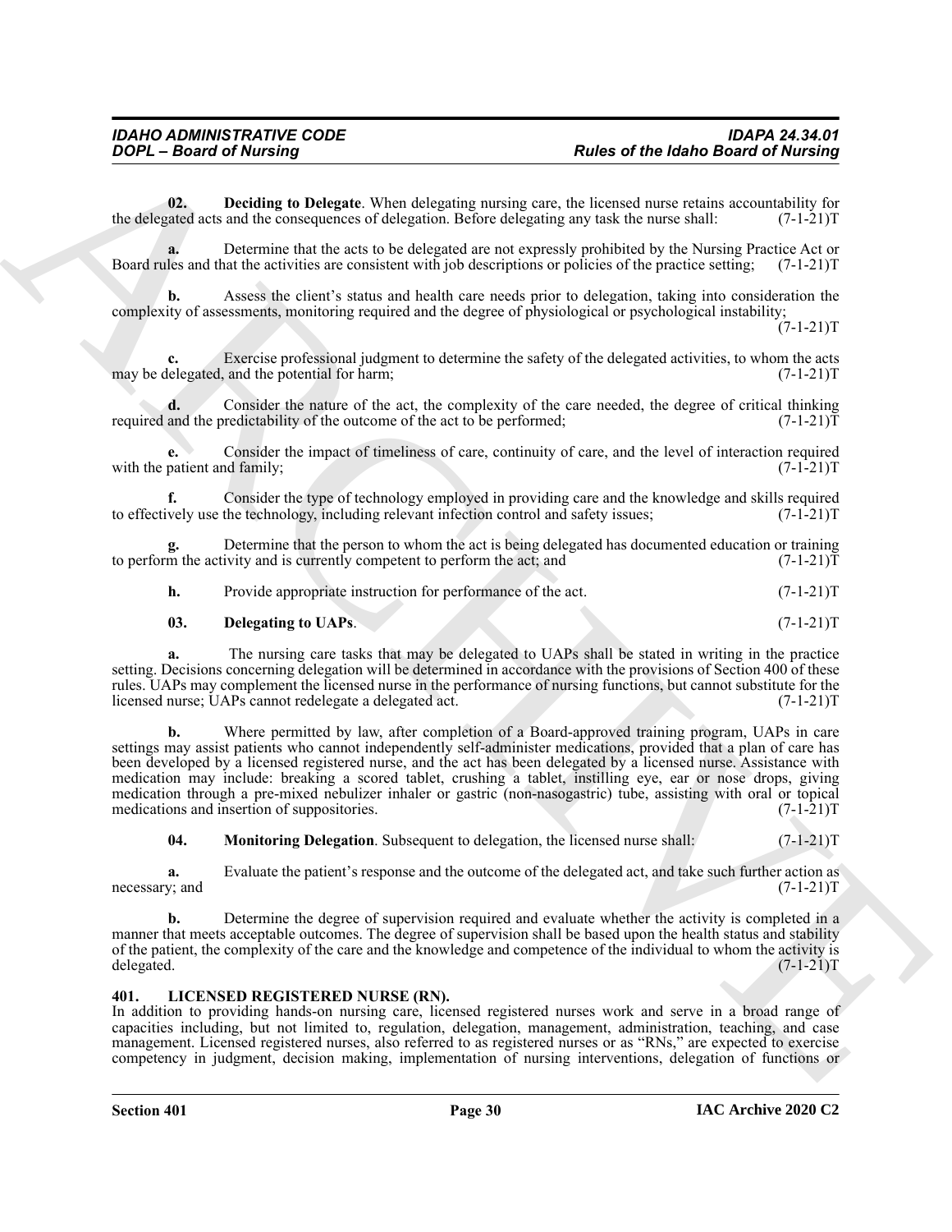**02. Deciding to Delegate**. When delegating nursing care, the licensed nurse retains accountability for the delegated acts and the consequences of delegation. Before delegating any task the nurse shall: (7-1-21)T

**a.** Determine that the acts to be delegated are not expressly prohibited by the Nursing Practice Act or Board rules and that the activities are consistent with job descriptions or policies of the practice setting; (7-1-21)T

**b.** Assess the client's status and health care needs prior to delegation, taking into consideration the complexity of assessments, monitoring required and the degree of physiological or psychological instability; (7-1-21)T

**c.** Exercise professional judgment to determine the safety of the delegated activities, to whom the acts may be delegated, and the potential for harm; (7-1-21)T

**d.** Consider the nature of the act, the complexity of the care needed, the degree of critical thinking required and the predictability of the outcome of the act to be performed; (7-1-21)T

**e.** Consider the impact of timeliness of care, continuity of care, and the level of interaction required with the patient and family; (7-1-21)T

**f.** Consider the type of technology employed in providing care and the knowledge and skills required to effectively use the technology, including relevant infection control and safety issues; (7-1-21)T

**g.** Determine that the person to whom the act is being delegated has documented education or training to perform the activity and is currently competent to perform the act; and (7-1-21)T

**h.** Provide appropriate instruction for performance of the act. (7-1-21)T

**03. Delegating to UAPs**. (7-1-21)T

**a.** The nursing care tasks that may be delegated to UAPs shall be stated in writing in the practice setting. Decisions concerning delegation will be determined in accordance with the provisions of Section 400 of these rules. UAPs may complement the licensed nurse in the performance of nursing functions, but cannot substitute for the licensed nurse; UAPs cannot redelegate a delegated act. (7-1-21)T

**b.** Where permitted by law, after completion of a Board-approved training program, UAPs in care settings may assist patients who cannot independently self-administer medications, provided that a plan of care has been developed by a licensed registered nurse, and the act has been delegated by a licensed nurse. Assistance with medication may include: breaking a scored tablet, crushing a tablet, instilling eye, ear or nose drops, giving medication through a pre-mixed nebulizer inhaler or gastric (non-nasogastric) tube, assisting with oral or topical medications and insertion of suppositories. (7-1-21)T

**04. Monitoring Delegation**. Subsequent to delegation, the licensed nurse shall: (7-1-21)T

**a.** Evaluate the patient's response and the outcome of the delegated act, and take such further action as necessary; and (7-1-21)T

**b.** Determine the degree of supervision required and evaluate whether the activity is completed in a manner that meets acceptable outcomes. The degree of supervision shall be based upon the health status and stability of the patient, the complexity of the care and the knowledge and competence of the individual to whom the activity is delegated. (7-1-21)T

## 401. LICENSED REGISTERED NURSE (RN).

In addition to providing hands-on nursing care, licensed registered nurses work and serve in a broad range of capacities including, but not limited to, regulation, delegation, management, administration, teaching, and case management. Licensed registered nurses, also referred to as registered nurses or as "RNs," are expected to exercise competency in judgment, decision making, implementation of nursing interventions, delegation of functions or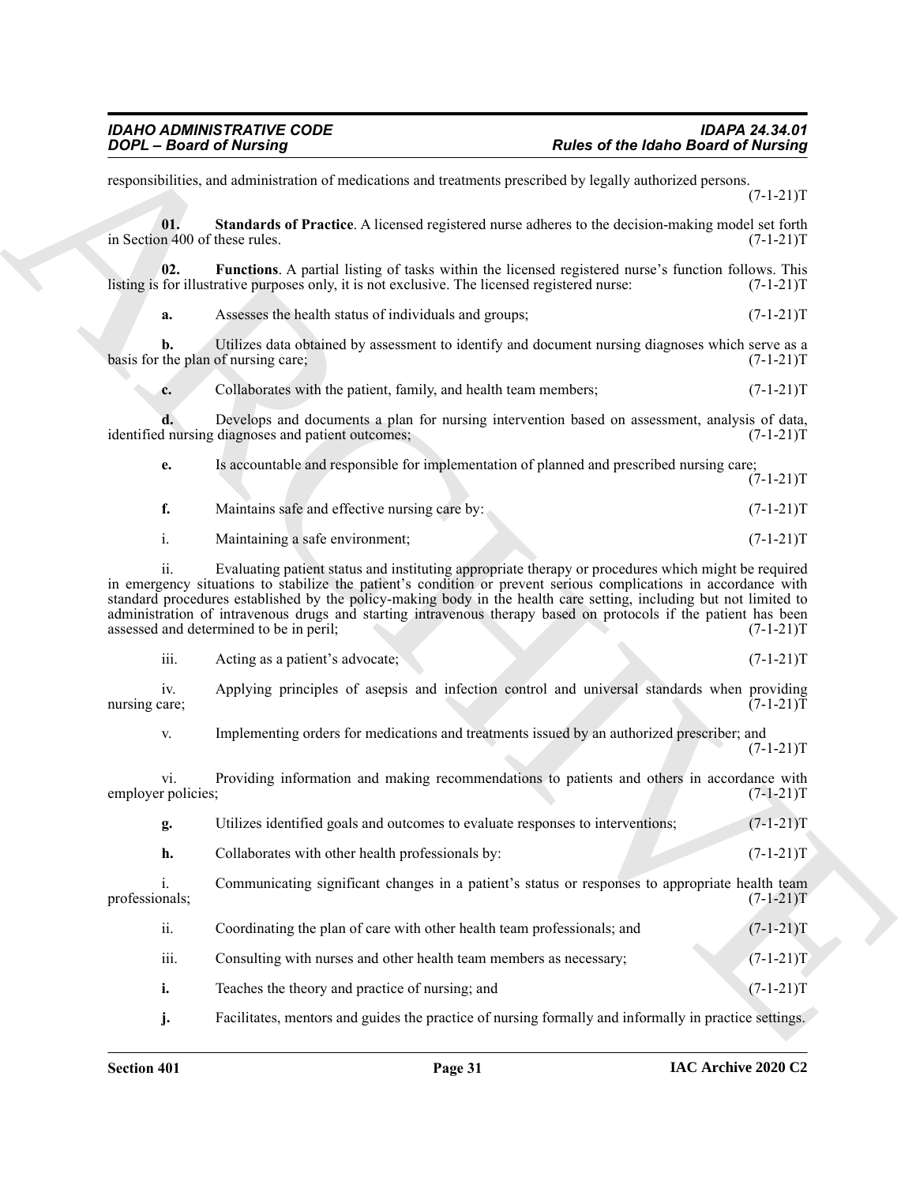responsibilities, and administration of medications and treatments prescribed by legally authorized persons. (7-1-21)T

**01. Standards of Practice**. A licensed registered nurse adheres to the decision-making model set forth in Section 400 of these rules. (7-1-21)T

**02. Functions**. A partial listing of tasks within the licensed registered nurse's function follows. This listing is for illustrative purposes only, it is not exclusive. The licensed registered nurse: (7-1-21)T

**a.** Assesses the health status of individuals and groups; (7-1-21)T

**b.** Utilizes data obtained by assessment to identify and document nursing diagnoses which serve as a basis for the plan of nursing care; (7-1-21)T

**c.** Collaborates with the patient, family, and health team members; (7-1-21)T

**d.** Develops and documents a plan for nursing intervention based on assessment, analysis of data, identified nursing diagnoses and patient outcomes; (7-1-21)T

**e.** Is accountable and responsible for implementation of planned and prescribed nursing care; (7-1-21)T

**f.** Maintains safe and effective nursing care by: (7-1-21)T

i. Maintaining a safe environment; (7-1-21)T

ii. Evaluating patient status and instituting appropriate therapy or procedures which might be required in emergency situations to stabilize the patient's condition or prevent serious complications in accordance with standard procedures established by the policy-making body in the health care setting, including but not limited to administration of intravenous drugs and starting intravenous therapy based on protocols if the patient has been assessed and determined to be in peril; (7-1-21)T

iii. Acting as a patient's advocate; (7-1-21)T

iv. Applying principles of asepsis and infection control and universal standards when providing nursing care; (7-1-21)T

v. Implementing orders for medications and treatments issued by an authorized prescriber; and (7-1-21)T

vi. Providing information and making recommendations to patients and others in accordance with employer policies; (7-1-21)T

**g.** Utilizes identified goals and outcomes to evaluate responses to interventions; (7-1-21)T

**h.** Collaborates with other health professionals by: (7-1-21)T

i. Communicating significant changes in a patient's status or responses to appropriate health team professionals; (7-1-21)T

ii. Coordinating the plan of care with other health team professionals; and (7-1-21)T

iii. Consulting with nurses and other health team members as necessary; (7-1-21)T

**i.** Teaches the theory and practice of nursing; and (7-1-21)T

**j.** Facilitates, mentors and guides the practice of nursing formally and informally in practice settings.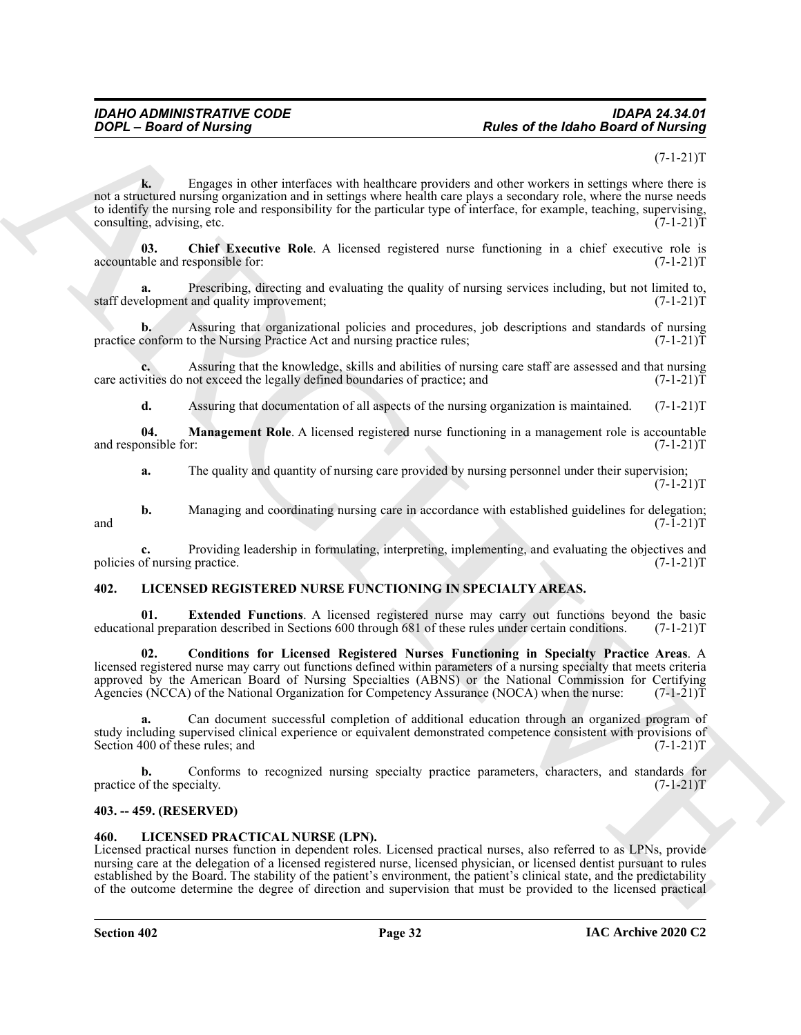(7-1-21)T

**k.** Engages in other interfaces with healthcare providers and other workers in settings where there is not a structured nursing organization and in settings where health care plays a secondary role, where the nurse needs to identify the nursing role and responsibility for the particular type of interface, for example, teaching, supervising, consulting, advising, etc. (7-1-21)T

**03. Chief Executive Role**. A licensed registered nurse functioning in a chief executive role is accountable and responsible for: (7-1-21)T

**a.** Prescribing, directing and evaluating the quality of nursing services including, but not limited to, staff development and quality improvement; (7-1-21)T

**b.** Assuring that organizational policies and procedures, job descriptions and standards of nursing practice conform to the Nursing Practice Act and nursing practice rules; (7-1-21)T

**c.** Assuring that the knowledge, skills and abilities of nursing care staff are assessed and that nursing care activities do not exceed the legally defined boundaries of practice; and (7-1-21)T

**d.** Assuring that documentation of all aspects of the nursing organization is maintained. (7-1-21)T

**04. Management Role**. A licensed registered nurse functioning in a management role is accountable and responsible for: (7-1-21)T

**a.** The quality and quantity of nursing care provided by nursing personnel under their supervision; (7-1-21)T

**b.** Managing and coordinating nursing care in accordance with established guidelines for delegation; and (7-1-21)T

**c.** Providing leadership in formulating, interpreting, implementing, and evaluating the objectives and policies of nursing practice. (7-1-21)T

## 402. LICENSED REGISTERED NURSE FUNCTIONING IN SPECIALTY AREAS.

**01. Extended Functions**. A licensed registered nurse may carry out functions beyond the basic educational preparation described in Sections 600 through 681 of these rules under certain conditions. (7-1-21)T

**02. Conditions for Licensed Registered Nurses Functioning in Specialty Practice Areas**. A licensed registered nurse may carry out functions defined within parameters of a nursing specialty that meets criteria approved by the American Board of Nursing Specialties (ABNS) or the National Commission for Certifying Agencies (NCCA) of the National Organization for Competency Assurance (NOCA) when the nurse: (7-1-21)T

**a.** Can document successful completion of additional education through an organized program of study including supervised clinical experience or equivalent demonstrated competence consistent with provisions of Section 400 of these rules; and (7-1-21)T

**b.** Conforms to recognized nursing specialty practice parameters, characters, and standards for practice of the specialty. (7-1-21)T

## 403. -- 459. (RESERVED)

## 460. LICENSED PRACTICAL NURSE (LPN).

Licensed practical nurses function in dependent roles. Licensed practical nurses, also referred to as LPNs, provide nursing care at the delegation of a licensed registered nurse, licensed physician, or licensed dentist pursuant to rules established by the Board. The stability of the patient's environment, the patient's clinical state, and the predictability of the outcome determine the degree of direction and supervision that must be provided to the licensed practical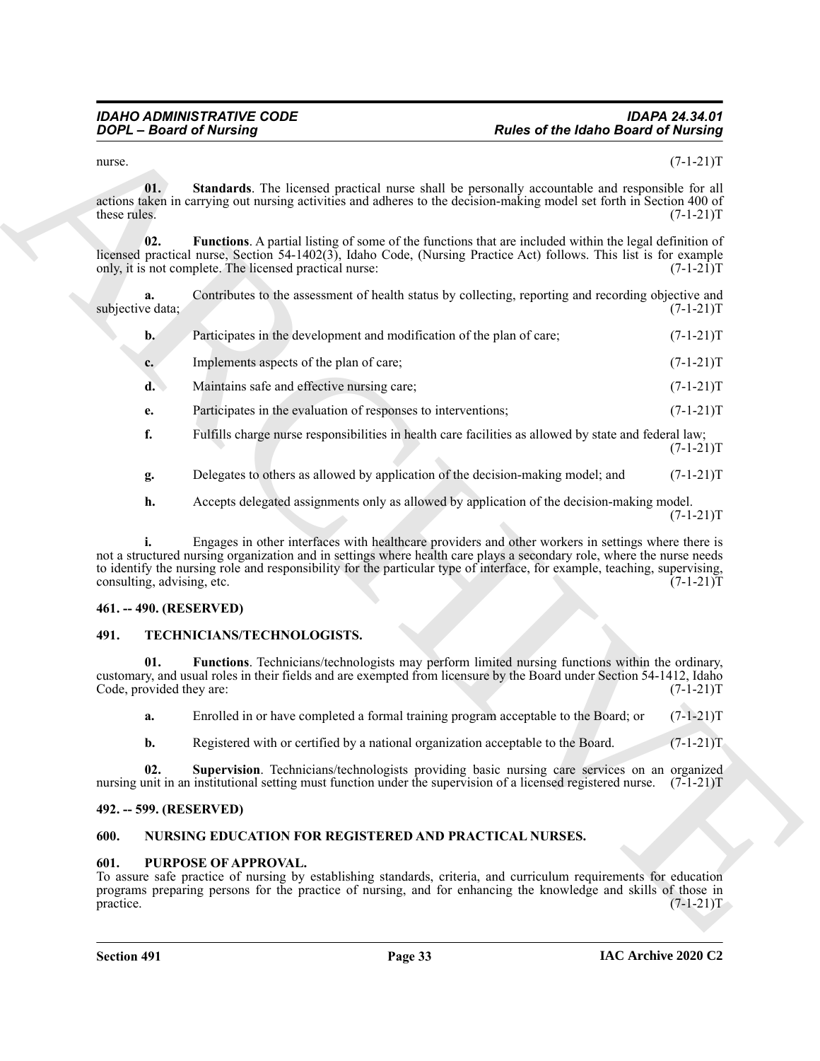nurse. (7-1-21)T

**01. Standards**. The licensed practical nurse shall be personally accountable and responsible for all actions taken in carrying out nursing activities and adheres to the decision-making model set forth in Section 400 of these rules. (7-1-21)T

**02. Functions**. A partial listing of some of the functions that are included within the legal definition of licensed practical nurse, Section 54-1402(3), Idaho Code, (Nursing Practice Act) follows. This list is for example only, it is not complete. The licensed practical nurse: (7-1-21)T

**a.** Contributes to the assessment of health status by collecting, reporting and recording objective and subjective data; (7-1-21)T

**b.** Participates in the development and modification of the plan of care; (7-1-21)T

**c.** Implements aspects of the plan of care; (7-1-21)T

**d.** Maintains safe and effective nursing care; (7-1-21)T

**e.** Participates in the evaluation of responses to interventions; (7-1-21)T

**f.** Fulfills charge nurse responsibilities in health care facilities as allowed by state and federal law; (7-1-21)T

**g.** Delegates to others as allowed by application of the decision-making model; and (7-1-21)T

**h.** Accepts delegated assignments only as allowed by application of the decision-making model. (7-1-21)T

**i.** Engages in other interfaces with healthcare providers and other workers in settings where there is not a structured nursing organization and in settings where health care plays a secondary role, where the nurse needs to identify the nursing role and responsibility for the particular type of interface, for example, teaching, supervising, consulting, advising, etc. (7-1-21)T

## 461. -- 490. (RESERVED)

## 491. TECHNICIANS/TECHNOLOGISTS.

**01. Functions**. Technicians/technologists may perform limited nursing functions within the ordinary, customary, and usual roles in their fields and are exempted from licensure by the Board under Section 54-1412, Idaho Code, provided they are: (7-1-21)T

**a.** Enrolled in or have completed a formal training program acceptable to the Board; or (7-1-21)T

**b.** Registered with or certified by a national organization acceptable to the Board. (7-1-21)T

**02. Supervision**. Technicians/technologists providing basic nursing care services on an organized nursing unit in an institutional setting must function under the supervision of a licensed registered nurse. (7-1-21)T

## 492. -- 599. (RESERVED)

## 600. NURSING EDUCATION FOR REGISTERED AND PRACTICAL NURSES.

## 601. PURPOSE OF APPROVAL.

To assure safe practice of nursing by establishing standards, criteria, and curriculum requirements for education programs preparing persons for the practice of nursing, and for enhancing the knowledge and skills of those in practice. (7-1-21)T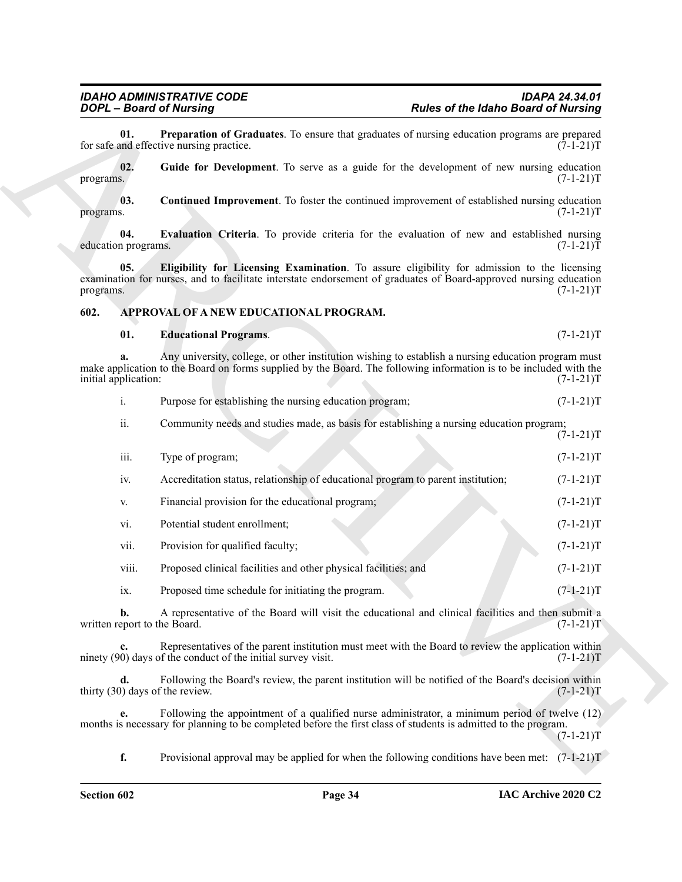**01. Preparation of Graduates**. To ensure that graduates of nursing education programs are prepared for safe and effective nursing practice. (7-1-21)T

**02. Guide for Development**. To serve as a guide for the development of new nursing education programs. (7-1-21)T

**03. Continued Improvement**. To foster the continued improvement of established nursing education programs. (7-1-21)T

**04. Evaluation Criteria**. To provide criteria for the evaluation of new and established nursing education programs. (7-1-21)T

**05. Eligibility for Licensing Examination**. To assure eligibility for admission to the licensing examination for nurses, and to facilitate interstate endorsement of graduates of Board-approved nursing education programs. (7-1-21)T

## 602. APPROVAL OF A NEW EDUCATIONAL PROGRAM.

**01. Educational Programs**. (7-1-21)T

**a.** Any university, college, or other institution wishing to establish a nursing education program must make application to the Board on forms supplied by the Board. The following information is to be included with the initial application: (7-1-21)T

i. Purpose for establishing the nursing education program; (7-1-21)T

ii. Community needs and studies made, as basis for establishing a nursing education program; (7-1-21)T

iii. Type of program; (7-1-21)T

iv. Accreditation status, relationship of educational program to parent institution; (7-1-21)T

v. Financial provision for the educational program; (7-1-21)T

vi. Potential student enrollment; (7-1-21)T

vii. Provision for qualified faculty; (7-1-21)T

viii. Proposed clinical facilities and other physical facilities; and (7-1-21)T

ix. Proposed time schedule for initiating the program. (7-1-21)T

**b.** A representative of the Board will visit the educational and clinical facilities and then submit a written report to the Board. (7-1-21)T

**c.** Representatives of the parent institution must meet with the Board to review the application within ninety (90) days of the conduct of the initial survey visit. (7-1-21)T

**d.** Following the Board's review, the parent institution will be notified of the Board's decision within thirty (30) days of the review. (7-1-21)T

**e.** Following the appointment of a qualified nurse administrator, a minimum period of twelve (12) months is necessary for planning to be completed before the first class of students is admitted to the program. (7-1-21)T

**f.** Provisional approval may be applied for when the following conditions have been met: (7-1-21)T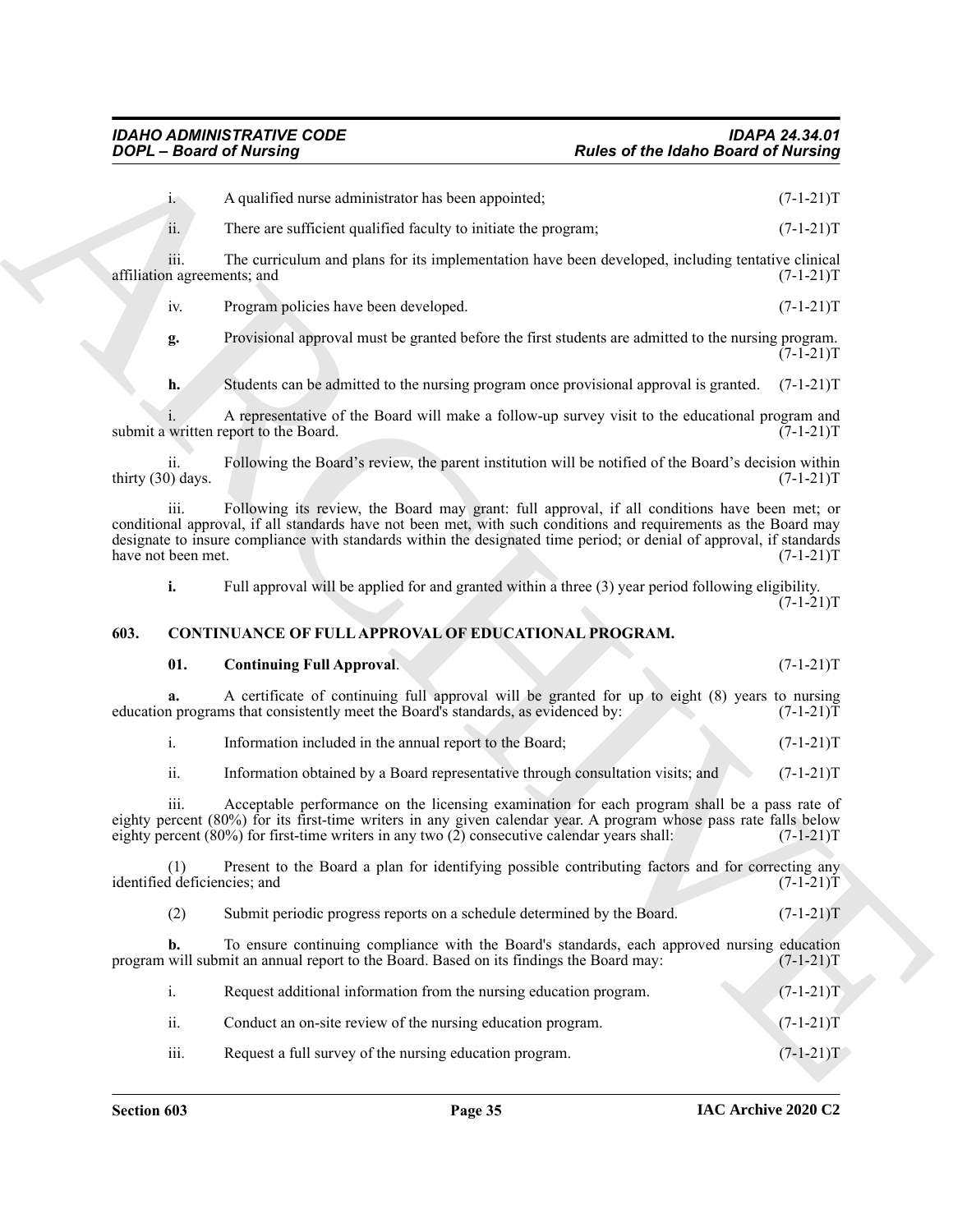i. A qualified nurse administrator has been appointed; (7-1-21)T

ii. There are sufficient qualified faculty to initiate the program; (7-1-21)T

iii. The curriculum and plans for its implementation have been developed, including tentative clinical affiliation agreements; and (7-1-21)T

iv. Program policies have been developed. (7-1-21)T

**g.** Provisional approval must be granted before the first students are admitted to the nursing program. (7-1-21)T

**h.** Students can be admitted to the nursing program once provisional approval is granted. (7-1-21)T

i. A representative of the Board will make a follow-up survey visit to the educational program and submit a written report to the Board. (7-1-21)T

ii. Following the Board's review, the parent institution will be notified of the Board's decision within thirty (30) days. (7-1-21)T

iii. Following its review, the Board may grant: full approval, if all conditions have been met; or conditional approval, if all standards have not been met, with such conditions and requirements as the Board may designate to insure compliance with standards within the designated time period; or denial of approval, if standards have not been met. (7-1-21)T

**i.** Full approval will be applied for and granted within a three (3) year period following eligibility. (7-1-21)T

## 603. CONTINUANCE OF FULL APPROVAL OF EDUCATIONAL PROGRAM.

**01. Continuing Full Approval**. (7-1-21)T

**a.** A certificate of continuing full approval will be granted for up to eight (8) years to nursing education programs that consistently meet the Board's standards, as evidenced by: (7-1-21)T

i. Information included in the annual report to the Board; (7-1-21)T

ii. Information obtained by a Board representative through consultation visits; and (7-1-21)T

iii. Acceptable performance on the licensing examination for each program shall be a pass rate of eighty percent (80%) for its first-time writers in any given calendar year. A program whose pass rate falls below eighty percent (80%) for first-time writers in any two (2) consecutive calendar years shall: (7-1-21)T

(1) Present to the Board a plan for identifying possible contributing factors and for correcting any identified deficiencies; and (7-1-21)T

(2) Submit periodic progress reports on a schedule determined by the Board. (7-1-21)T

**b.** To ensure continuing compliance with the Board's standards, each approved nursing education program will submit an annual report to the Board. Based on its findings the Board may: (7-1-21)T

i. Request additional information from the nursing education program. (7-1-21)T

ii. Conduct an on-site review of the nursing education program. (7-1-21)T

iii. Request a full survey of the nursing education program. (7-1-21)T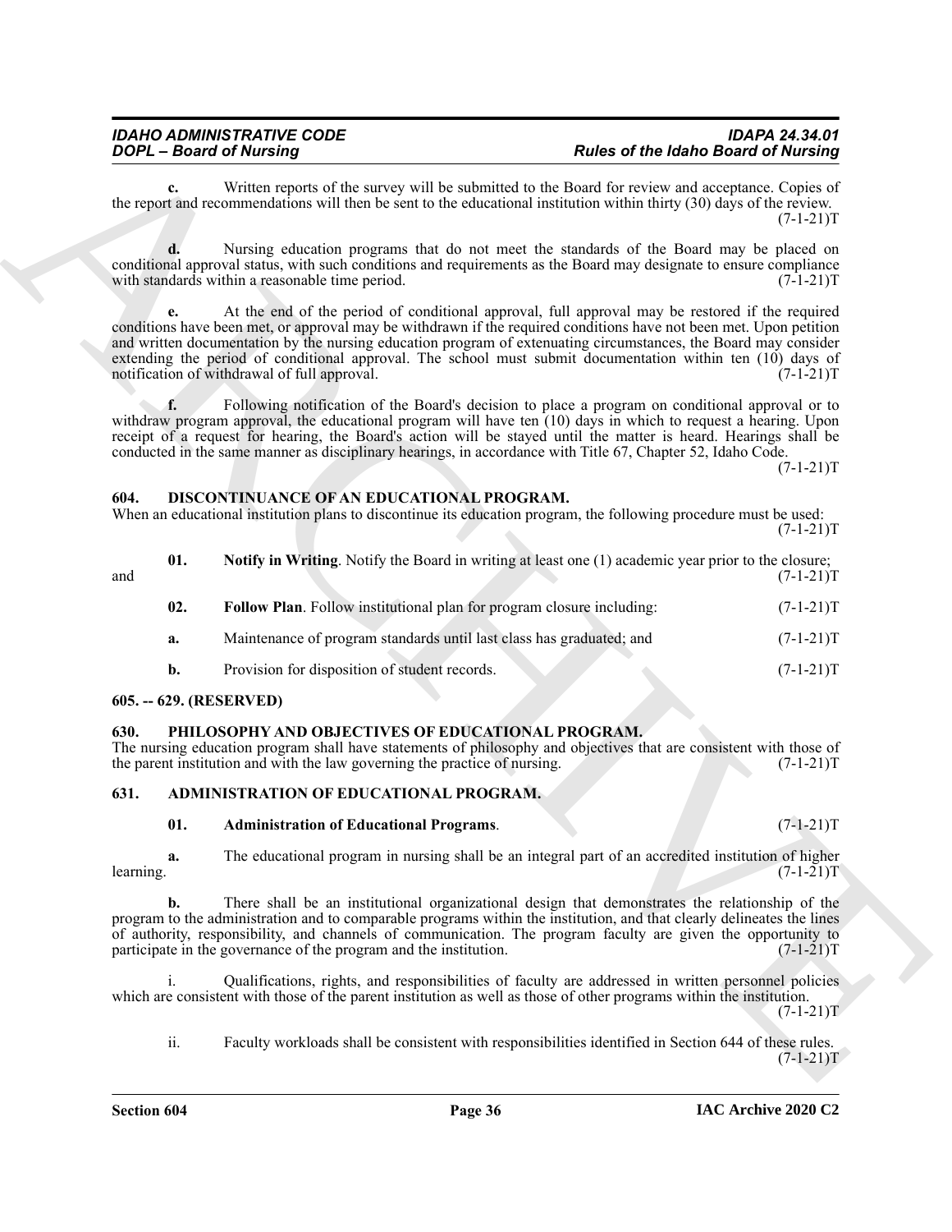**c.** Written reports of the survey will be submitted to the Board for review and acceptance. Copies of the report and recommendations will then be sent to the educational institution within thirty (30) days of the review. (7-1-21)T

**d.** Nursing education programs that do not meet the standards of the Board may be placed on conditional approval status, with such conditions and requirements as the Board may designate to ensure compliance with standards within a reasonable time period. (7-1-21)T

**e.** At the end of the period of conditional approval, full approval may be restored if the required conditions have been met, or approval may be withdrawn if the required conditions have not been met. Upon petition and written documentation by the nursing education program of extenuating circumstances, the Board may consider extending the period of conditional approval. The school must submit documentation within ten (10) days of notification of withdrawal of full approval. (7-1-21)T

**f.** Following notification of the Board's decision to place a program on conditional approval or to withdraw program approval, the educational program will have ten (10) days in which to request a hearing. Upon receipt of a request for hearing, the Board's action will be stayed until the matter is heard. Hearings shall be conducted in the same manner as disciplinary hearings, in accordance with Title 67, Chapter 52, Idaho Code. (7-1-21)T

## 604. DISCONTINUANCE OF AN EDUCATIONAL PROGRAM.

When an educational institution plans to discontinue its education program, the following procedure must be used: (7-1-21)T

**01. Notify in Writing**. Notify the Board in writing at least one (1) academic year prior to the closure; and (7-1-21)T

**02. Follow Plan**. Follow institutional plan for program closure including: (7-1-21)T

**a.** Maintenance of program standards until last class has graduated; and (7-1-21)T

**b.** Provision for disposition of student records. (7-1-21)T

## 605. -- 629. (RESERVED)

## 630. PHILOSOPHY AND OBJECTIVES OF EDUCATIONAL PROGRAM.

The nursing education program shall have statements of philosophy and objectives that are consistent with those of the parent institution and with the law governing the practice of nursing. (7-1-21)T

## 631. ADMINISTRATION OF EDUCATIONAL PROGRAM.

**01. Administration of Educational Programs**. (7-1-21)T

**a.** The educational program in nursing shall be an integral part of an accredited institution of higher learning. (7-1-21)T

**b.** There shall be an institutional organizational design that demonstrates the relationship of the program to the administration and to comparable programs within the institution, and that clearly delineates the lines of authority, responsibility, and channels of communication. The program faculty are given the opportunity to participate in the governance of the program and the institution. (7-1-21)T

i. Qualifications, rights, and responsibilities of faculty are addressed in written personnel policies which are consistent with those of the parent institution as well as those of other programs within the institution. (7-1-21)T

ii. Faculty workloads shall be consistent with responsibilities identified in Section 644 of these rules. (7-1-21)T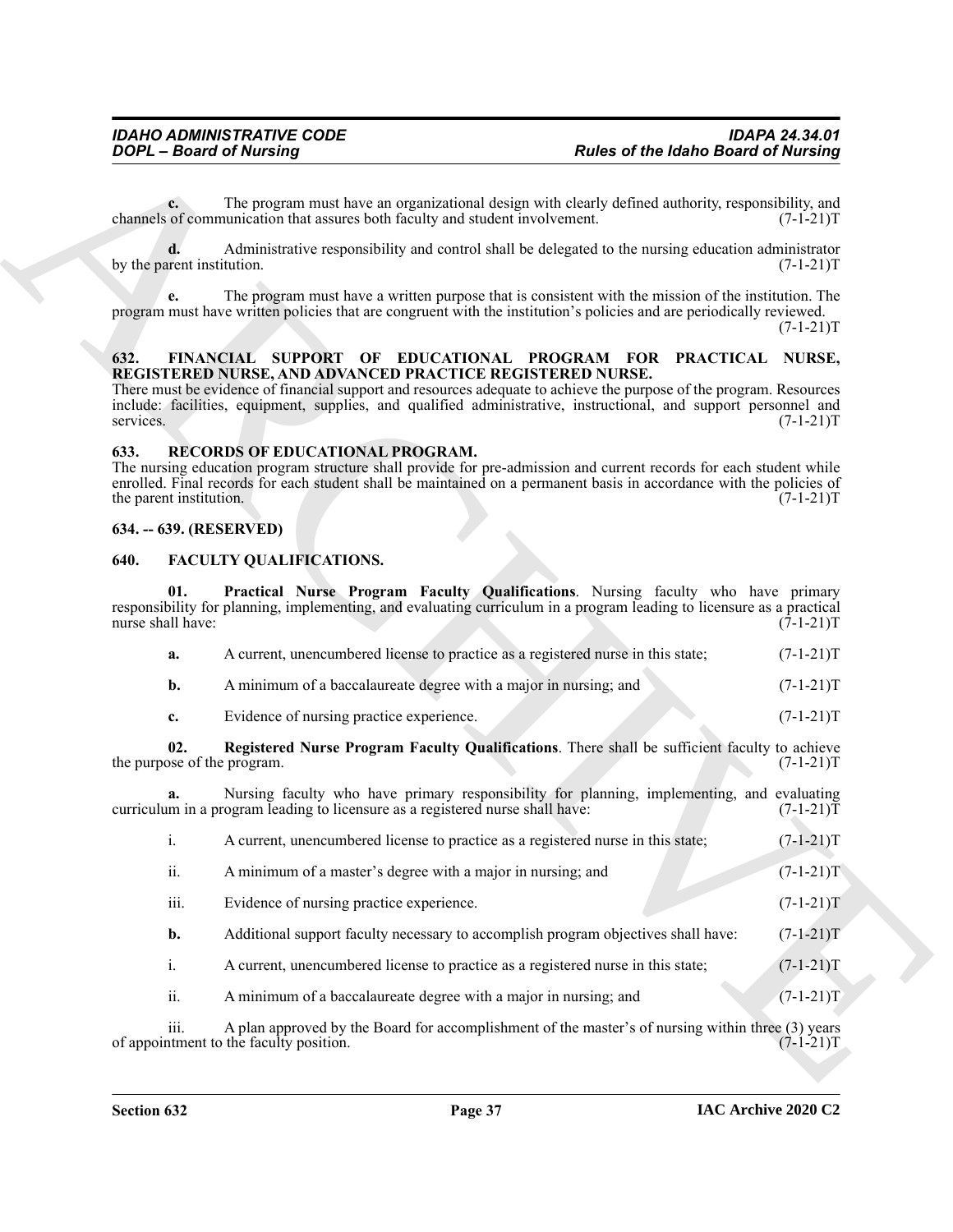**c.** The program must have an organizational design with clearly defined authority, responsibility, and channels of communication that assures both faculty and student involvement. (7-1-21)T

**d.** Administrative responsibility and control shall be delegated to the nursing education administrator by the parent institution. (7-1-21)T

**e.** The program must have a written purpose that is consistent with the mission of the institution. The program must have written policies that are congruent with the institution's policies and are periodically reviewed. (7-1-21)T

## 632. FINANCIAL SUPPORT OF EDUCATIONAL PROGRAM FOR PRACTICAL NURSE, REGISTERED NURSE, AND ADVANCED PRACTICE REGISTERED NURSE.

There must be evidence of financial support and resources adequate to achieve the purpose of the program. Resources include: facilities, equipment, supplies, and qualified administrative, instructional, and support personnel and services. (7-1-21)T

## 633. RECORDS OF EDUCATIONAL PROGRAM.

The nursing education program structure shall provide for pre-admission and current records for each student while enrolled. Final records for each student shall be maintained on a permanent basis in accordance with the policies of the parent institution. (7-1-21)T

## 634. -- 639. (RESERVED)

## 640. FACULTY QUALIFICATIONS.

**01. Practical Nurse Program Faculty Qualifications**. Nursing faculty who have primary responsibility for planning, implementing, and evaluating curriculum in a program leading to licensure as a practical nurse shall have: (7-1-21)T

**a.** A current, unencumbered license to practice as a registered nurse in this state; (7-1-21)T

**b.** A minimum of a baccalaureate degree with a major in nursing; and (7-1-21)T

**c.** Evidence of nursing practice experience. (7-1-21)T

**02. Registered Nurse Program Faculty Qualifications**. There shall be sufficient faculty to achieve the purpose of the program. (7-1-21)T

**a.** Nursing faculty who have primary responsibility for planning, implementing, and evaluating curriculum in a program leading to licensure as a registered nurse shall have: (7-1-21)T

i. A current, unencumbered license to practice as a registered nurse in this state; (7-1-21)T

ii. A minimum of a master's degree with a major in nursing; and (7-1-21)T

iii. Evidence of nursing practice experience. (7-1-21)T

**b.** Additional support faculty necessary to accomplish program objectives shall have: (7-1-21)T

i. A current, unencumbered license to practice as a registered nurse in this state; (7-1-21)T

ii. A minimum of a baccalaureate degree with a major in nursing; and (7-1-21)T

iii. A plan approved by the Board for accomplishment of the master's of nursing within three (3) years of appointment to the faculty position. (7-1-21)T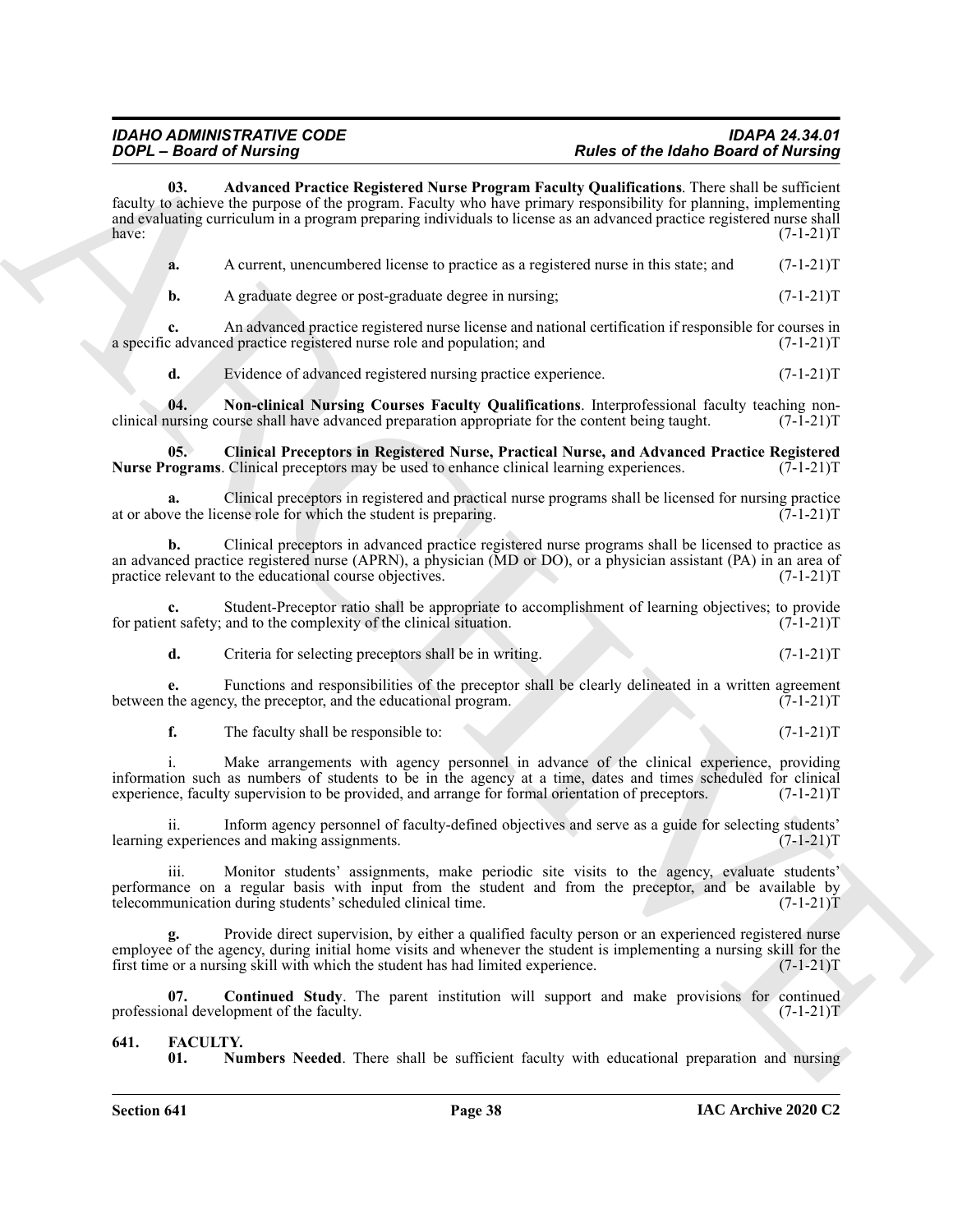**03. Advanced Practice Registered Nurse Program Faculty Qualifications**. There shall be sufficient faculty to achieve the purpose of the program. Faculty who have primary responsibility for planning, implementing and evaluating curriculum in a program preparing individuals to license as an advanced practice registered nurse shall have: (7-1-21)T

**a.** A current, unencumbered license to practice as a registered nurse in this state; and (7-1-21)T

**b.** A graduate degree or post-graduate degree in nursing; (7-1-21)T

**c.** An advanced practice registered nurse license and national certification if responsible for courses in a specific advanced practice registered nurse role and population; and (7-1-21)T

**d.** Evidence of advanced registered nursing practice experience. (7-1-21)T

**04. Non-clinical Nursing Courses Faculty Qualifications**. Interprofessional faculty teaching non-clinical nursing course shall have advanced preparation appropriate for the content being taught. (7-1-21)T

**05. Clinical Preceptors in Registered Nurse, Practical Nurse, and Advanced Practice Registered Nurse Programs**. Clinical preceptors may be used to enhance clinical learning experiences. (7-1-21)T

**a.** Clinical preceptors in registered and practical nurse programs shall be licensed for nursing practice at or above the license role for which the student is preparing. (7-1-21)T

**b.** Clinical preceptors in advanced practice registered nurse programs shall be licensed to practice as an advanced practice registered nurse (APRN), a physician (MD or DO), or a physician assistant (PA) in an area of practice relevant to the educational course objectives. (7-1-21)T

**c.** Student-Preceptor ratio shall be appropriate to accomplishment of learning objectives; to provide for patient safety; and to the complexity of the clinical situation. (7-1-21)T

**d.** Criteria for selecting preceptors shall be in writing. (7-1-21)T

**e.** Functions and responsibilities of the preceptor shall be clearly delineated in a written agreement between the agency, the preceptor, and the educational program. (7-1-21)T

**f.** The faculty shall be responsible to: (7-1-21)T

i. Make arrangements with agency personnel in advance of the clinical experience, providing information such as numbers of students to be in the agency at a time, dates and times scheduled for clinical experience, faculty supervision to be provided, and arrange for formal orientation of preceptors. (7-1-21)T

ii. Inform agency personnel of faculty-defined objectives and serve as a guide for selecting students' learning experiences and making assignments. (7-1-21)T

iii. Monitor students' assignments, make periodic site visits to the agency, evaluate students' performance on a regular basis with input from the student and from the preceptor, and be available by telecommunication during students' scheduled clinical time. (7-1-21)T

**g.** Provide direct supervision, by either a qualified faculty person or an experienced registered nurse employee of the agency, during initial home visits and whenever the student is implementing a nursing skill for the first time or a nursing skill with which the student has had limited experience. (7-1-21)T

**07. Continued Study**. The parent institution will support and make provisions for continued professional development of the faculty. (7-1-21)T

## 641. FACULTY.

**01. Numbers Needed**. There shall be sufficient faculty with educational preparation and nursing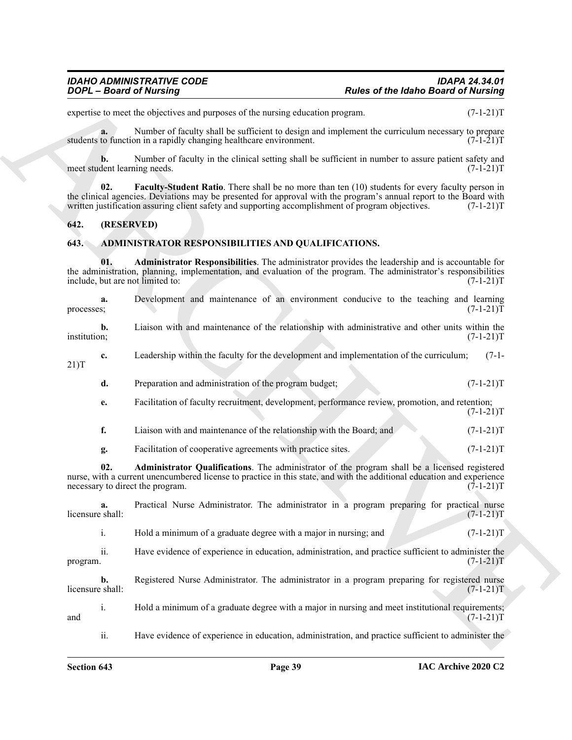expertise to meet the objectives and purposes of the nursing education program. (7-1-21)T

**a.** Number of faculty shall be sufficient to design and implement the curriculum necessary to prepare students to function in a rapidly changing healthcare environment. (7-1-21)T

**b.** Number of faculty in the clinical setting shall be sufficient in number to assure patient safety and meet student learning needs. (7-1-21)T

**02. Faculty-Student Ratio**. There shall be no more than ten (10) students for every faculty person in the clinical agencies. Deviations may be presented for approval with the program's annual report to the Board with written justification assuring client safety and supporting accomplishment of program objectives. (7-1-21)T

## 642. (RESERVED)

## 643. ADMINISTRATOR RESPONSIBILITIES AND QUALIFICATIONS.

**01. Administrator Responsibilities**. The administrator provides the leadership and is accountable for the administration, planning, implementation, and evaluation of the program. The administrator's responsibilities include, but are not limited to: (7-1-21)T

**a.** Development and maintenance of an environment conducive to the teaching and learning processes; (7-1-21)T

**b.** Liaison with and maintenance of the relationship with administrative and other units within the institution; (7-1-21)T

**c.** Leadership within the faculty for the development and implementation of the curriculum; (7-1-21)T

**d.** Preparation and administration of the program budget; (7-1-21)T

**e.** Facilitation of faculty recruitment, development, performance review, promotion, and retention; (7-1-21)T

**f.** Liaison with and maintenance of the relationship with the Board; and (7-1-21)T

**g.** Facilitation of cooperative agreements with practice sites. (7-1-21)T

**02. Administrator Qualifications**. The administrator of the program shall be a licensed registered nurse, with a current unencumbered license to practice in this state, and with the additional education and experience necessary to direct the program. (7-1-21)T

**a.** Practical Nurse Administrator. The administrator in a program preparing for practical nurse licensure shall: (7-1-21)T

i. Hold a minimum of a graduate degree with a major in nursing; and (7-1-21)T

ii. Have evidence of experience in education, administration, and practice sufficient to administer the program. (7-1-21)T

**b.** Registered Nurse Administrator. The administrator in a program preparing for registered nurse licensure shall: (7-1-21)T

i. Hold a minimum of a graduate degree with a major in nursing and meet institutional requirements; and (7-1-21)T

ii. Have evidence of experience in education, administration, and practice sufficient to administer the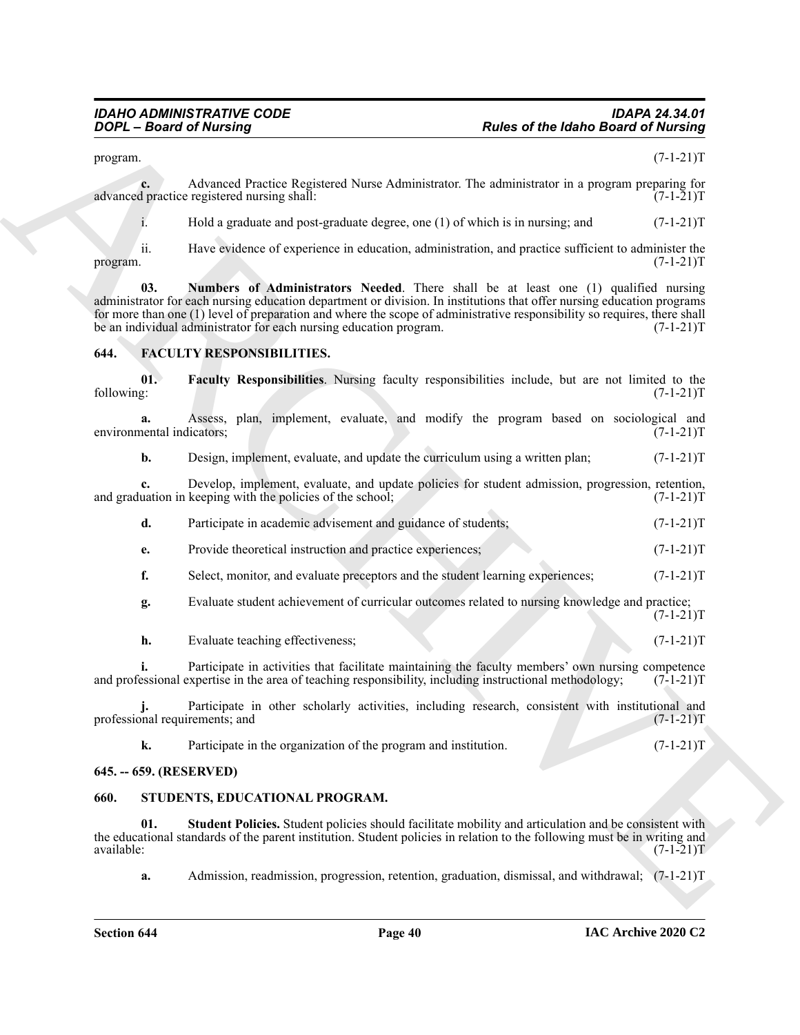program. (7-1-21)T

**c.** Advanced Practice Registered Nurse Administrator. The administrator in a program preparing for advanced practice registered nursing shall: (7-1-21)T

i. Hold a graduate and post-graduate degree, one (1) of which is in nursing; and (7-1-21)T

ii. Have evidence of experience in education, administration, and practice sufficient to administer the program. (7-1-21)T

**03. Numbers of Administrators Needed**. There shall be at least one (1) qualified nursing administrator for each nursing education department or division. In institutions that offer nursing education programs for more than one (1) level of preparation and where the scope of administrative responsibility so requires, there shall be an individual administrator for each nursing education program. (7-1-21)T

## 644. FACULTY RESPONSIBILITIES.

**01. Faculty Responsibilities**. Nursing faculty responsibilities include, but are not limited to the following: (7-1-21)T

**a.** Assess, plan, implement, evaluate, and modify the program based on sociological and environmental indicators; (7-1-21)T

**b.** Design, implement, evaluate, and update the curriculum using a written plan; (7-1-21)T

**c.** Develop, implement, evaluate, and update policies for student admission, progression, retention, and graduation in keeping with the policies of the school; (7-1-21)T

**d.** Participate in academic advisement and guidance of students; (7-1-21)T

**e.** Provide theoretical instruction and practice experiences; (7-1-21)T

**f.** Select, monitor, and evaluate preceptors and the student learning experiences; (7-1-21)T

**g.** Evaluate student achievement of curricular outcomes related to nursing knowledge and practice; (7-1-21)T

**h.** Evaluate teaching effectiveness; (7-1-21)T

**i.** Participate in activities that facilitate maintaining the faculty members' own nursing competence and professional expertise in the area of teaching responsibility, including instructional methodology; (7-1-21)T

**j.** Participate in other scholarly activities, including research, consistent with institutional and professional requirements; and (7-1-21)T

**k.** Participate in the organization of the program and institution. (7-1-21)T

## 645. -- 659. (RESERVED)

## 660. STUDENTS, EDUCATIONAL PROGRAM.

**01. Student Policies.** Student policies should facilitate mobility and articulation and be consistent with the educational standards of the parent institution. Student policies in relation to the following must be in writing and available: (7-1-21)T

**a.** Admission, readmission, progression, retention, graduation, dismissal, and withdrawal; (7-1-21)T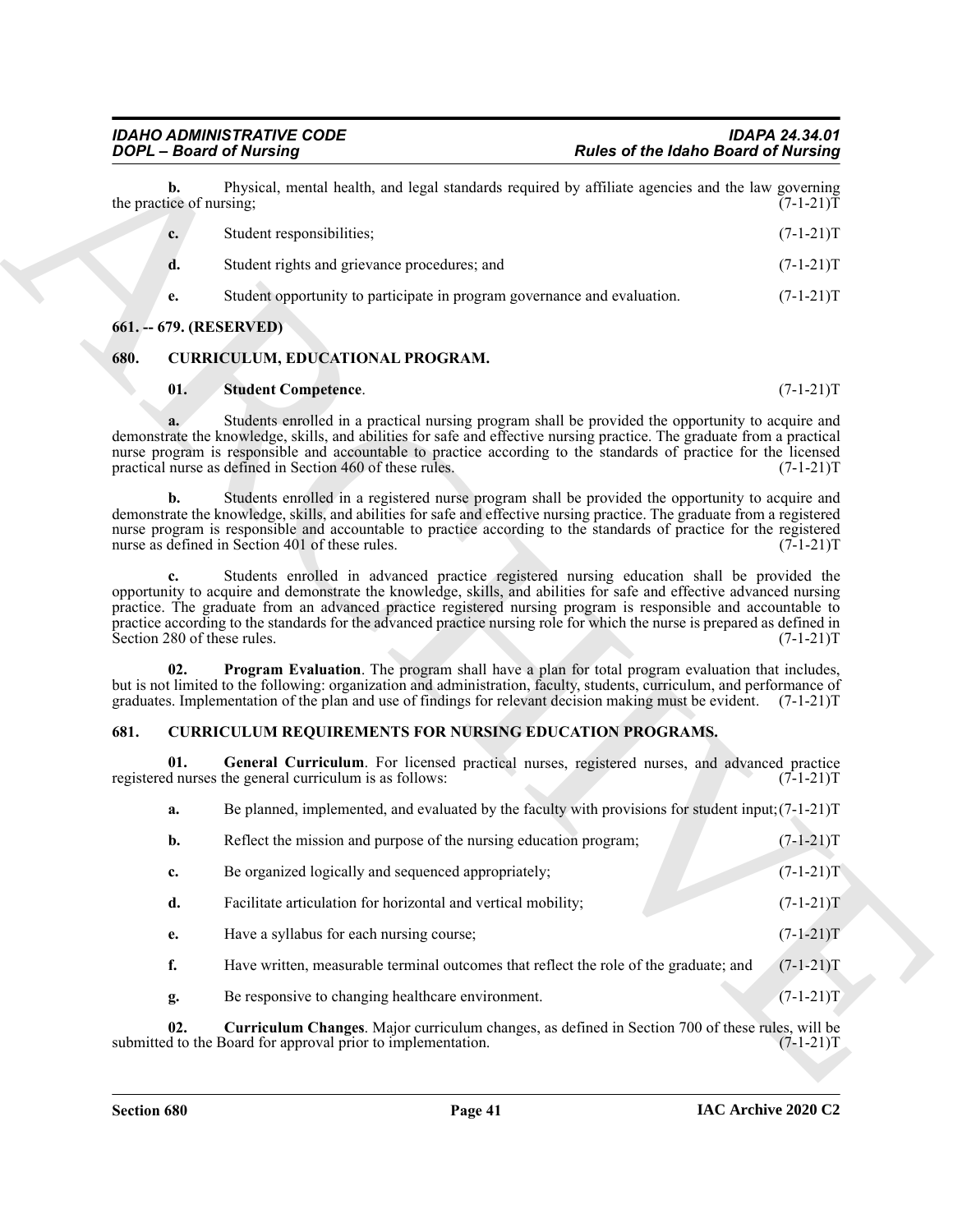**b.** Physical, mental health, and legal standards required by affiliate agencies and the law governing the practice of nursing; (7-1-21)T

**c.** Student responsibilities; (7-1-21)T

**d.** Student rights and grievance procedures; and (7-1-21)T

**e.** Student opportunity to participate in program governance and evaluation. (7-1-21)T

## 661. -- 679. (RESERVED)

## 680. CURRICULUM, EDUCATIONAL PROGRAM.

**01. Student Competence**. (7-1-21)T

**a.** Students enrolled in a practical nursing program shall be provided the opportunity to acquire and demonstrate the knowledge, skills, and abilities for safe and effective nursing practice. The graduate from a practical nurse program is responsible and accountable to practice according to the standards of practice for the licensed practical nurse as defined in Section 460 of these rules. (7-1-21)T

**b.** Students enrolled in a registered nurse program shall be provided the opportunity to acquire and demonstrate the knowledge, skills, and abilities for safe and effective nursing practice. The graduate from a registered nurse program is responsible and accountable to practice according to the standards of practice for the registered nurse as defined in Section 401 of these rules. (7-1-21)T

**c.** Students enrolled in advanced practice registered nursing education shall be provided the opportunity to acquire and demonstrate the knowledge, skills, and abilities for safe and effective advanced nursing practice. The graduate from an advanced practice registered nursing program is responsible and accountable to practice according to the standards for the advanced practice nursing role for which the nurse is prepared as defined in Section 280 of these rules. (7-1-21)T

**02. Program Evaluation**. The program shall have a plan for total program evaluation that includes, but is not limited to the following: organization and administration, faculty, students, curriculum, and performance of graduates. Implementation of the plan and use of findings for relevant decision making must be evident. (7-1-21)T

## 681. CURRICULUM REQUIREMENTS FOR NURSING EDUCATION PROGRAMS.

**01. General Curriculum**. For licensed practical nurses, registered nurses, and advanced practice registered nurses the general curriculum is as follows: (7-1-21)T

**a.** Be planned, implemented, and evaluated by the faculty with provisions for student input; (7-1-21)T

**b.** Reflect the mission and purpose of the nursing education program; (7-1-21)T

**c.** Be organized logically and sequenced appropriately; (7-1-21)T

**d.** Facilitate articulation for horizontal and vertical mobility; (7-1-21)T

**e.** Have a syllabus for each nursing course; (7-1-21)T

**f.** Have written, measurable terminal outcomes that reflect the role of the graduate; and (7-1-21)T

**g.** Be responsive to changing healthcare environment. (7-1-21)T

**02. Curriculum Changes**. Major curriculum changes, as defined in Section 700 of these rules, will be submitted to the Board for approval prior to implementation. (7-1-21)T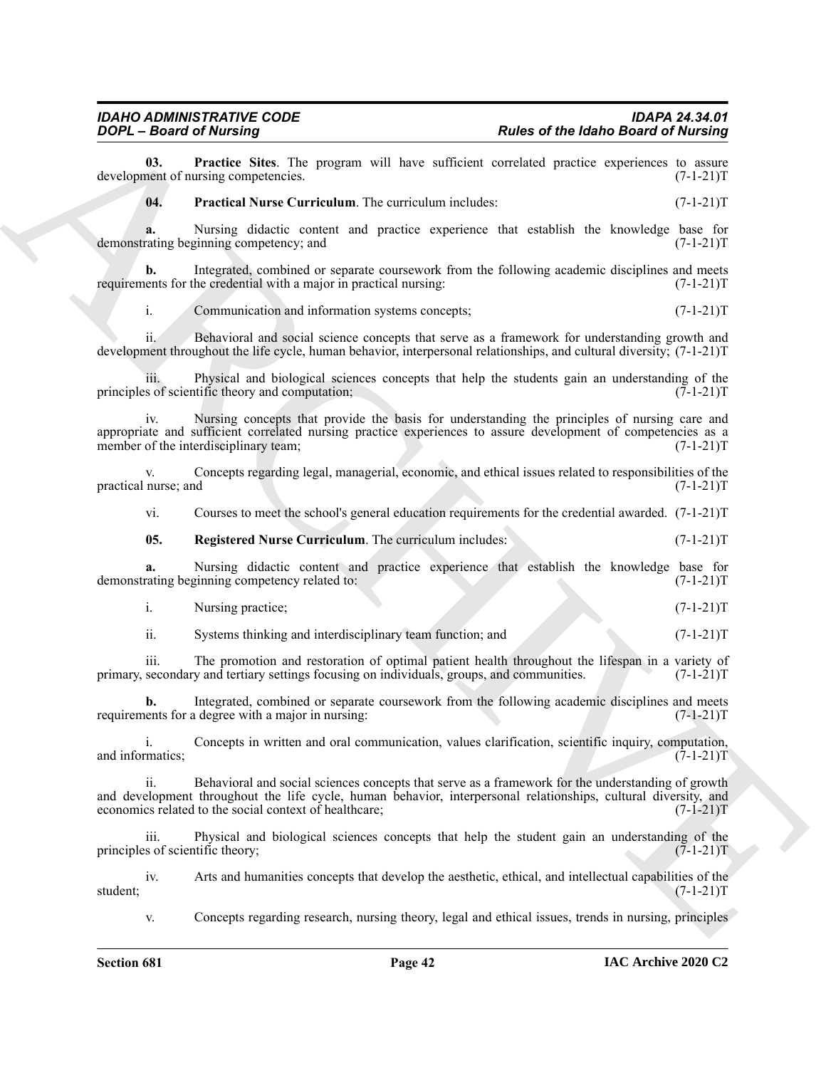**03. Practice Sites**. The program will have sufficient correlated practice experiences to assure development of nursing competencies. (7-1-21)T

**04. Practical Nurse Curriculum**. The curriculum includes: (7-1-21)T

**a.** Nursing didactic content and practice experience that establish the knowledge base for demonstrating beginning competency; and (7-1-21)T

**b.** Integrated, combined or separate coursework from the following academic disciplines and meets requirements for the credential with a major in practical nursing: (7-1-21)T

i. Communication and information systems concepts; (7-1-21)T

ii. Behavioral and social science concepts that serve as a framework for understanding growth and development throughout the life cycle, human behavior, interpersonal relationships, and cultural diversity; (7-1-21)T

iii. Physical and biological sciences concepts that help the students gain an understanding of the principles of scientific theory and computation; (7-1-21)T

iv. Nursing concepts that provide the basis for understanding the principles of nursing care and appropriate and sufficient correlated nursing practice experiences to assure development of competencies as a member of the interdisciplinary team; (7-1-21)T

v. Concepts regarding legal, managerial, economic, and ethical issues related to responsibilities of the practical nurse; and (7-1-21)T

vi. Courses to meet the school's general education requirements for the credential awarded. (7-1-21)T

**05. Registered Nurse Curriculum**. The curriculum includes: (7-1-21)T

**a.** Nursing didactic content and practice experience that establish the knowledge base for demonstrating beginning competency related to: (7-1-21)T

i. Nursing practice; (7-1-21)T

ii. Systems thinking and interdisciplinary team function; and (7-1-21)T

iii. The promotion and restoration of optimal patient health throughout the lifespan in a variety of primary, secondary and tertiary settings focusing on individuals, groups, and communities. (7-1-21)T

**b.** Integrated, combined or separate coursework from the following academic disciplines and meets requirements for a degree with a major in nursing: (7-1-21)T

i. Concepts in written and oral communication, values clarification, scientific inquiry, computation, and informatics; (7-1-21)T

ii. Behavioral and social sciences concepts that serve as a framework for the understanding of growth and development throughout the life cycle, human behavior, interpersonal relationships, cultural diversity, and economics related to the social context of healthcare; (7-1-21)T

iii. Physical and biological sciences concepts that help the student gain an understanding of the principles of scientific theory; (7-1-21)T

iv. Arts and humanities concepts that develop the aesthetic, ethical, and intellectual capabilities of the student; (7-1-21)T

v. Concepts regarding research, nursing theory, legal and ethical issues, trends in nursing, principles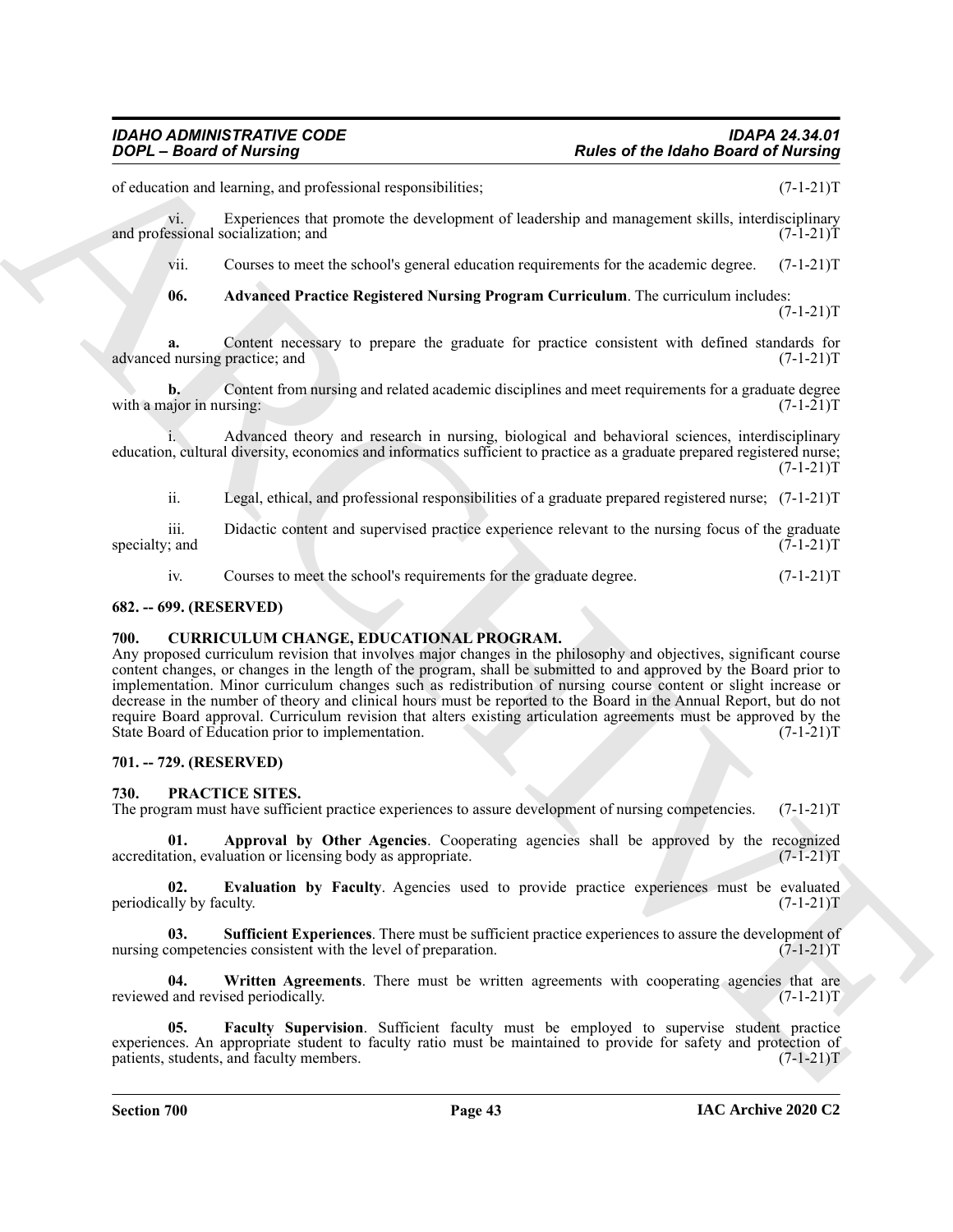of education and learning, and professional responsibilities; (7-1-21)T

vi. Experiences that promote the development of leadership and management skills, interdisciplinary and professional socialization; and (7-1-21)T

vii. Courses to meet the school's general education requirements for the academic degree. (7-1-21)T

**06. Advanced Practice Registered Nursing Program Curriculum**. The curriculum includes: (7-1-21)T

**a.** Content necessary to prepare the graduate for practice consistent with defined standards for advanced nursing practice; and (7-1-21)T

**b.** Content from nursing and related academic disciplines and meet requirements for a graduate degree with a major in nursing: (7-1-21)T

i. Advanced theory and research in nursing, biological and behavioral sciences, interdisciplinary education, cultural diversity, economics and informatics sufficient to practice as a graduate prepared registered nurse; (7-1-21)T

ii. Legal, ethical, and professional responsibilities of a graduate prepared registered nurse; (7-1-21)T

iii. Didactic content and supervised practice experience relevant to the nursing focus of the graduate specialty; and (7-1-21)T

iv. Courses to meet the school's requirements for the graduate degree. (7-1-21)T

## 682. -- 699. (RESERVED)

## 700. CURRICULUM CHANGE, EDUCATIONAL PROGRAM.

Any proposed curriculum revision that involves major changes in the philosophy and objectives, significant course content changes, or changes in the length of the program, shall be submitted to and approved by the Board prior to implementation. Minor curriculum changes such as redistribution of nursing course content or slight increase or decrease in the number of theory and clinical hours must be reported to the Board in the Annual Report, but do not require Board approval. Curriculum revision that alters existing articulation agreements must be approved by the State Board of Education prior to implementation. (7-1-21)T

## 701. -- 729. (RESERVED)

## 730. PRACTICE SITES.

The program must have sufficient practice experiences to assure development of nursing competencies. (7-1-21)T

**01. Approval by Other Agencies**. Cooperating agencies shall be approved by the recognized accreditation, evaluation or licensing body as appropriate. (7-1-21)T

**02. Evaluation by Faculty**. Agencies used to provide practice experiences must be evaluated periodically by faculty. (7-1-21)T

**03. Sufficient Experiences**. There must be sufficient practice experiences to assure the development of nursing competencies consistent with the level of preparation. (7-1-21)T

**04. Written Agreements**. There must be written agreements with cooperating agencies that are reviewed and revised periodically. (7-1-21)T

**05. Faculty Supervision**. Sufficient faculty must be employed to supervise student practice experiences. An appropriate student to faculty ratio must be maintained to provide for safety and protection of patients, students, and faculty members. (7-1-21)T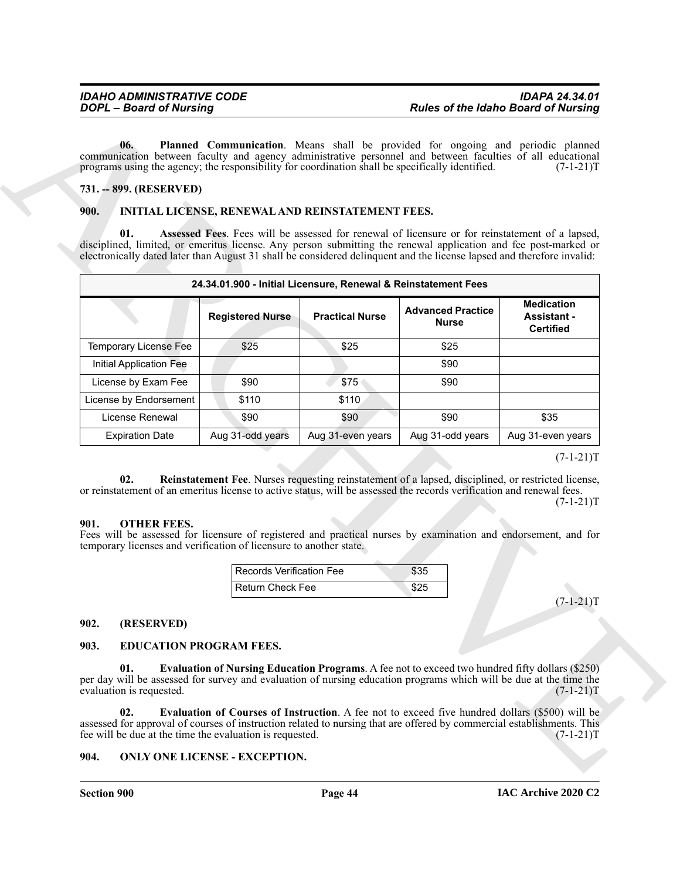**06. Planned Communication**. Means shall be provided for ongoing and periodic planned communication between faculty and agency administrative personnel and between faculties of all educational programs using the agency; the responsibility for coordination shall be specifically identified. (7-1-21)T

**731. -- 899. (RESERVED)**

## 900. INITIAL LICENSE, RENEWAL AND REINSTATEMENT FEES.

**01. Assessed Fees**. Fees will be assessed for renewal of licensure or for reinstatement of a lapsed, disciplined, limited, or emeritus license. Any person submitting the renewal application and fee post-marked or electronically dated later than August 31 shall be considered delinquent and the license lapsed and therefore invalid:

| 24.34.01.900 - Initial Licensure, Renewal & Reinstatement Fees | | | | |
|---|---|---|---|---|
| | **Registered Nurse** | **Practical Nurse** | **Advanced Practice Nurse** | **Medication Assistant - Certified** |
| Temporary License Fee | $25 | $25 | $25 | |
| Initial Application Fee | | | $90 | |
| License by Exam Fee | $90 | $75 | $90 | |
| License by Endorsement | $110 | $110 | | |
| License Renewal | $90 | $90 | $90 | $35 |
| Expiration Date | Aug 31-odd years | Aug 31-even years | Aug 31-odd years | Aug 31-even years |

(7-1-21)T

**02. Reinstatement Fee**. Nurses requesting reinstatement of a lapsed, disciplined, or restricted license, or reinstatement of an emeritus license to active status, will be assessed the records verification and renewal fees. (7-1-21)T

## 901. OTHER FEES.

Fees will be assessed for licensure of registered and practical nurses by examination and endorsement, and for temporary licenses and verification of licensure to another state.

| Records Verification Fee | $35 |
|---|---|
| Return Check Fee | $25 |

(7-1-21)T

## 902. (RESERVED)

## 903. EDUCATION PROGRAM FEES.

**01. Evaluation of Nursing Education Programs**. A fee not to exceed two hundred fifty dollars ($250) per day will be assessed for survey and evaluation of nursing education programs which will be due at the time the evaluation is requested. (7-1-21)T

**02. Evaluation of Courses of Instruction**. A fee not to exceed five hundred dollars ($500) will be assessed for approval of courses of instruction related to nursing that are offered by commercial establishments. This fee will be due at the time the evaluation is requested. (7-1-21)T

## 904. ONLY ONE LICENSE - EXCEPTION.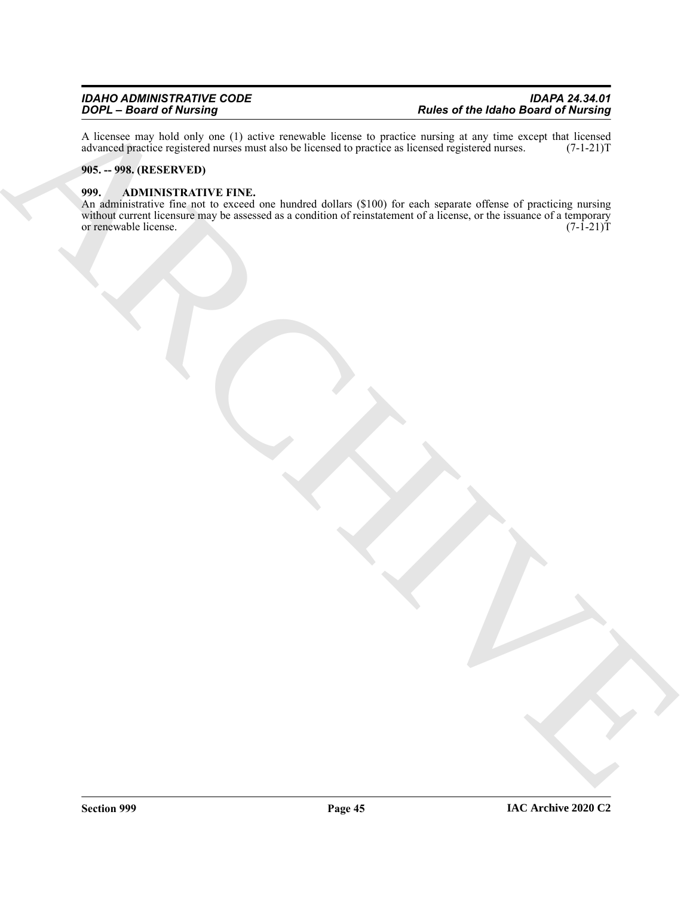A licensee may hold only one (1) active renewable license to practice nursing at any time except that licensed advanced practice registered nurses must also be licensed to practice as licensed registered nurses. (7-1-21)T

**905. -- 998. (RESERVED)**

**999. ADMINISTRATIVE FINE.**

An administrative fine not to exceed one hundred dollars ($100) for each separate offense of practicing nursing without current licensure may be assessed as a condition of reinstatement of a license, or the issuance of a temporary or renewable license. (7-1-21)T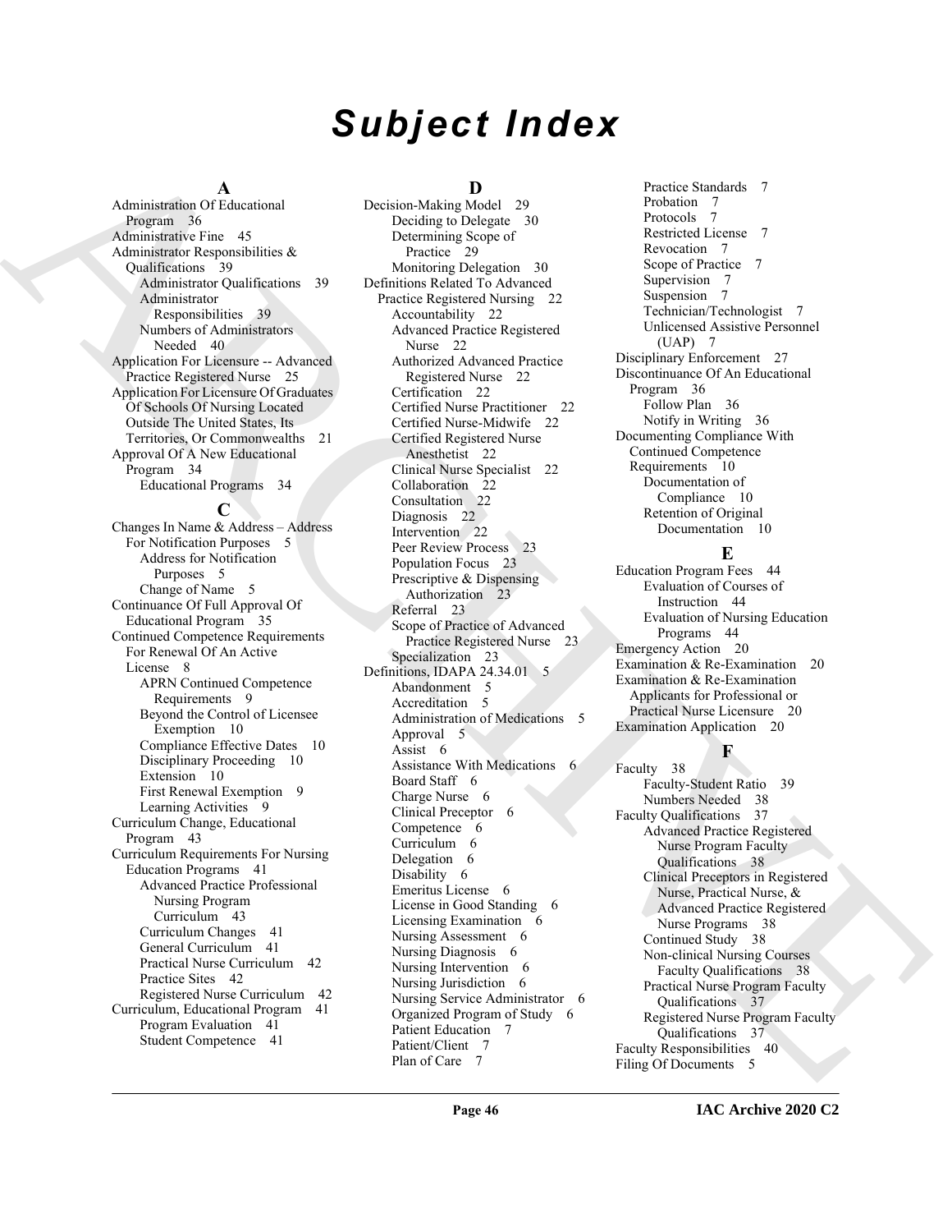# Subject Index

## A

Administration Of Educational Program 36
Administrative Fine 45
Administrator Responsibilities & Qualifications 39
- Administrator Qualifications 39
- Administrator Responsibilities 39
- Numbers of Administrators Needed 40

Application For Licensure -- Advanced Practice Registered Nurse 25
Application For Licensure Of Graduates Of Schools Of Nursing Located Outside The United States, Its Territories, Or Commonwealths 21
Approval Of A New Educational Program 34
- Educational Programs 34

## C

Changes In Name & Address – Address For Notification Purposes 5
- Address for Notification Purposes 5
- Change of Name 5

Continuance Of Full Approval Of Educational Program 35
Continued Competence Requirements For Renewal Of An Active License 8
- APRN Continued Competence Requirements 9
- Beyond the Control of Licensee Exemption 10
- Compliance Effective Dates 10
- Disciplinary Proceeding 10
- Extension 10
- First Renewal Exemption 9
- Learning Activities 9

Curriculum Change, Educational Program 43
Curriculum Requirements For Nursing Education Programs 41
- Advanced Practice Professional Nursing Program Curriculum 43
- Curriculum Changes 41
- General Curriculum 41
- Practical Nurse Curriculum 42
- Practice Sites 42
- Registered Nurse Curriculum 42

Curriculum, Educational Program 41
- Program Evaluation 41
- Student Competence 41

## D

Decision-Making Model 29
- Deciding to Delegate 30
- Determining Scope of Practice 29
- Monitoring Delegation 30

Definitions Related To Advanced Practice Registered Nursing 22
- Accountability 22
- Advanced Practice Registered Nurse 22
- Authorized Advanced Practice Registered Nurse 22
- Certification 22
- Certified Nurse Practitioner 22
- Certified Nurse-Midwife 22
- Certified Registered Nurse Anesthetist 22
- Clinical Nurse Specialist 22
- Collaboration 22
- Consultation 22
- Diagnosis 22
- Intervention 22
- Peer Review Process 23
- Population Focus 23
- Prescriptive & Dispensing Authorization 23
- Referral 23
- Scope of Practice of Advanced Practice Registered Nurse 23
- Specialization 23

Definitions, IDAPA 24.34.01 5
- Abandonment 5
- Accreditation 5
- Administration of Medications 5
- Approval 5
- Assist 6
- Assistance With Medications 6
- Board Staff 6
- Charge Nurse 6
- Clinical Preceptor 6
- Competence 6
- Curriculum 6
- Delegation 6
- Disability 6
- Emeritus License 6
- License in Good Standing 6
- Licensing Examination 6
- Nursing Assessment 6
- Nursing Diagnosis 6
- Nursing Intervention 6
- Nursing Jurisdiction 6
- Nursing Service Administrator 6
- Organized Program of Study 6
- Patient Education 7
- Patient/Client 7
- Plan of Care 7
- Practice Standards 7
- Probation 7
- Protocols 7
- Restricted License 7
- Revocation 7
- Scope of Practice 7
- Supervision 7
- Suspension 7
- Technician/Technologist 7
- Unlicensed Assistive Personnel (UAP) 7

Disciplinary Enforcement 27
Discontinuance Of An Educational Program 36
- Follow Plan 36
- Notify in Writing 36

Documenting Compliance With Continued Competence Requirements 10
- Documentation of Compliance 10
- Retention of Original Documentation 10

## E

Education Program Fees 44
- Evaluation of Courses of Instruction 44
- Evaluation of Nursing Education Programs 44

Emergency Action 20
Examination & Re-Examination 20
Examination & Re-Examination Applicants for Professional or Practical Nurse Licensure 20
Examination Application 20

## F

Faculty 38
- Faculty-Student Ratio 39
- Numbers Needed 38

Faculty Qualifications 37
- Advanced Practice Registered Nurse Program Faculty Qualifications 38
- Clinical Preceptors in Registered Nurse, Practical Nurse, & Advanced Practice Registered Nurse Programs 38
- Continued Study 38
- Non-clinical Nursing Courses Faculty Qualifications 38
- Practical Nurse Program Faculty Qualifications 37
- Registered Nurse Program Faculty Qualifications 37

Faculty Responsibilities 40
Filing Of Documents 5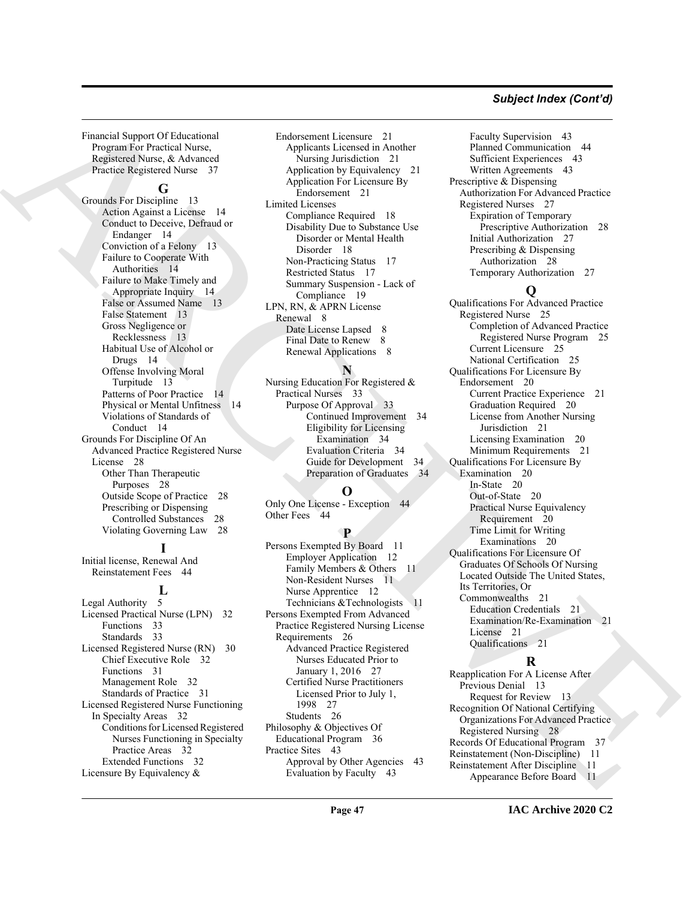Financial Support Of Educational Program For Practical Nurse, Registered Nurse, & Advanced Practice Registered Nurse 37

**G**

Grounds For Discipline 13
- Action Against a License 14
- Conduct to Deceive, Defraud or Endanger 14
- Conviction of a Felony 13
- Failure to Cooperate With Authorities 14
- Failure to Make Timely and Appropriate Inquiry 14
- False or Assumed Name 13
- False Statement 13
- Gross Negligence or Recklessness 13
- Habitual Use of Alcohol or Drugs 14
- Offense Involving Moral Turpitude 13
- Patterns of Poor Practice 14
- Physical or Mental Unfitness 14
- Violations of Standards of Conduct 14

Grounds For Discipline Of An Advanced Practice Registered Nurse License 28
- Other Than Therapeutic Purposes 28
- Outside Scope of Practice 28
- Prescribing or Dispensing Controlled Substances 28
- Violating Governing Law 28

**I**

Initial license, Renewal And Reinstatement Fees 44

**L**

Legal Authority 5

Licensed Practical Nurse (LPN) 32
- Functions 33
- Standards 33

Licensed Registered Nurse (RN) 30
- Chief Executive Role 32
- Functions 31
- Management Role 32
- Standards of Practice 31

Licensed Registered Nurse Functioning In Specialty Areas 32
- Conditions for Licensed Registered Nurses Functioning in Specialty Practice Areas 32
- Extended Functions 32

Licensure By Equivalency & Endorsement Licensure 21
- Applicants Licensed in Another Nursing Jurisdiction 21
- Application by Equivalency 21
- Application For Licensure By Endorsement 21

Limited Licenses
- Compliance Required 18
- Disability Due to Substance Use Disorder or Mental Health Disorder 18
- Non-Practicing Status 17
- Restricted Status 17
- Summary Suspension - Lack of Compliance 19

LPN, RN, & APRN License Renewal 8
- Date License Lapsed 8
- Final Date to Renew 8
- Renewal Applications 8

**N**

Nursing Education For Registered & Practical Nurses 33
- Purpose Of Approval 33
  - Continued Improvement 34
  - Eligibility for Licensing Examination 34
  - Evaluation Criteria 34
  - Guide for Development 34
  - Preparation of Graduates 34

**O**

Only One License - Exception 44

Other Fees 44

**P**

Persons Exempted By Board 11
- Employer Application 12
- Family Members & Others 11
- Non-Resident Nurses 11
- Nurse Apprentice 12
- Technicians &Technologists 11

Persons Exempted From Advanced Practice Registered Nursing License Requirements 26
- Advanced Practice Registered Nurses Educated Prior to January 1, 2016 27
- Certified Nurse Practitioners Licensed Prior to July 1, 1998 27
- Students 26

Philosophy & Objectives Of Educational Program 36

Practice Sites 43
- Approval by Other Agencies 43
- Evaluation by Faculty 43
- Faculty Supervision 43
- Planned Communication 44
- Sufficient Experiences 43
- Written Agreements 43

Prescriptive & Dispensing Authorization For Advanced Practice Registered Nurses 27
- Expiration of Temporary Prescriptive Authorization 28
- Initial Authorization 27
- Prescribing & Dispensing Authorization 28
- Temporary Authorization 27

**Q**

Qualifications For Advanced Practice Registered Nurse 25
- Completion of Advanced Practice Registered Nurse Program 25
- Current Licensure 25
- National Certification 25

Qualifications For Licensure By Endorsement 20
- Current Practice Experience 21
- Graduation Required 20
- License from Another Nursing Jurisdiction 21
- Licensing Examination 20
- Minimum Requirements 21

Qualifications For Licensure By Examination 20
- In-State 20
- Out-of-State 20
- Practical Nurse Equivalency Requirement 20
- Time Limit for Writing Examinations 20

Qualifications For Licensure Of Graduates Of Schools Of Nursing Located Outside The United States, Its Territories, Or Commonwealths 21
- Education Credentials 21
- Examination/Re-Examination 21
- License 21
- Qualifications 21

**R**

Reapplication For A License After Previous Denial 13
- Request for Review 13

Recognition Of National Certifying Organizations For Advanced Practice Registered Nursing 28

Records Of Educational Program 37

Reinstatement (Non-Discipline) 11

Reinstatement After Discipline 11
- Appearance Before Board 11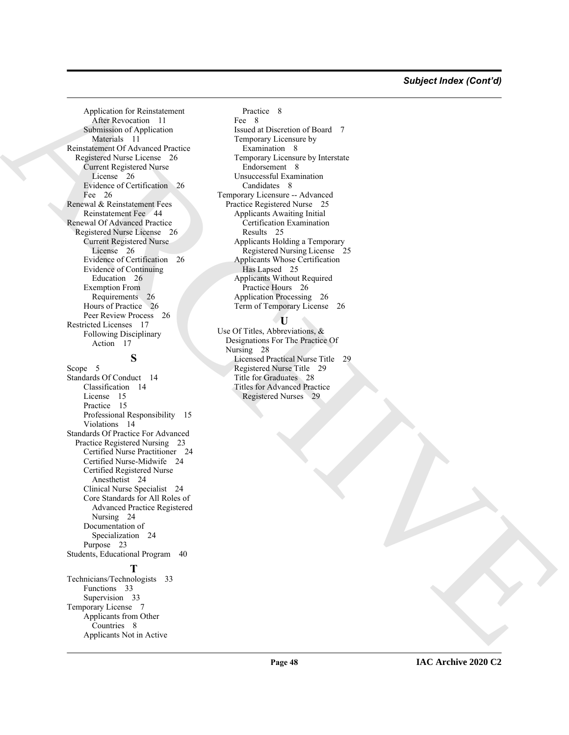Application for Reinstatement After Revocation 11
Submission of Application Materials 11

Reinstatement Of Advanced Practice Registered Nurse License 26
Current Registered Nurse License 26
Evidence of Certification 26
Fee 26

Renewal & Reinstatement Fees
Reinstatement Fee 44

Renewal Of Advanced Practice Registered Nurse License 26
Current Registered Nurse License 26
Evidence of Certification 26
Evidence of Continuing Education 26
Exemption From Requirements 26
Hours of Practice 26
Peer Review Process 26

Restricted Licenses 17
Following Disciplinary Action 17

## S

Scope 5

Standards Of Conduct 14
Classification 14
License 15
Practice 15
Professional Responsibility 15
Violations 14

Standards Of Practice For Advanced Practice Registered Nursing 23
Certified Nurse Practitioner 24
Certified Nurse-Midwife 24
Certified Registered Nurse Anesthetist 24
Clinical Nurse Specialist 24
Core Standards for All Roles of Advanced Practice Registered Nursing 24
Documentation of Specialization 24
Purpose 23

Students, Educational Program 40

## T

Technicians/Technologists 33
Functions 33
Supervision 33

Temporary License 7
Applicants from Other Countries 8
Applicants Not in Active Practice 8
Fee 8
Issued at Discretion of Board 7
Temporary Licensure by Examination 8
Temporary Licensure by Interstate Endorsement 8
Unsuccessful Examination Candidates 8

Temporary Licensure -- Advanced Practice Registered Nurse 25
Applicants Awaiting Initial Certification Examination Results 25
Applicants Holding a Temporary Registered Nursing License 25
Applicants Whose Certification Has Lapsed 25
Applicants Without Required Practice Hours 26
Application Processing 26
Term of Temporary License 26

## U

Use Of Titles, Abbreviations, & Designations For The Practice Of Nursing 28
Licensed Practical Nurse Title 29
Registered Nurse Title 29
Title for Graduates 28
Titles for Advanced Practice Registered Nurses 29